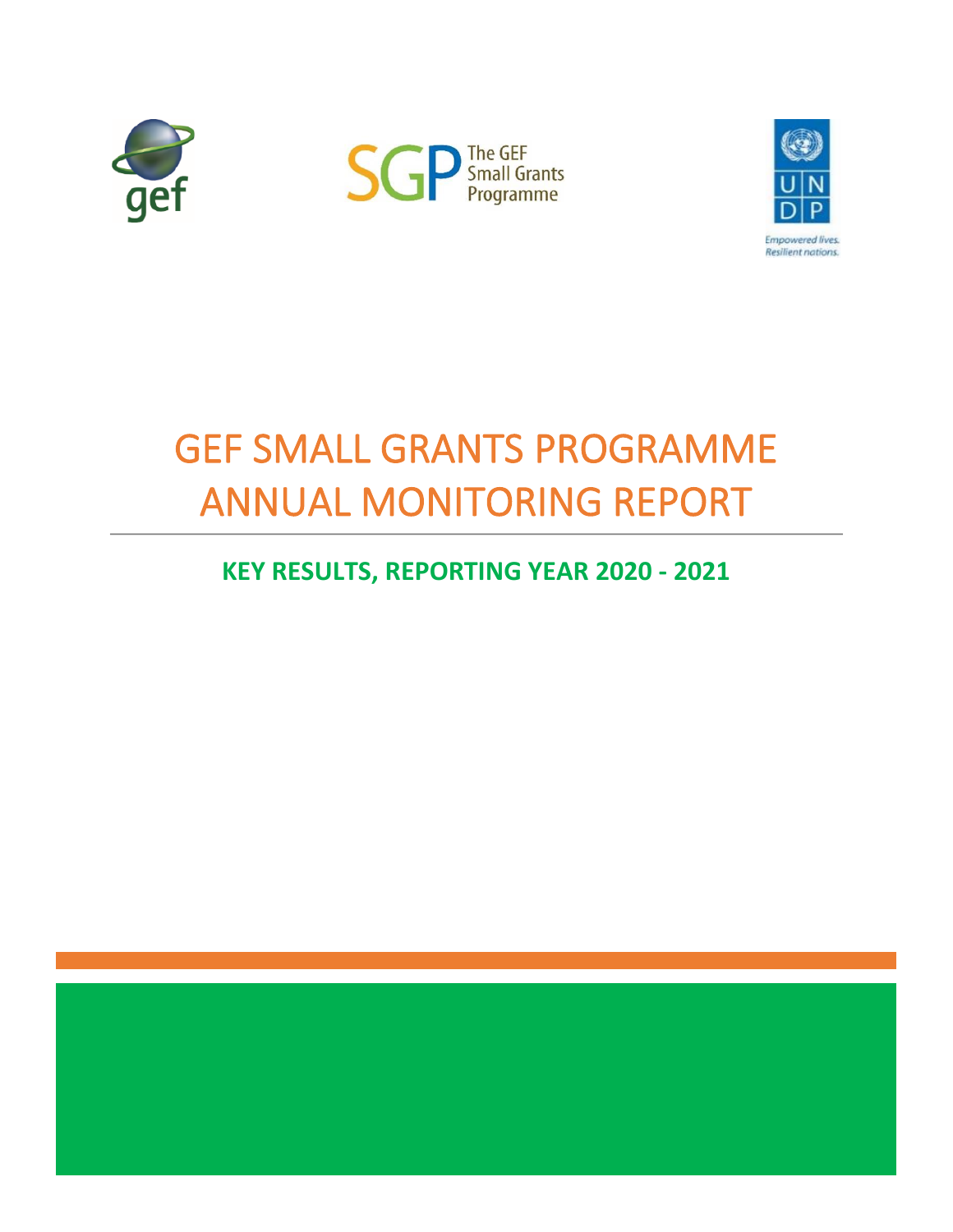# GEF SMALL GRANTS PROGRAMME ANNUAL MONITORING REPORT

## KEY RESULTS, REPORTING YEAR 2020 - 2021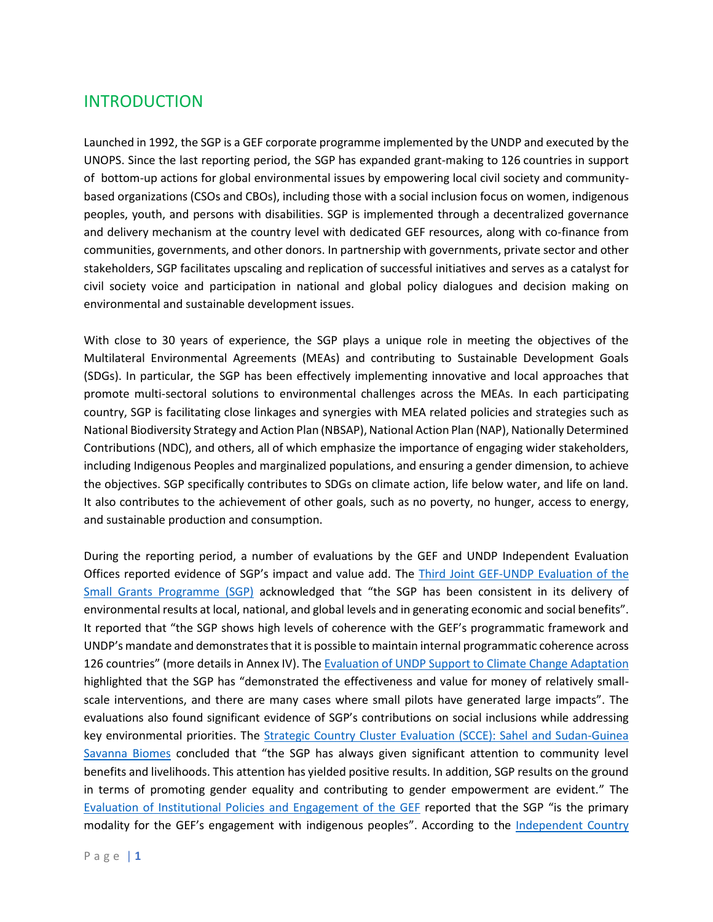## INTRODUCTION

Launched in 1992, the SGP is a GEF corporate programme implemented by the UNDP and executed by the UNOPS. Since the last reporting period, the SGP has expanded grant-making to 126 countries in support of bottom-up actions for global environmental issues by empowering local civil society and community-based organizations (CSOs and CBOs), including those with a social inclusion focus on women, indigenous peoples, youth, and persons with disabilities. SGP is implemented through a decentralized governance and delivery mechanism at the country level with dedicated GEF resources, along with co-finance from communities, governments, and other donors. In partnership with governments, private sector and other stakeholders, SGP facilitates upscaling and replication of successful initiatives and serves as a catalyst for civil society voice and participation in national and global policy dialogues and decision making on environmental and sustainable development issues.

With close to 30 years of experience, the SGP plays a unique role in meeting the objectives of the Multilateral Environmental Agreements (MEAs) and contributing to Sustainable Development Goals (SDGs). In particular, the SGP has been effectively implementing innovative and local approaches that promote multi-sectoral solutions to environmental challenges across the MEAs. In each participating country, SGP is facilitating close linkages and synergies with MEA related policies and strategies such as National Biodiversity Strategy and Action Plan (NBSAP), National Action Plan (NAP), Nationally Determined Contributions (NDC), and others, all of which emphasize the importance of engaging wider stakeholders, including Indigenous Peoples and marginalized populations, and ensuring a gender dimension, to achieve the objectives. SGP specifically contributes to SDGs on climate action, life below water, and life on land. It also contributes to the achievement of other goals, such as no poverty, no hunger, access to energy, and sustainable production and consumption.

During the reporting period, a number of evaluations by the GEF and UNDP Independent Evaluation Offices reported evidence of SGP's impact and value add. The [Third Joint GEF-UNDP Evaluation of the Small Grants Programme (SGP)] acknowledged that "the SGP has been consistent in its delivery of environmental results at local, national, and global levels and in generating economic and social benefits". It reported that "the SGP shows high levels of coherence with the GEF's programmatic framework and UNDP's mandate and demonstrates that it is possible to maintain internal programmatic coherence across 126 countries" (more details in Annex IV). The [Evaluation of UNDP Support to Climate Change Adaptation] highlighted that the SGP has "demonstrated the effectiveness and value for money of relatively small-scale interventions, and there are many cases where small pilots have generated large impacts". The evaluations also found significant evidence of SGP's contributions on social inclusions while addressing key environmental priorities. The [Strategic Country Cluster Evaluation (SCCE): Sahel and Sudan-Guinea Savanna Biomes] concluded that "the SGP has always given significant attention to community level benefits and livelihoods. This attention has yielded positive results. In addition, SGP results on the ground in terms of promoting gender equality and contributing to gender empowerment are evident." The [Evaluation of Institutional Policies and Engagement of the GEF] reported that the SGP "is the primary modality for the GEF's engagement with indigenous peoples". According to the [Independent Country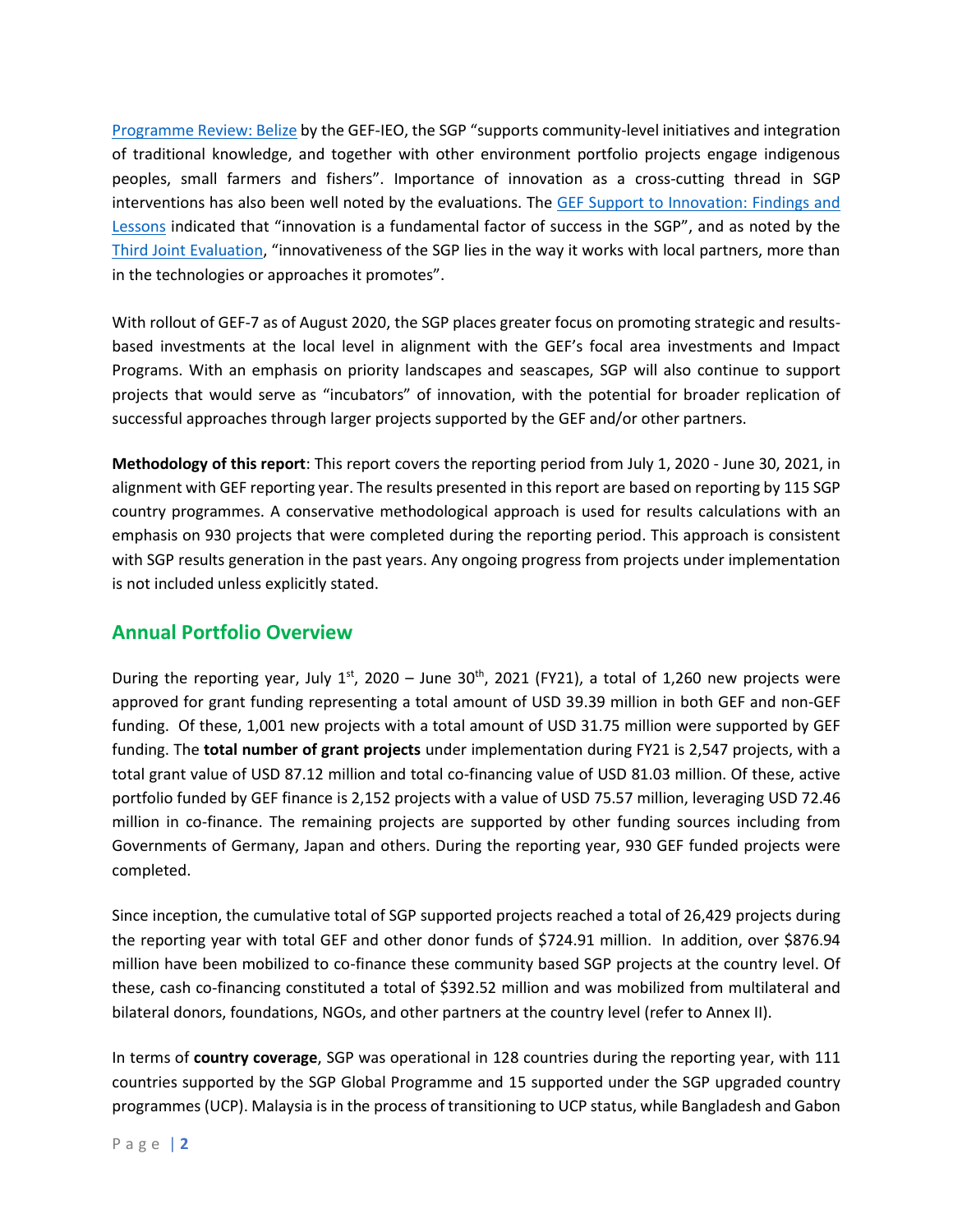Programme Review: Belize by the GEF-IEO, the SGP "supports community-level initiatives and integration of traditional knowledge, and together with other environment portfolio projects engage indigenous peoples, small farmers and fishers". Importance of innovation as a cross-cutting thread in SGP interventions has also been well noted by the evaluations. The GEF Support to Innovation: Findings and Lessons indicated that "innovation is a fundamental factor of success in the SGP", and as noted by the Third Joint Evaluation, "innovativeness of the SGP lies in the way it works with local partners, more than in the technologies or approaches it promotes".

With rollout of GEF-7 as of August 2020, the SGP places greater focus on promoting strategic and results-based investments at the local level in alignment with the GEF's focal area investments and Impact Programs. With an emphasis on priority landscapes and seascapes, SGP will also continue to support projects that would serve as "incubators" of innovation, with the potential for broader replication of successful approaches through larger projects supported by the GEF and/or other partners.

**Methodology of this report**: This report covers the reporting period from July 1, 2020 - June 30, 2021, in alignment with GEF reporting year. The results presented in this report are based on reporting by 115 SGP country programmes. A conservative methodological approach is used for results calculations with an emphasis on 930 projects that were completed during the reporting period. This approach is consistent with SGP results generation in the past years. Any ongoing progress from projects under implementation is not included unless explicitly stated.

## Annual Portfolio Overview

During the reporting year, July 1st, 2020 – June 30th, 2021 (FY21), a total of 1,260 new projects were approved for grant funding representing a total amount of USD 39.39 million in both GEF and non-GEF funding. Of these, 1,001 new projects with a total amount of USD 31.75 million were supported by GEF funding. The **total number of grant projects** under implementation during FY21 is 2,547 projects, with a total grant value of USD 87.12 million and total co-financing value of USD 81.03 million. Of these, active portfolio funded by GEF finance is 2,152 projects with a value of USD 75.57 million, leveraging USD 72.46 million in co-finance. The remaining projects are supported by other funding sources including from Governments of Germany, Japan and others. During the reporting year, 930 GEF funded projects were completed.

Since inception, the cumulative total of SGP supported projects reached a total of 26,429 projects during the reporting year with total GEF and other donor funds of $724.91 million. In addition, over $876.94 million have been mobilized to co-finance these community based SGP projects at the country level. Of these, cash co-financing constituted a total of $392.52 million and was mobilized from multilateral and bilateral donors, foundations, NGOs, and other partners at the country level (refer to Annex II).

In terms of **country coverage**, SGP was operational in 128 countries during the reporting year, with 111 countries supported by the SGP Global Programme and 15 supported under the SGP upgraded country programmes (UCP). Malaysia is in the process of transitioning to UCP status, while Bangladesh and Gabon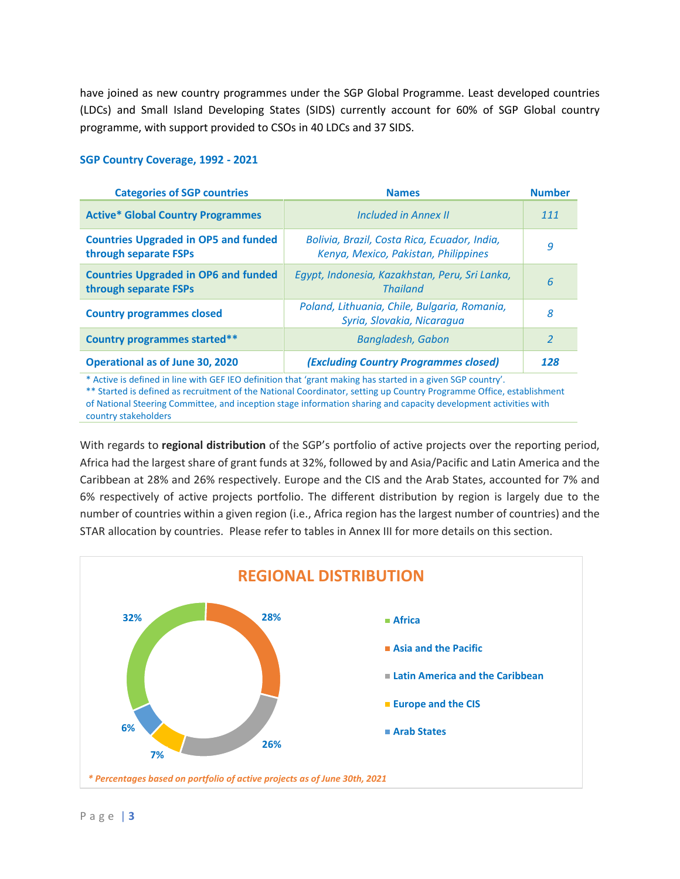have joined as new country programmes under the SGP Global Programme. Least developed countries (LDCs) and Small Island Developing States (SIDS) currently account for 60% of SGP Global country programme, with support provided to CSOs in 40 LDCs and 37 SIDS.

**SGP Country Coverage, 1992 - 2021**

| Categories of SGP countries | Names | Number |
|---|---|---|
| **Active* Global Country Programmes** | *Included in Annex II* | *111* |
| **Countries Upgraded in OP5 and funded through separate FSPs** | *Bolivia, Brazil, Costa Rica, Ecuador, India, Kenya, Mexico, Pakistan, Philippines* | *9* |
| **Countries Upgraded in OP6 and funded through separate FSPs** | *Egypt, Indonesia, Kazakhstan, Peru, Sri Lanka, Thailand* | *6* |
| **Country programmes closed** | *Poland, Lithuania, Chile, Bulgaria, Romania, Syria, Slovakia, Nicaragua* | *8* |
| **Country programmes started**** | *Bangladesh, Gabon* | *2* |
| **Operational as of June 30, 2020** | ***(Excluding Country Programmes closed)*** | ***128*** |

\* Active is defined in line with GEF IEO definition that 'grant making has started in a given SGP country'.
** Started is defined as recruitment of the National Coordinator, setting up Country Programme Office, establishment of National Steering Committee, and inception stage information sharing and capacity development activities with country stakeholders

With regards to **regional distribution** of the SGP's portfolio of active projects over the reporting period, Africa had the largest share of grant funds at 32%, followed by and Asia/Pacific and Latin America and the Caribbean at 28% and 26% respectively. Europe and the CIS and the Arab States, accounted for 7% and 6% respectively of active projects portfolio. The different distribution by region is largely due to the number of countries within a given region (i.e., Africa region has the largest number of countries) and the STAR allocation by countries. Please refer to tables in Annex III for more details on this section.

**REGIONAL DISTRIBUTION**

| Region | Share |
|---|---|
| Africa | 32% |
| Asia and the Pacific | 28% |
| Latin America and the Caribbean | 26% |
| Europe and the CIS | 7% |
| Arab States | 6% |

*\* Percentages based on portfolio of active projects as of June 30th, 2021*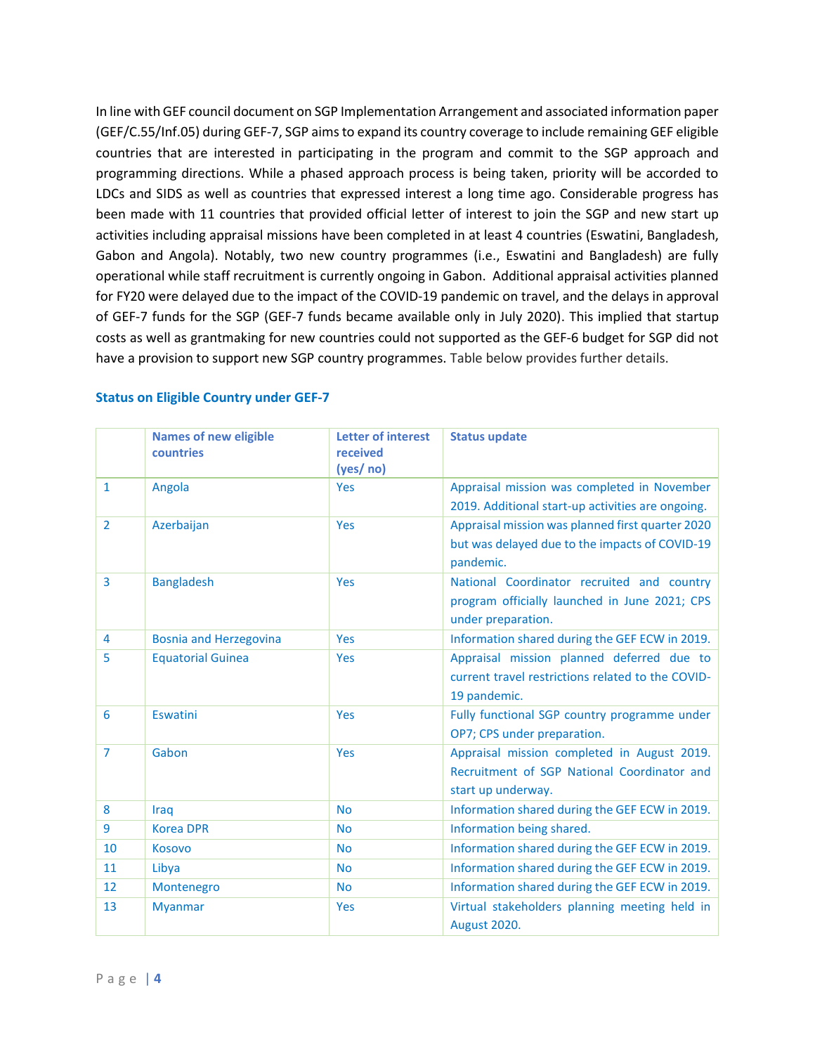In line with GEF council document on SGP Implementation Arrangement and associated information paper (GEF/C.55/Inf.05) during GEF-7, SGP aims to expand its country coverage to include remaining GEF eligible countries that are interested in participating in the program and commit to the SGP approach and programming directions. While a phased approach process is being taken, priority will be accorded to LDCs and SIDS as well as countries that expressed interest a long time ago. Considerable progress has been made with 11 countries that provided official letter of interest to join the SGP and new start up activities including appraisal missions have been completed in at least 4 countries (Eswatini, Bangladesh, Gabon and Angola). Notably, two new country programmes (i.e., Eswatini and Bangladesh) are fully operational while staff recruitment is currently ongoing in Gabon. Additional appraisal activities planned for FY20 were delayed due to the impact of the COVID-19 pandemic on travel, and the delays in approval of GEF-7 funds for the SGP (GEF-7 funds became available only in July 2020). This implied that startup costs as well as grantmaking for new countries could not supported as the GEF-6 budget for SGP did not have a provision to support new SGP country programmes. Table below provides further details.

### Status on Eligible Country under GEF-7

| | Names of new eligible countries | Letter of interest received (yes/ no) | Status update |
|---|---|---|---|
| 1 | Angola | Yes | Appraisal mission was completed in November 2019. Additional start-up activities are ongoing. |
| 2 | Azerbaijan | Yes | Appraisal mission was planned first quarter 2020 but was delayed due to the impacts of COVID-19 pandemic. |
| 3 | Bangladesh | Yes | National Coordinator recruited and country program officially launched in June 2021; CPS under preparation. |
| 4 | Bosnia and Herzegovina | Yes | Information shared during the GEF ECW in 2019. |
| 5 | Equatorial Guinea | Yes | Appraisal mission planned deferred due to current travel restrictions related to the COVID-19 pandemic. |
| 6 | Eswatini | Yes | Fully functional SGP country programme under OP7; CPS under preparation. |
| 7 | Gabon | Yes | Appraisal mission completed in August 2019. Recruitment of SGP National Coordinator and start up underway. |
| 8 | Iraq | No | Information shared during the GEF ECW in 2019. |
| 9 | Korea DPR | No | Information being shared. |
| 10 | Kosovo | No | Information shared during the GEF ECW in 2019. |
| 11 | Libya | No | Information shared during the GEF ECW in 2019. |
| 12 | Montenegro | No | Information shared during the GEF ECW in 2019. |
| 13 | Myanmar | Yes | Virtual stakeholders planning meeting held in August 2020. |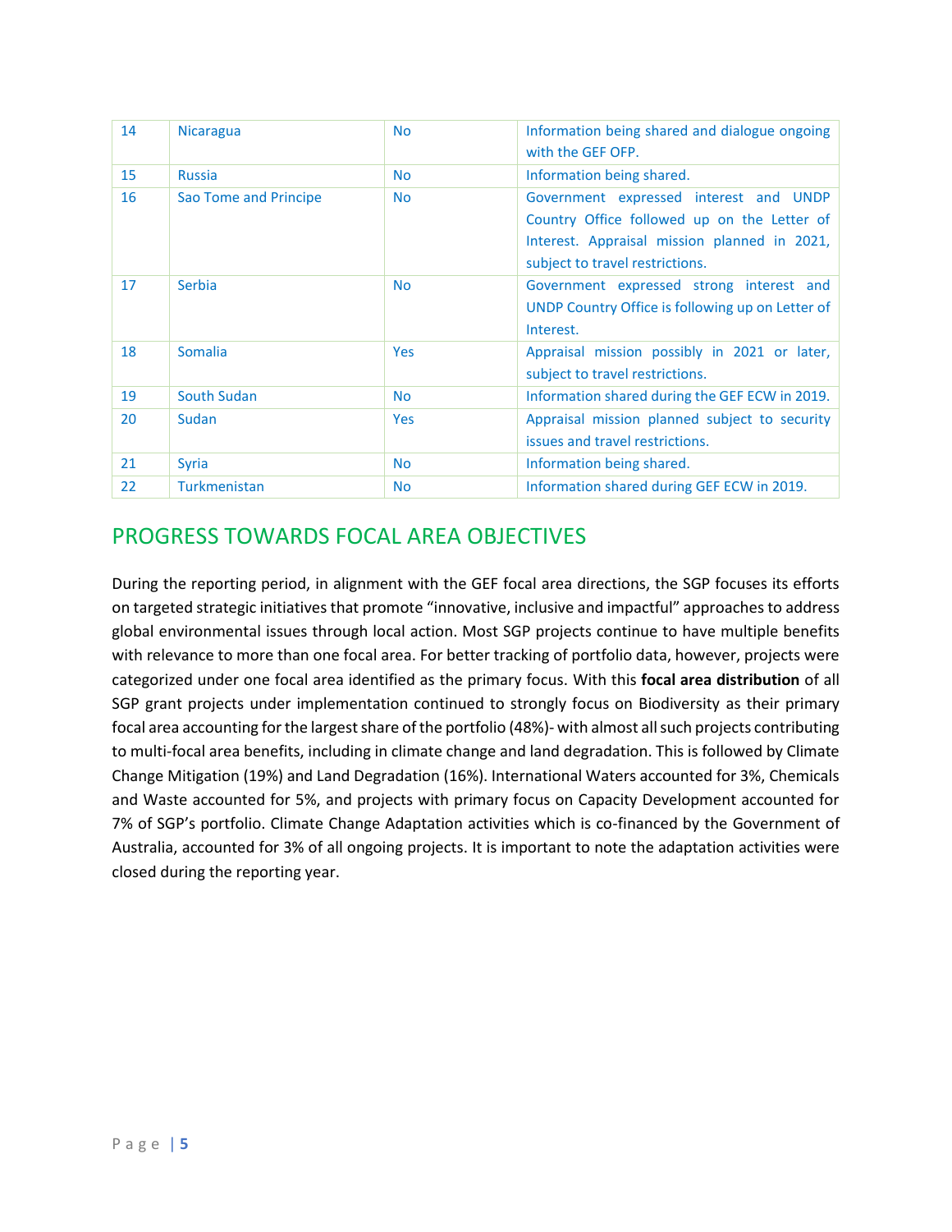| 14 | Nicaragua | No | Information being shared and dialogue ongoing with the GEF OFP. |
|---|---|---|---|
| 15 | Russia | No | Information being shared. |
| 16 | Sao Tome and Principe | No | Government expressed interest and UNDP Country Office followed up on the Letter of Interest. Appraisal mission planned in 2021, subject to travel restrictions. |
| 17 | Serbia | No | Government expressed strong interest and UNDP Country Office is following up on Letter of Interest. |
| 18 | Somalia | Yes | Appraisal mission possibly in 2021 or later, subject to travel restrictions. |
| 19 | South Sudan | No | Information shared during the GEF ECW in 2019. |
| 20 | Sudan | Yes | Appraisal mission planned subject to security issues and travel restrictions. |
| 21 | Syria | No | Information being shared. |
| 22 | Turkmenistan | No | Information shared during GEF ECW in 2019. |

## PROGRESS TOWARDS FOCAL AREA OBJECTIVES

During the reporting period, in alignment with the GEF focal area directions, the SGP focuses its efforts on targeted strategic initiatives that promote "innovative, inclusive and impactful" approaches to address global environmental issues through local action. Most SGP projects continue to have multiple benefits with relevance to more than one focal area. For better tracking of portfolio data, however, projects were categorized under one focal area identified as the primary focus. With this **focal area distribution** of all SGP grant projects under implementation continued to strongly focus on Biodiversity as their primary focal area accounting for the largest share of the portfolio (48%)- with almost all such projects contributing to multi-focal area benefits, including in climate change and land degradation. This is followed by Climate Change Mitigation (19%) and Land Degradation (16%). International Waters accounted for 3%, Chemicals and Waste accounted for 5%, and projects with primary focus on Capacity Development accounted for 7% of SGP's portfolio. Climate Change Adaptation activities which is co-financed by the Government of Australia, accounted for 3% of all ongoing projects. It is important to note the adaptation activities were closed during the reporting year.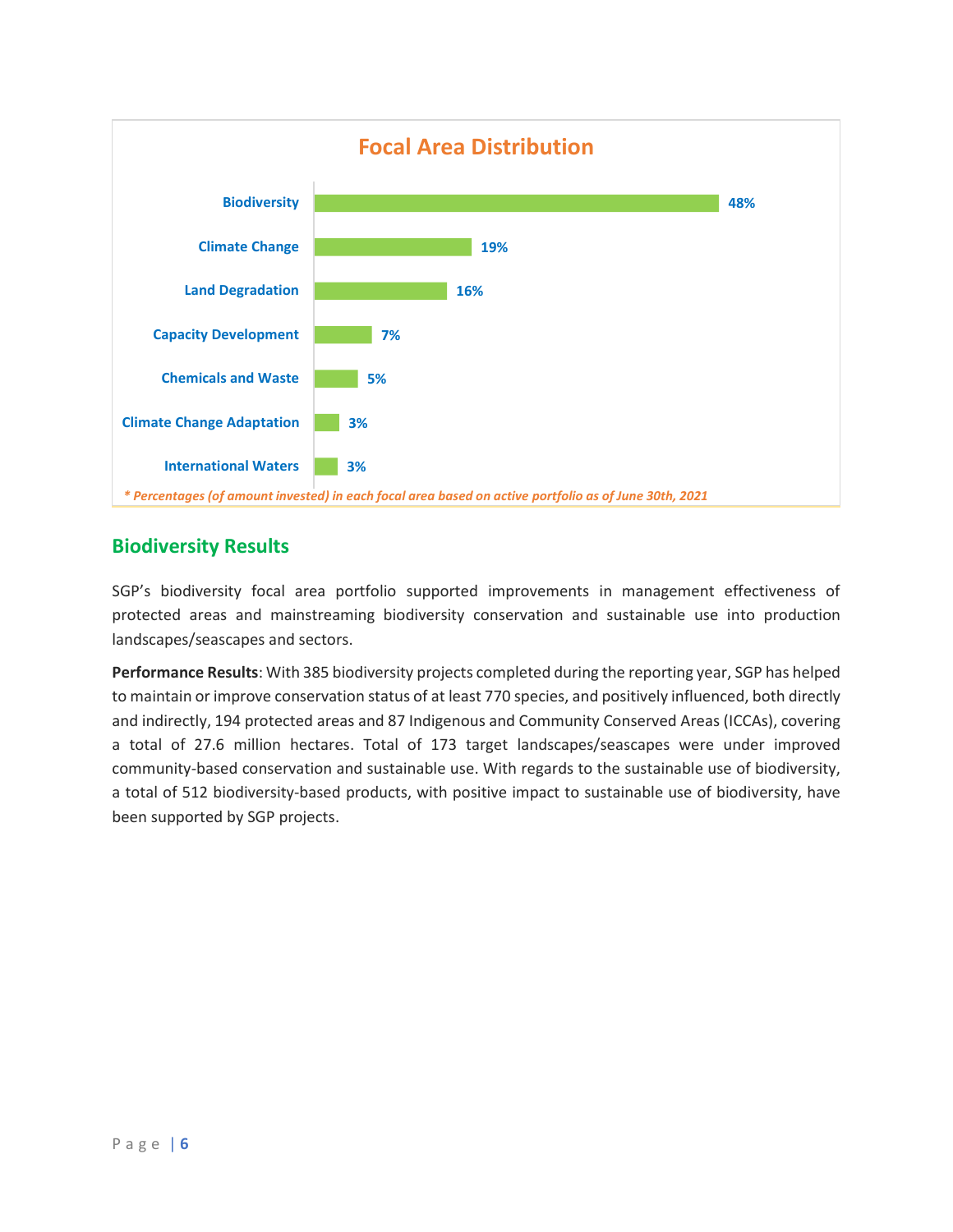**Focal Area Distribution**

| Focal Area | Percentage |
|---|---|
| Biodiversity | 48% |
| Climate Change | 19% |
| Land Degradation | 16% |
| Capacity Development | 7% |
| Chemicals and Waste | 5% |
| Climate Change Adaptation | 3% |
| International Waters | 3% |

*\* Percentages (of amount invested) in each focal area based on active portfolio as of June 30th, 2021*

## Biodiversity Results

SGP's biodiversity focal area portfolio supported improvements in management effectiveness of protected areas and mainstreaming biodiversity conservation and sustainable use into production landscapes/seascapes and sectors.

**Performance Results**: With 385 biodiversity projects completed during the reporting year, SGP has helped to maintain or improve conservation status of at least 770 species, and positively influenced, both directly and indirectly, 194 protected areas and 87 Indigenous and Community Conserved Areas (ICCAs), covering a total of 27.6 million hectares. Total of 173 target landscapes/seascapes were under improved community-based conservation and sustainable use. With regards to the sustainable use of biodiversity, a total of 512 biodiversity-based products, with positive impact to sustainable use of biodiversity, have been supported by SGP projects.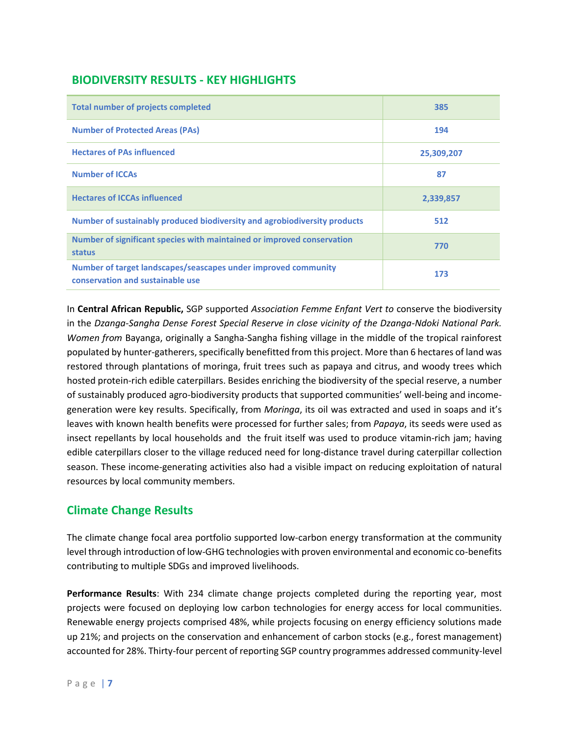## BIODIVERSITY RESULTS - KEY HIGHLIGHTS

| Total number of projects completed | 385 |
|---|---|
| Number of Protected Areas (PAs) | 194 |
| Hectares of PAs influenced | 25,309,207 |
| Number of ICCAs | 87 |
| Hectares of ICCAs influenced | 2,339,857 |
| Number of sustainably produced biodiversity and agrobiodiversity products | 512 |
| Number of significant species with maintained or improved conservation status | 770 |
| Number of target landscapes/seascapes under improved community conservation and sustainable use | 173 |

In **Central African Republic,** SGP supported *Association Femme Enfant Vert to* conserve the biodiversity in the *Dzanga-Sangha Dense Forest Special Reserve in close vicinity of the Dzanga-Ndoki National Park. Women from* Bayanga, originally a Sangha-Sangha fishing village in the middle of the tropical rainforest populated by hunter-gatherers, specifically benefitted from this project. More than 6 hectares of land was restored through plantations of moringa, fruit trees such as papaya and citrus, and woody trees which hosted protein-rich edible caterpillars. Besides enriching the biodiversity of the special reserve, a number of sustainably produced agro-biodiversity products that supported communities' well-being and income-generation were key results. Specifically, from *Moringa*, its oil was extracted and used in soaps and it's leaves with known health benefits were processed for further sales; from *Papaya*, its seeds were used as insect repellants by local households and the fruit itself was used to produce vitamin-rich jam; having edible caterpillars closer to the village reduced need for long-distance travel during caterpillar collection season. These income-generating activities also had a visible impact on reducing exploitation of natural resources by local community members.

## Climate Change Results

The climate change focal area portfolio supported low-carbon energy transformation at the community level through introduction of low-GHG technologies with proven environmental and economic co-benefits contributing to multiple SDGs and improved livelihoods.

**Performance Results**: With 234 climate change projects completed during the reporting year, most projects were focused on deploying low carbon technologies for energy access for local communities. Renewable energy projects comprised 48%, while projects focusing on energy efficiency solutions made up 21%; and projects on the conservation and enhancement of carbon stocks (e.g., forest management) accounted for 28%. Thirty-four percent of reporting SGP country programmes addressed community-level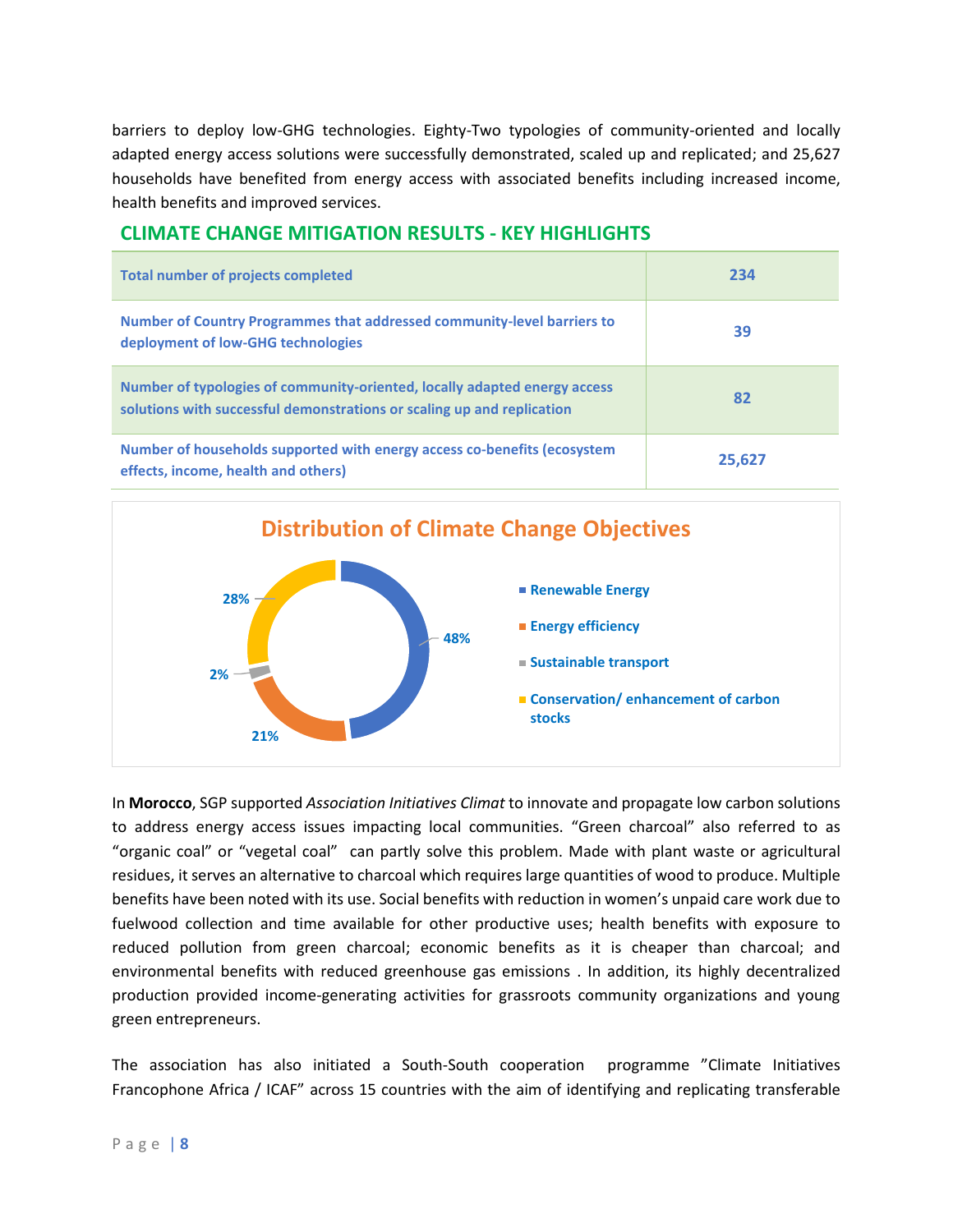barriers to deploy low-GHG technologies. Eighty-Two typologies of community-oriented and locally adapted energy access solutions were successfully demonstrated, scaled up and replicated; and 25,627 households have benefited from energy access with associated benefits including increased income, health benefits and improved services.

## CLIMATE CHANGE MITIGATION RESULTS - KEY HIGHLIGHTS

| Indicator | Value |
|---|---|
| **Total number of projects completed** | **234** |
| **Number of Country Programmes that addressed community-level barriers to deployment of low-GHG technologies** | **39** |
| **Number of typologies of community-oriented, locally adapted energy access solutions with successful demonstrations or scaling up and replication** | **82** |
| **Number of households supported with energy access co-benefits (ecosystem effects, income, health and others)** | **25,627** |

**Distribution of Climate Change Objectives**

| Objective | Share |
|---|---|
| Renewable Energy | 48% |
| Energy efficiency | 21% |
| Sustainable transport | 2% |
| Conservation/ enhancement of carbon stocks | 28% |

In **Morocco**, SGP supported *Association Initiatives Climat* to innovate and propagate low carbon solutions to address energy access issues impacting local communities. "Green charcoal" also referred to as "organic coal" or "vegetal coal" can partly solve this problem. Made with plant waste or agricultural residues, it serves an alternative to charcoal which requires large quantities of wood to produce. Multiple benefits have been noted with its use. Social benefits with reduction in women's unpaid care work due to fuelwood collection and time available for other productive uses; health benefits with exposure to reduced pollution from green charcoal; economic benefits as it is cheaper than charcoal; and environmental benefits with reduced greenhouse gas emissions . In addition, its highly decentralized production provided income-generating activities for grassroots community organizations and young green entrepreneurs.

The association has also initiated a South-South cooperation programme "Climate Initiatives Francophone Africa / ICAF" across 15 countries with the aim of identifying and replicating transferable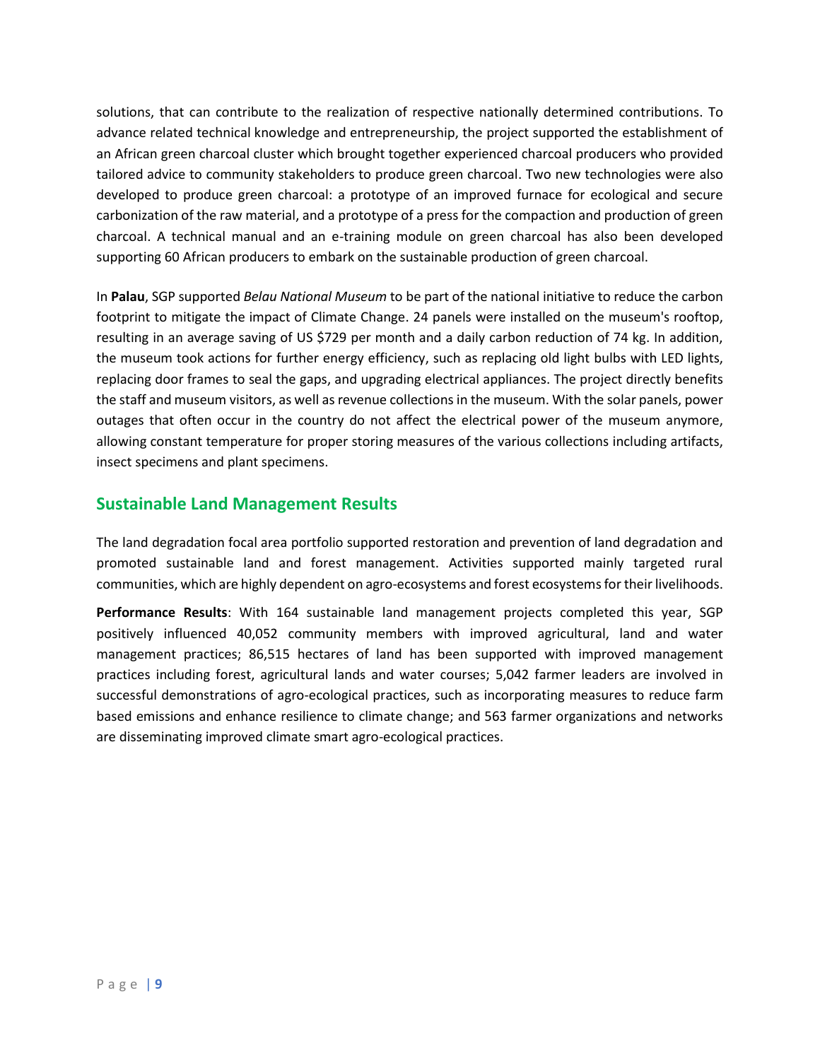solutions, that can contribute to the realization of respective nationally determined contributions. To advance related technical knowledge and entrepreneurship, the project supported the establishment of an African green charcoal cluster which brought together experienced charcoal producers who provided tailored advice to community stakeholders to produce green charcoal. Two new technologies were also developed to produce green charcoal: a prototype of an improved furnace for ecological and secure carbonization of the raw material, and a prototype of a press for the compaction and production of green charcoal. A technical manual and an e-training module on green charcoal has also been developed supporting 60 African producers to embark on the sustainable production of green charcoal.

In **Palau**, SGP supported *Belau National Museum* to be part of the national initiative to reduce the carbon footprint to mitigate the impact of Climate Change. 24 panels were installed on the museum's rooftop, resulting in an average saving of US $729 per month and a daily carbon reduction of 74 kg. In addition, the museum took actions for further energy efficiency, such as replacing old light bulbs with LED lights, replacing door frames to seal the gaps, and upgrading electrical appliances. The project directly benefits the staff and museum visitors, as well as revenue collections in the museum. With the solar panels, power outages that often occur in the country do not affect the electrical power of the museum anymore, allowing constant temperature for proper storing measures of the various collections including artifacts, insect specimens and plant specimens.

## Sustainable Land Management Results

The land degradation focal area portfolio supported restoration and prevention of land degradation and promoted sustainable land and forest management. Activities supported mainly targeted rural communities, which are highly dependent on agro-ecosystems and forest ecosystems for their livelihoods.

**Performance Results**: With 164 sustainable land management projects completed this year, SGP positively influenced 40,052 community members with improved agricultural, land and water management practices; 86,515 hectares of land has been supported with improved management practices including forest, agricultural lands and water courses; 5,042 farmer leaders are involved in successful demonstrations of agro-ecological practices, such as incorporating measures to reduce farm based emissions and enhance resilience to climate change; and 563 farmer organizations and networks are disseminating improved climate smart agro-ecological practices.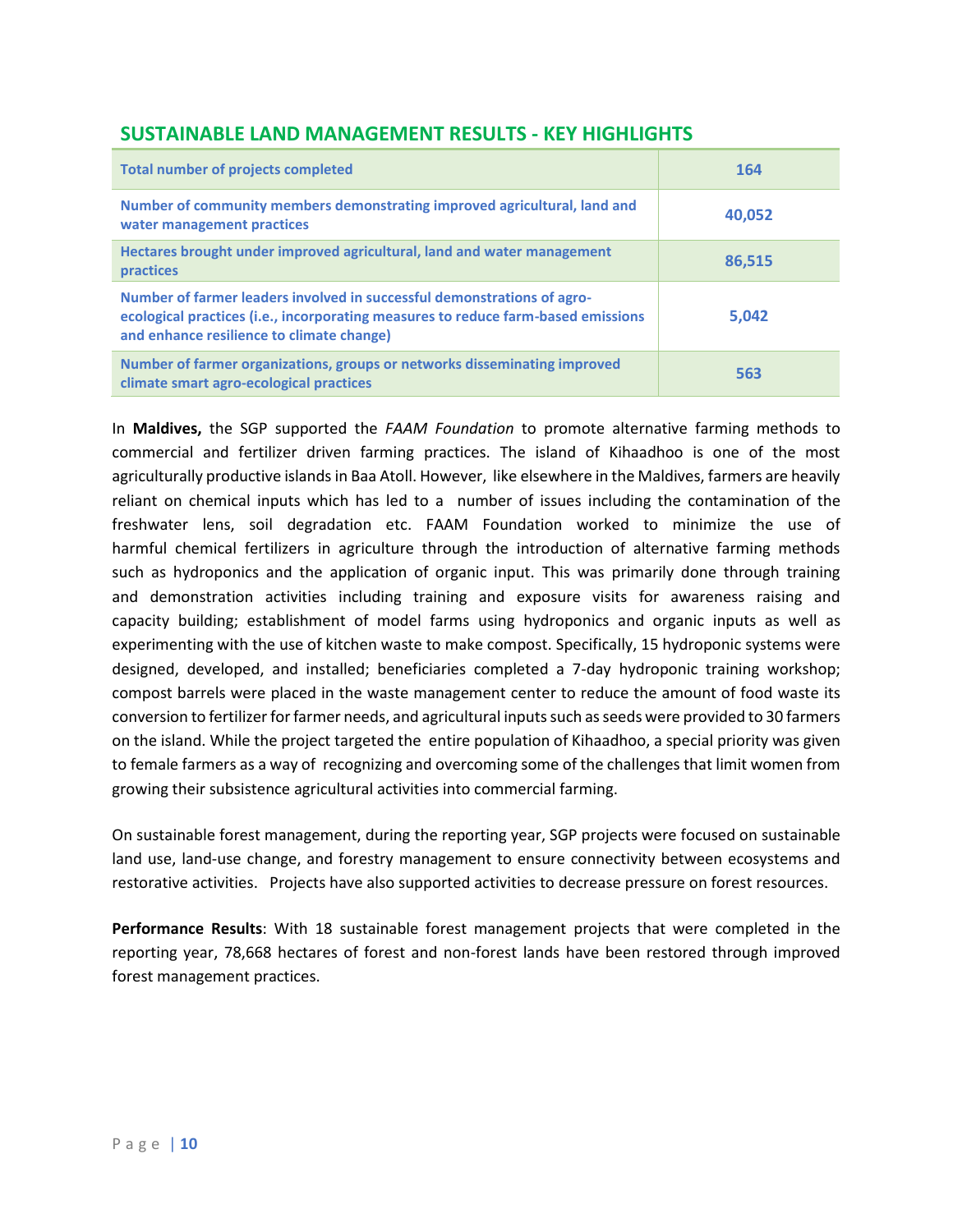## SUSTAINABLE LAND MANAGEMENT RESULTS - KEY HIGHLIGHTS

| Total number of projects completed | 164 |
|---|---|
| Number of community members demonstrating improved agricultural, land and water management practices | 40,052 |
| Hectares brought under improved agricultural, land and water management practices | 86,515 |
| Number of farmer leaders involved in successful demonstrations of agro-ecological practices (i.e., incorporating measures to reduce farm-based emissions and enhance resilience to climate change) | 5,042 |
| Number of farmer organizations, groups or networks disseminating improved climate smart agro-ecological practices | 563 |

In **Maldives,** the SGP supported the *FAAM Foundation* to promote alternative farming methods to commercial and fertilizer driven farming practices. The island of Kihaadhoo is one of the most agriculturally productive islands in Baa Atoll. However, like elsewhere in the Maldives, farmers are heavily reliant on chemical inputs which has led to a number of issues including the contamination of the freshwater lens, soil degradation etc. FAAM Foundation worked to minimize the use of harmful chemical fertilizers in agriculture through the introduction of alternative farming methods such as hydroponics and the application of organic input. This was primarily done through training and demonstration activities including training and exposure visits for awareness raising and capacity building; establishment of model farms using hydroponics and organic inputs as well as experimenting with the use of kitchen waste to make compost. Specifically, 15 hydroponic systems were designed, developed, and installed; beneficiaries completed a 7-day hydroponic training workshop; compost barrels were placed in the waste management center to reduce the amount of food waste its conversion to fertilizer for farmer needs, and agricultural inputs such as seeds were provided to 30 farmers on the island. While the project targeted the entire population of Kihaadhoo, a special priority was given to female farmers as a way of recognizing and overcoming some of the challenges that limit women from growing their subsistence agricultural activities into commercial farming.

On sustainable forest management, during the reporting year, SGP projects were focused on sustainable land use, land-use change, and forestry management to ensure connectivity between ecosystems and restorative activities. Projects have also supported activities to decrease pressure on forest resources.

**Performance Results**: With 18 sustainable forest management projects that were completed in the reporting year, 78,668 hectares of forest and non-forest lands have been restored through improved forest management practices.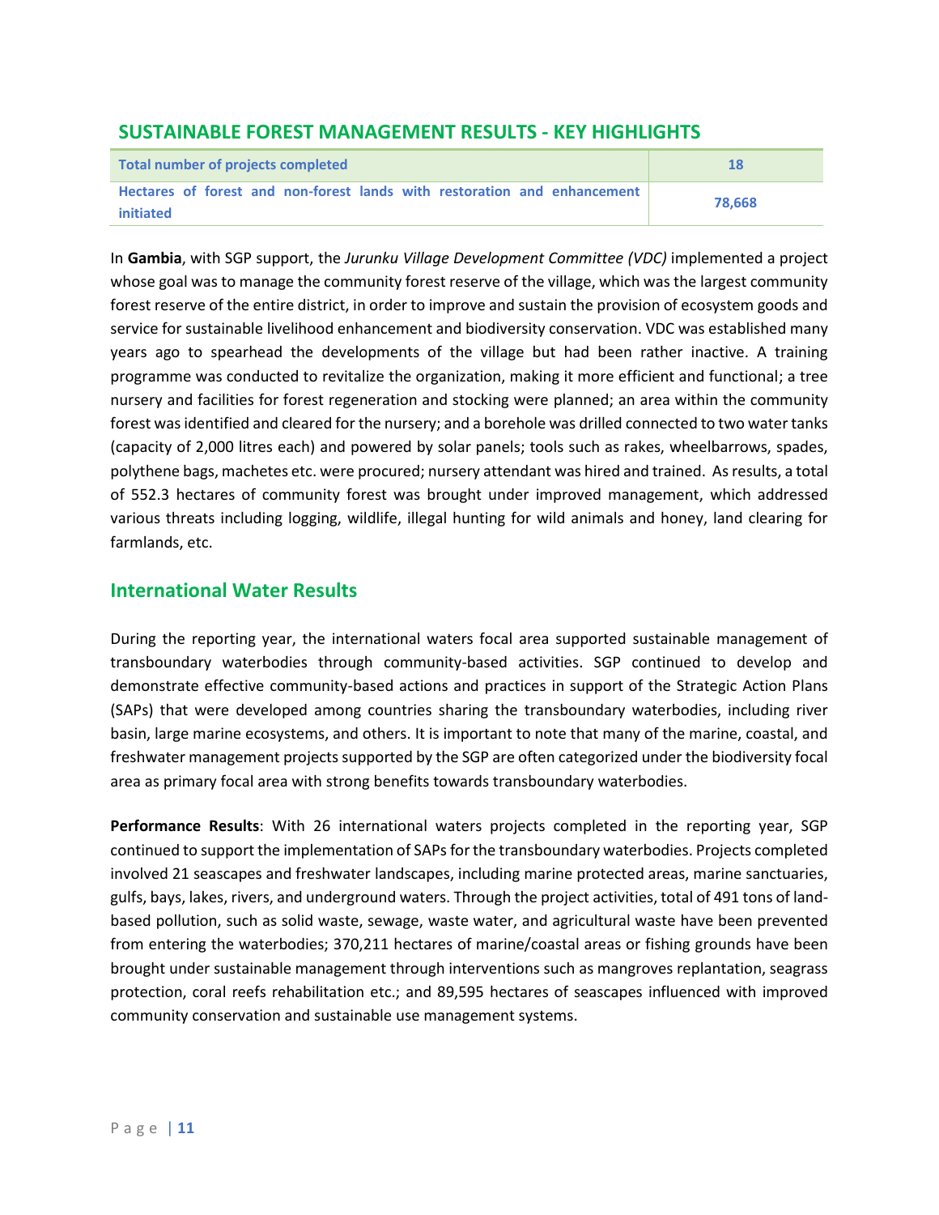## SUSTAINABLE FOREST MANAGEMENT RESULTS - KEY HIGHLIGHTS

| Total number of projects completed | 18 |
| --- | --- |
| Hectares of forest and non-forest lands with restoration and enhancement initiated | 78,668 |

In **Gambia**, with SGP support, the *Jurunku Village Development Committee (VDC)* implemented a project whose goal was to manage the community forest reserve of the village, which was the largest community forest reserve of the entire district, in order to improve and sustain the provision of ecosystem goods and service for sustainable livelihood enhancement and biodiversity conservation. VDC was established many years ago to spearhead the developments of the village but had been rather inactive. A training programme was conducted to revitalize the organization, making it more efficient and functional; a tree nursery and facilities for forest regeneration and stocking were planned; an area within the community forest was identified and cleared for the nursery; and a borehole was drilled connected to two water tanks (capacity of 2,000 litres each) and powered by solar panels; tools such as rakes, wheelbarrows, spades, polythene bags, machetes etc. were procured; nursery attendant was hired and trained. As results, a total of 552.3 hectares of community forest was brought under improved management, which addressed various threats including logging, wildlife, illegal hunting for wild animals and honey, land clearing for farmlands, etc.

## International Water Results

During the reporting year, the international waters focal area supported sustainable management of transboundary waterbodies through community-based activities. SGP continued to develop and demonstrate effective community-based actions and practices in support of the Strategic Action Plans (SAPs) that were developed among countries sharing the transboundary waterbodies, including river basin, large marine ecosystems, and others. It is important to note that many of the marine, coastal, and freshwater management projects supported by the SGP are often categorized under the biodiversity focal area as primary focal area with strong benefits towards transboundary waterbodies.

**Performance Results**: With 26 international waters projects completed in the reporting year, SGP continued to support the implementation of SAPs for the transboundary waterbodies. Projects completed involved 21 seascapes and freshwater landscapes, including marine protected areas, marine sanctuaries, gulfs, bays, lakes, rivers, and underground waters. Through the project activities, total of 491 tons of land-based pollution, such as solid waste, sewage, waste water, and agricultural waste have been prevented from entering the waterbodies; 370,211 hectares of marine/coastal areas or fishing grounds have been brought under sustainable management through interventions such as mangroves replantation, seagrass protection, coral reefs rehabilitation etc.; and 89,595 hectares of seascapes influenced with improved community conservation and sustainable use management systems.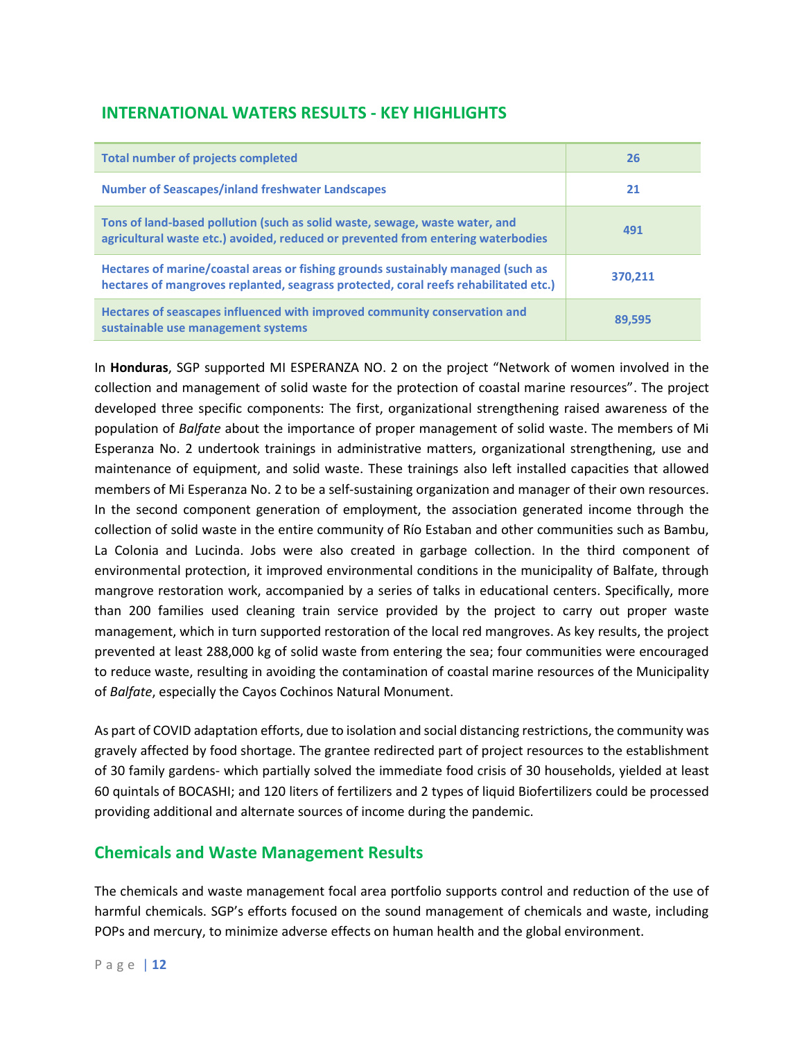## INTERNATIONAL WATERS RESULTS - KEY HIGHLIGHTS

| Total number of projects completed | 26 |
|---|---|
| Number of Seascapes/inland freshwater Landscapes | 21 |
| Tons of land-based pollution (such as solid waste, sewage, waste water, and agricultural waste etc.) avoided, reduced or prevented from entering waterbodies | 491 |
| Hectares of marine/coastal areas or fishing grounds sustainably managed (such as hectares of mangroves replanted, seagrass protected, coral reefs rehabilitated etc.) | 370,211 |
| Hectares of seascapes influenced with improved community conservation and sustainable use management systems | 89,595 |

In **Honduras**, SGP supported MI ESPERANZA NO. 2 on the project "Network of women involved in the collection and management of solid waste for the protection of coastal marine resources". The project developed three specific components: The first, organizational strengthening raised awareness of the population of *Balfate* about the importance of proper management of solid waste. The members of Mi Esperanza No. 2 undertook trainings in administrative matters, organizational strengthening, use and maintenance of equipment, and solid waste. These trainings also left installed capacities that allowed members of Mi Esperanza No. 2 to be a self-sustaining organization and manager of their own resources. In the second component generation of employment, the association generated income through the collection of solid waste in the entire community of Río Estaban and other communities such as Bambu, La Colonia and Lucinda. Jobs were also created in garbage collection. In the third component of environmental protection, it improved environmental conditions in the municipality of Balfate, through mangrove restoration work, accompanied by a series of talks in educational centers. Specifically, more than 200 families used cleaning train service provided by the project to carry out proper waste management, which in turn supported restoration of the local red mangroves. As key results, the project prevented at least 288,000 kg of solid waste from entering the sea; four communities were encouraged to reduce waste, resulting in avoiding the contamination of coastal marine resources of the Municipality of *Balfate*, especially the Cayos Cochinos Natural Monument.

As part of COVID adaptation efforts, due to isolation and social distancing restrictions, the community was gravely affected by food shortage. The grantee redirected part of project resources to the establishment of 30 family gardens- which partially solved the immediate food crisis of 30 households, yielded at least 60 quintals of BOCASHI; and 120 liters of fertilizers and 2 types of liquid Biofertilizers could be processed providing additional and alternate sources of income during the pandemic.

## Chemicals and Waste Management Results

The chemicals and waste management focal area portfolio supports control and reduction of the use of harmful chemicals. SGP's efforts focused on the sound management of chemicals and waste, including POPs and mercury, to minimize adverse effects on human health and the global environment.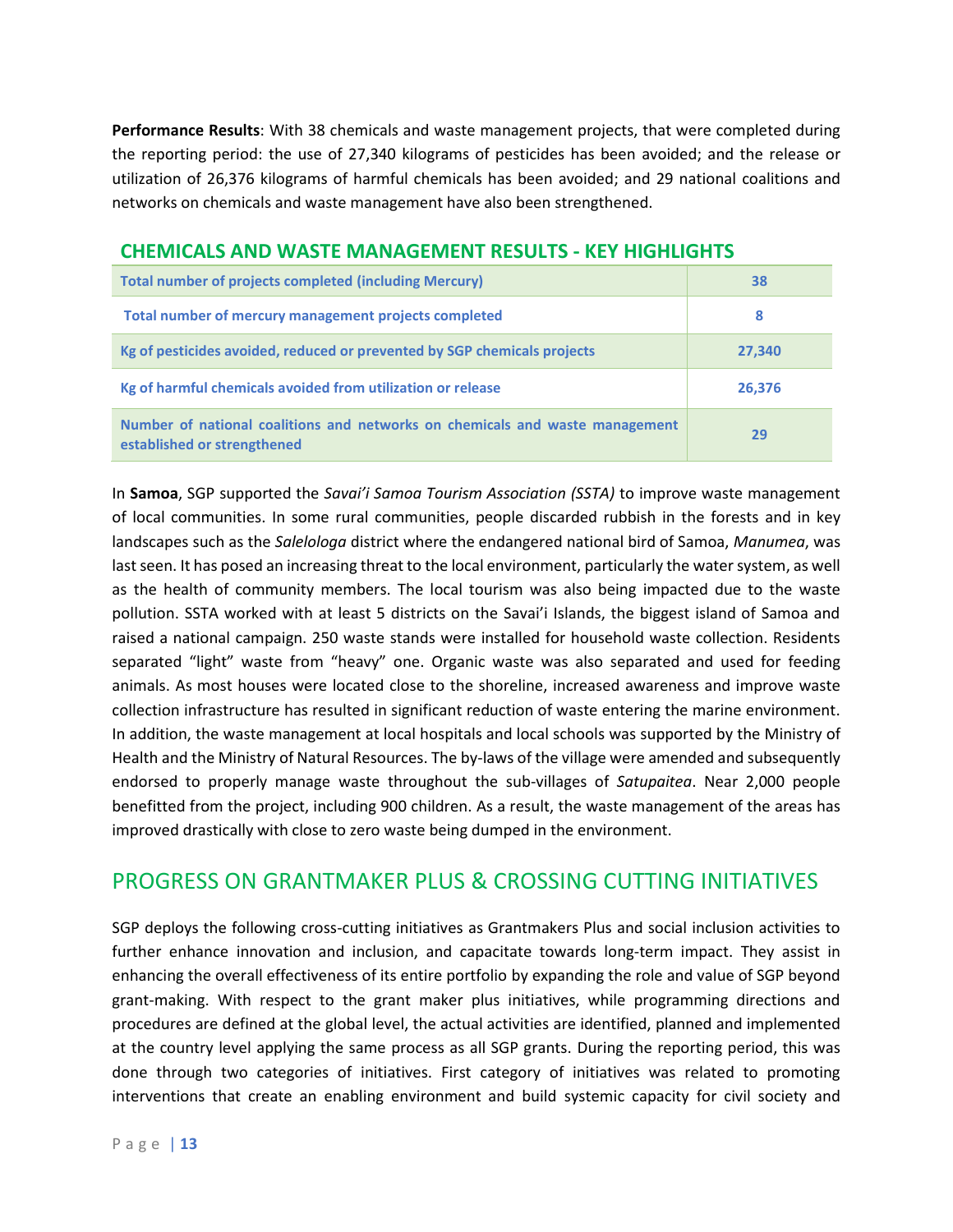**Performance Results**: With 38 chemicals and waste management projects, that were completed during the reporting period: the use of 27,340 kilograms of pesticides has been avoided; and the release or utilization of 26,376 kilograms of harmful chemicals has been avoided; and 29 national coalitions and networks on chemicals and waste management have also been strengthened.

## CHEMICALS AND WASTE MANAGEMENT RESULTS - KEY HIGHLIGHTS

| | |
|---|---|
| Total number of projects completed (including Mercury) | 38 |
| Total number of mercury management projects completed | 8 |
| Kg of pesticides avoided, reduced or prevented by SGP chemicals projects | 27,340 |
| Kg of harmful chemicals avoided from utilization or release | 26,376 |
| Number of national coalitions and networks on chemicals and waste management established or strengthened | 29 |

In **Samoa**, SGP supported the *Savai'i Samoa Tourism Association (SSTA)* to improve waste management of local communities. In some rural communities, people discarded rubbish in the forests and in key landscapes such as the *Salelologa* district where the endangered national bird of Samoa, *Manumea*, was last seen. It has posed an increasing threat to the local environment, particularly the water system, as well as the health of community members. The local tourism was also being impacted due to the waste pollution. SSTA worked with at least 5 districts on the Savai'i Islands, the biggest island of Samoa and raised a national campaign. 250 waste stands were installed for household waste collection. Residents separated "light" waste from "heavy" one. Organic waste was also separated and used for feeding animals. As most houses were located close to the shoreline, increased awareness and improve waste collection infrastructure has resulted in significant reduction of waste entering the marine environment. In addition, the waste management at local hospitals and local schools was supported by the Ministry of Health and the Ministry of Natural Resources. The by-laws of the village were amended and subsequently endorsed to properly manage waste throughout the sub-villages of *Satupaitea*. Near 2,000 people benefitted from the project, including 900 children. As a result, the waste management of the areas has improved drastically with close to zero waste being dumped in the environment.

## PROGRESS ON GRANTMAKER PLUS & CROSSING CUTTING INITIATIVES

SGP deploys the following cross-cutting initiatives as Grantmakers Plus and social inclusion activities to further enhance innovation and inclusion, and capacitate towards long-term impact. They assist in enhancing the overall effectiveness of its entire portfolio by expanding the role and value of SGP beyond grant-making. With respect to the grant maker plus initiatives, while programming directions and procedures are defined at the global level, the actual activities are identified, planned and implemented at the country level applying the same process as all SGP grants. During the reporting period, this was done through two categories of initiatives. First category of initiatives was related to promoting interventions that create an enabling environment and build systemic capacity for civil society and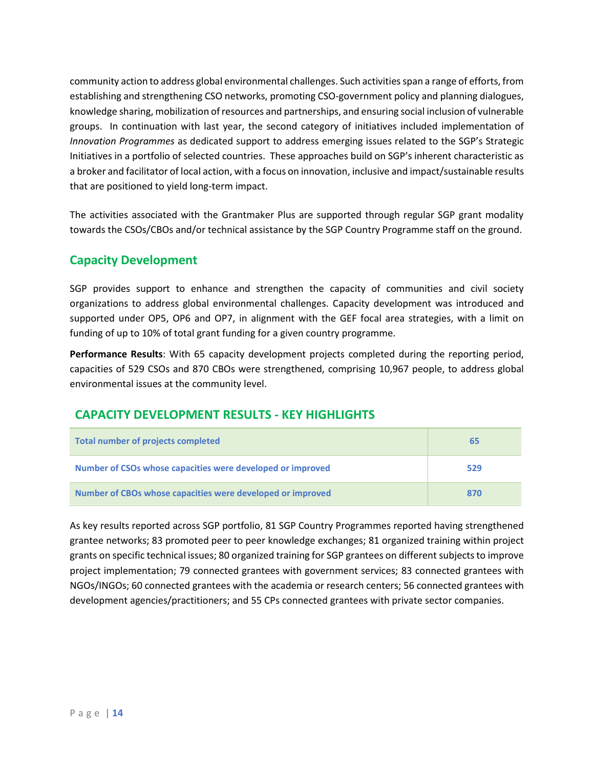community action to address global environmental challenges. Such activities span a range of efforts, from establishing and strengthening CSO networks, promoting CSO-government policy and planning dialogues, knowledge sharing, mobilization of resources and partnerships, and ensuring social inclusion of vulnerable groups. In continuation with last year, the second category of initiatives included implementation of *Innovation Programmes* as dedicated support to address emerging issues related to the SGP's Strategic Initiatives in a portfolio of selected countries. These approaches build on SGP's inherent characteristic as a broker and facilitator of local action, with a focus on innovation, inclusive and impact/sustainable results that are positioned to yield long-term impact.

The activities associated with the Grantmaker Plus are supported through regular SGP grant modality towards the CSOs/CBOs and/or technical assistance by the SGP Country Programme staff on the ground.

## Capacity Development

SGP provides support to enhance and strengthen the capacity of communities and civil society organizations to address global environmental challenges. Capacity development was introduced and supported under OP5, OP6 and OP7, in alignment with the GEF focal area strategies, with a limit on funding of up to 10% of total grant funding for a given country programme.

**Performance Results**: With 65 capacity development projects completed during the reporting period, capacities of 529 CSOs and 870 CBOs were strengthened, comprising 10,967 people, to address global environmental issues at the community level.

### CAPACITY DEVELOPMENT RESULTS - KEY HIGHLIGHTS

| | |
|---|---|
| **Total number of projects completed** | **65** |
| **Number of CSOs whose capacities were developed or improved** | **529** |
| **Number of CBOs whose capacities were developed or improved** | **870** |

As key results reported across SGP portfolio, 81 SGP Country Programmes reported having strengthened grantee networks; 83 promoted peer to peer knowledge exchanges; 81 organized training within project grants on specific technical issues; 80 organized training for SGP grantees on different subjects to improve project implementation; 79 connected grantees with government services; 83 connected grantees with NGOs/INGOs; 60 connected grantees with the academia or research centers; 56 connected grantees with development agencies/practitioners; and 55 CPs connected grantees with private sector companies.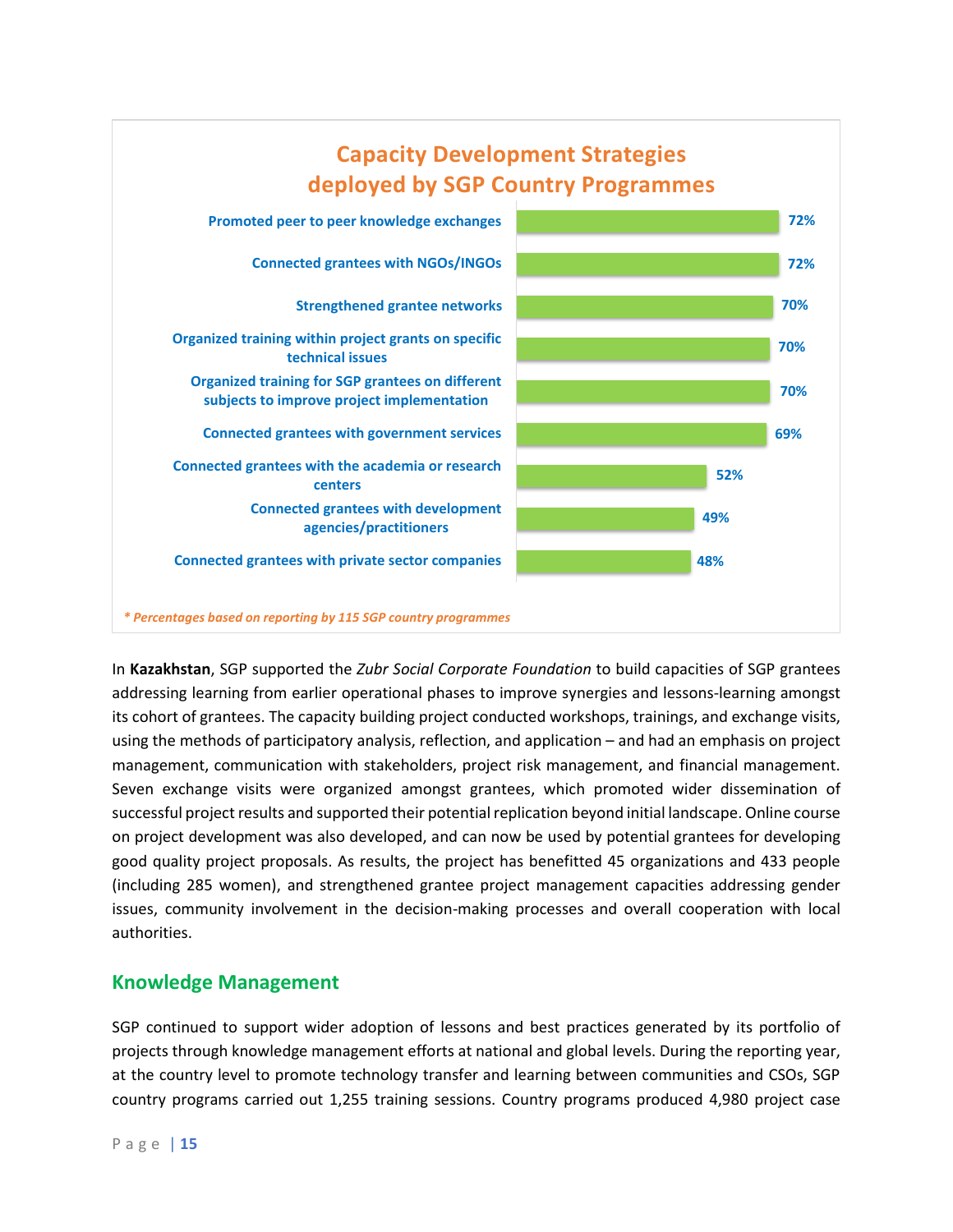**Capacity Development Strategies deployed by SGP Country Programmes**

| Strategy | Percentage |
| --- | --- |
| Promoted peer to peer knowledge exchanges | 72% |
| Connected grantees with NGOs/INGOs | 72% |
| Strengthened grantee networks | 70% |
| Organized training within project grants on specific technical issues | 70% |
| Organized training for SGP grantees on different subjects to improve project implementation | 70% |
| Connected grantees with government services | 69% |
| Connected grantees with the academia or research centers | 52% |
| Connected grantees with development agencies/practitioners | 49% |
| Connected grantees with private sector companies | 48% |

*\* Percentages based on reporting by 115 SGP country programmes*

In **Kazakhstan**, SGP supported the *Zubr Social Corporate Foundation* to build capacities of SGP grantees addressing learning from earlier operational phases to improve synergies and lessons-learning amongst its cohort of grantees. The capacity building project conducted workshops, trainings, and exchange visits, using the methods of participatory analysis, reflection, and application – and had an emphasis on project management, communication with stakeholders, project risk management, and financial management. Seven exchange visits were organized amongst grantees, which promoted wider dissemination of successful project results and supported their potential replication beyond initial landscape. Online course on project development was also developed, and can now be used by potential grantees for developing good quality project proposals. As results, the project has benefitted 45 organizations and 433 people (including 285 women), and strengthened grantee project management capacities addressing gender issues, community involvement in the decision-making processes and overall cooperation with local authorities.

## Knowledge Management

SGP continued to support wider adoption of lessons and best practices generated by its portfolio of projects through knowledge management efforts at national and global levels. During the reporting year, at the country level to promote technology transfer and learning between communities and CSOs, SGP country programs carried out 1,255 training sessions. Country programs produced 4,980 project case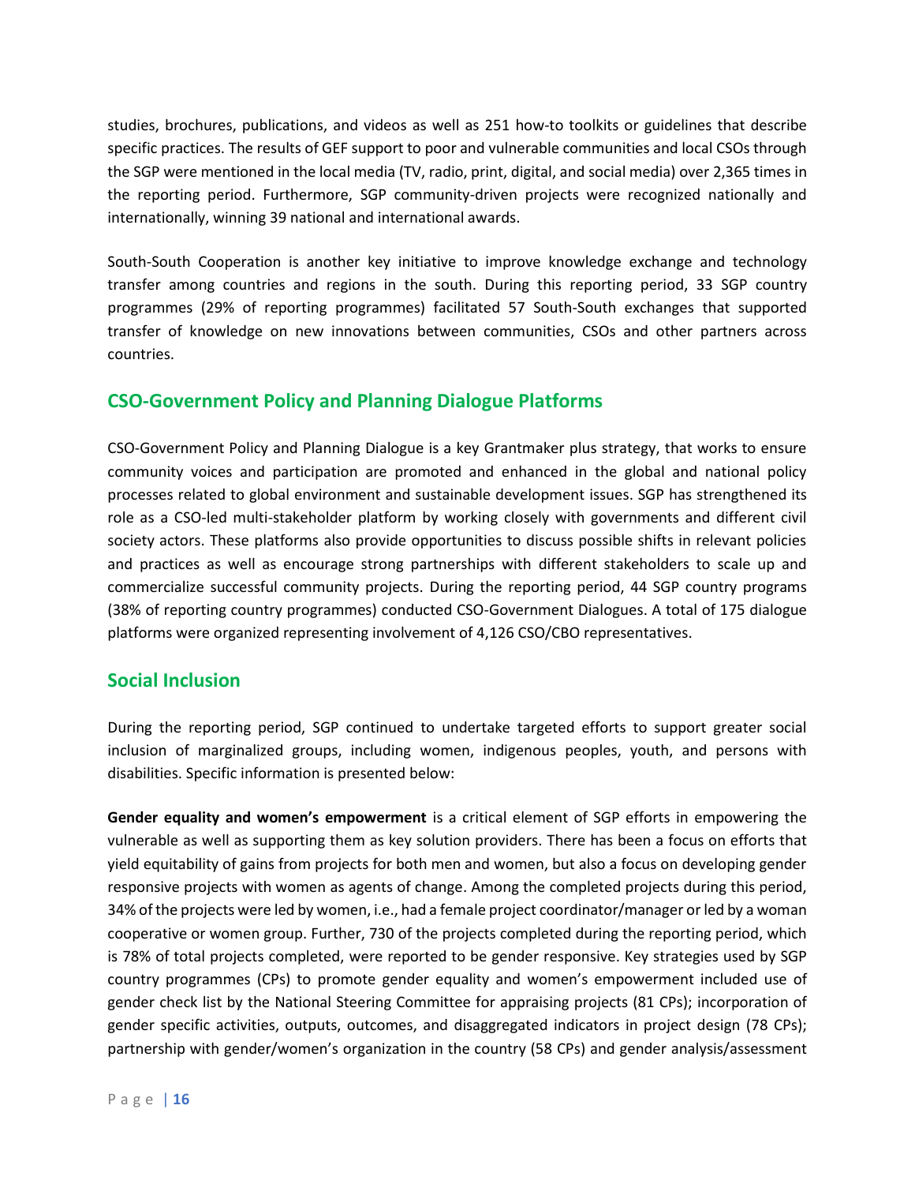studies, brochures, publications, and videos as well as 251 how-to toolkits or guidelines that describe specific practices. The results of GEF support to poor and vulnerable communities and local CSOs through the SGP were mentioned in the local media (TV, radio, print, digital, and social media) over 2,365 times in the reporting period. Furthermore, SGP community-driven projects were recognized nationally and internationally, winning 39 national and international awards.

South-South Cooperation is another key initiative to improve knowledge exchange and technology transfer among countries and regions in the south. During this reporting period, 33 SGP country programmes (29% of reporting programmes) facilitated 57 South-South exchanges that supported transfer of knowledge on new innovations between communities, CSOs and other partners across countries.

## CSO-Government Policy and Planning Dialogue Platforms

CSO-Government Policy and Planning Dialogue is a key Grantmaker plus strategy, that works to ensure community voices and participation are promoted and enhanced in the global and national policy processes related to global environment and sustainable development issues. SGP has strengthened its role as a CSO-led multi-stakeholder platform by working closely with governments and different civil society actors. These platforms also provide opportunities to discuss possible shifts in relevant policies and practices as well as encourage strong partnerships with different stakeholders to scale up and commercialize successful community projects. During the reporting period, 44 SGP country programs (38% of reporting country programmes) conducted CSO-Government Dialogues. A total of 175 dialogue platforms were organized representing involvement of 4,126 CSO/CBO representatives.

## Social Inclusion

During the reporting period, SGP continued to undertake targeted efforts to support greater social inclusion of marginalized groups, including women, indigenous peoples, youth, and persons with disabilities. Specific information is presented below:

**Gender equality and women's empowerment** is a critical element of SGP efforts in empowering the vulnerable as well as supporting them as key solution providers. There has been a focus on efforts that yield equitability of gains from projects for both men and women, but also a focus on developing gender responsive projects with women as agents of change. Among the completed projects during this period, 34% of the projects were led by women, i.e., had a female project coordinator/manager or led by a woman cooperative or women group. Further, 730 of the projects completed during the reporting period, which is 78% of total projects completed, were reported to be gender responsive. Key strategies used by SGP country programmes (CPs) to promote gender equality and women's empowerment included use of gender check list by the National Steering Committee for appraising projects (81 CPs); incorporation of gender specific activities, outputs, outcomes, and disaggregated indicators in project design (78 CPs); partnership with gender/women's organization in the country (58 CPs) and gender analysis/assessment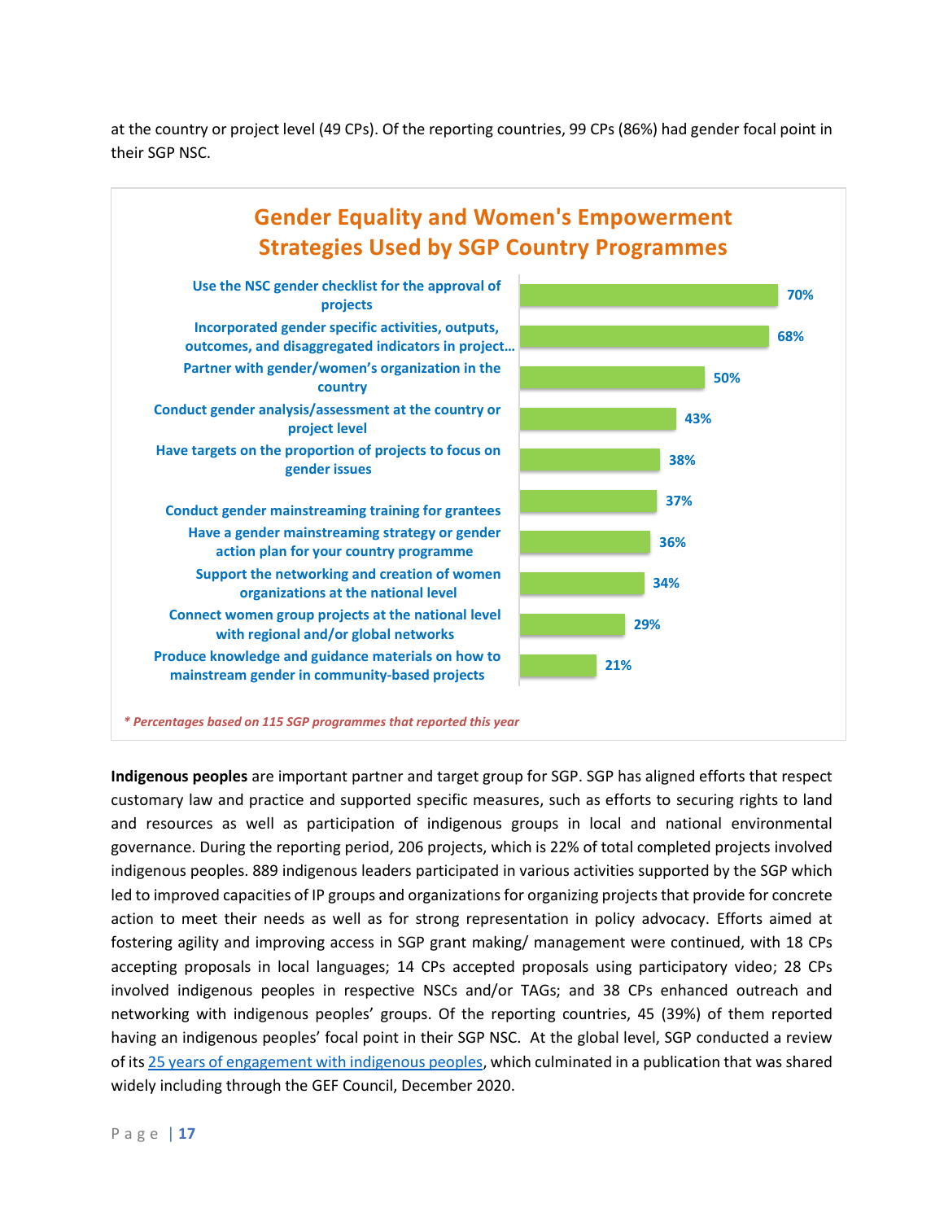at the country or project level (49 CPs). Of the reporting countries, 99 CPs (86%) had gender focal point in their SGP NSC.

**Gender Equality and Women's Empowerment Strategies Used by SGP Country Programmes**

| Strategy | Percentage |
|---|---|
| Use the NSC gender checklist for the approval of projects | 70% |
| Incorporated gender specific activities, outputs, outcomes, and disaggregated indicators in project... | 68% |
| Partner with gender/women's organization in the country | 50% |
| Conduct gender analysis/assessment at the country or project level | 43% |
| Have targets on the proportion of projects to focus on gender issues | 38% |
| Conduct gender mainstreaming training for grantees | 37% |
| Have a gender mainstreaming strategy or gender action plan for your country programme | 36% |
| Support the networking and creation of women organizations at the national level | 34% |
| Connect women group projects at the national level with regional and/or global networks | 29% |
| Produce knowledge and guidance materials on how to mainstream gender in community-based projects | 21% |

*\* Percentages based on 115 SGP programmes that reported this year*

**Indigenous peoples** are important partner and target group for SGP. SGP has aligned efforts that respect customary law and practice and supported specific measures, such as efforts to securing rights to land and resources as well as participation of indigenous groups in local and national environmental governance. During the reporting period, 206 projects, which is 22% of total completed projects involved indigenous peoples. 889 indigenous leaders participated in various activities supported by the SGP which led to improved capacities of IP groups and organizations for organizing projects that provide for concrete action to meet their needs as well as for strong representation in policy advocacy. Efforts aimed at fostering agility and improving access in SGP grant making/ management were continued, with 18 CPs accepting proposals in local languages; 14 CPs accepted proposals using participatory video; 28 CPs involved indigenous peoples in respective NSCs and/or TAGs; and 38 CPs enhanced outreach and networking with indigenous peoples' groups. Of the reporting countries, 45 (39%) of them reported having an indigenous peoples' focal point in their SGP NSC. At the global level, SGP conducted a review of its 25 years of engagement with indigenous peoples, which culminated in a publication that was shared widely including through the GEF Council, December 2020.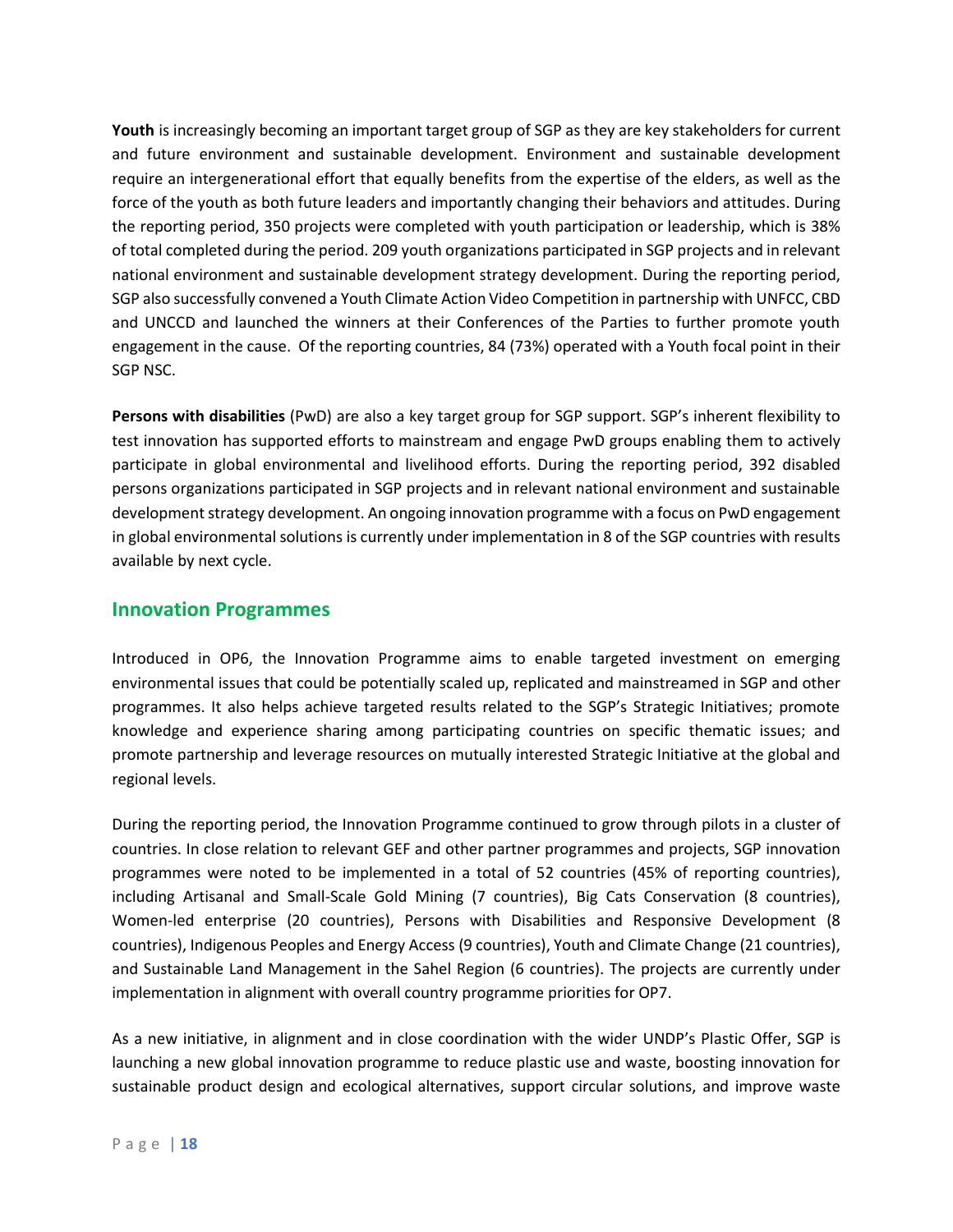**Youth** is increasingly becoming an important target group of SGP as they are key stakeholders for current and future environment and sustainable development. Environment and sustainable development require an intergenerational effort that equally benefits from the expertise of the elders, as well as the force of the youth as both future leaders and importantly changing their behaviors and attitudes. During the reporting period, 350 projects were completed with youth participation or leadership, which is 38% of total completed during the period. 209 youth organizations participated in SGP projects and in relevant national environment and sustainable development strategy development. During the reporting period, SGP also successfully convened a Youth Climate Action Video Competition in partnership with UNFCC, CBD and UNCCD and launched the winners at their Conferences of the Parties to further promote youth engagement in the cause. Of the reporting countries, 84 (73%) operated with a Youth focal point in their SGP NSC.

**Persons with disabilities** (PwD) are also a key target group for SGP support. SGP's inherent flexibility to test innovation has supported efforts to mainstream and engage PwD groups enabling them to actively participate in global environmental and livelihood efforts. During the reporting period, 392 disabled persons organizations participated in SGP projects and in relevant national environment and sustainable development strategy development. An ongoing innovation programme with a focus on PwD engagement in global environmental solutions is currently under implementation in 8 of the SGP countries with results available by next cycle.

## Innovation Programmes

Introduced in OP6, the Innovation Programme aims to enable targeted investment on emerging environmental issues that could be potentially scaled up, replicated and mainstreamed in SGP and other programmes. It also helps achieve targeted results related to the SGP's Strategic Initiatives; promote knowledge and experience sharing among participating countries on specific thematic issues; and promote partnership and leverage resources on mutually interested Strategic Initiative at the global and regional levels.

During the reporting period, the Innovation Programme continued to grow through pilots in a cluster of countries. In close relation to relevant GEF and other partner programmes and projects, SGP innovation programmes were noted to be implemented in a total of 52 countries (45% of reporting countries), including Artisanal and Small-Scale Gold Mining (7 countries), Big Cats Conservation (8 countries), Women-led enterprise (20 countries), Persons with Disabilities and Responsive Development (8 countries), Indigenous Peoples and Energy Access (9 countries), Youth and Climate Change (21 countries), and Sustainable Land Management in the Sahel Region (6 countries). The projects are currently under implementation in alignment with overall country programme priorities for OP7.

As a new initiative, in alignment and in close coordination with the wider UNDP's Plastic Offer, SGP is launching a new global innovation programme to reduce plastic use and waste, boosting innovation for sustainable product design and ecological alternatives, support circular solutions, and improve waste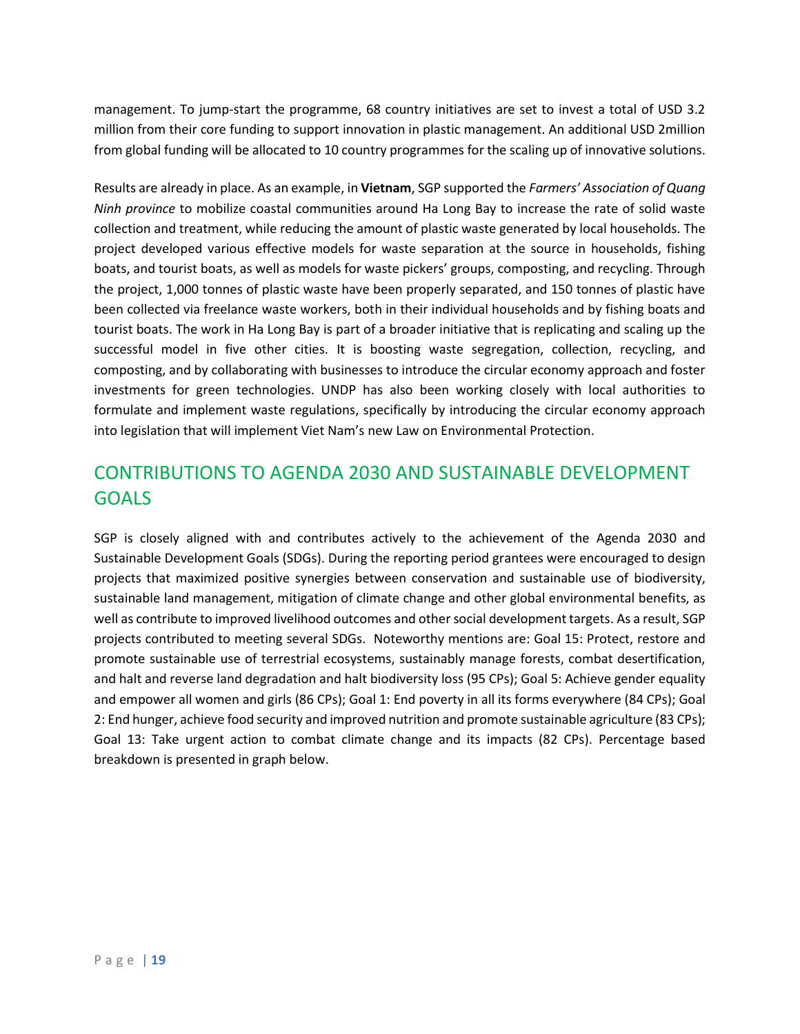management. To jump-start the programme, 68 country initiatives are set to invest a total of USD 3.2 million from their core funding to support innovation in plastic management. An additional USD 2million from global funding will be allocated to 10 country programmes for the scaling up of innovative solutions.

Results are already in place. As an example, in **Vietnam**, SGP supported the *Farmers' Association of Quang Ninh province* to mobilize coastal communities around Ha Long Bay to increase the rate of solid waste collection and treatment, while reducing the amount of plastic waste generated by local households. The project developed various effective models for waste separation at the source in households, fishing boats, and tourist boats, as well as models for waste pickers' groups, composting, and recycling. Through the project, 1,000 tonnes of plastic waste have been properly separated, and 150 tonnes of plastic have been collected via freelance waste workers, both in their individual households and by fishing boats and tourist boats. The work in Ha Long Bay is part of a broader initiative that is replicating and scaling up the successful model in five other cities. It is boosting waste segregation, collection, recycling, and composting, and by collaborating with businesses to introduce the circular economy approach and foster investments for green technologies. UNDP has also been working closely with local authorities to formulate and implement waste regulations, specifically by introducing the circular economy approach into legislation that will implement Viet Nam's new Law on Environmental Protection.

## CONTRIBUTIONS TO AGENDA 2030 AND SUSTAINABLE DEVELOPMENT GOALS

SGP is closely aligned with and contributes actively to the achievement of the Agenda 2030 and Sustainable Development Goals (SDGs). During the reporting period grantees were encouraged to design projects that maximized positive synergies between conservation and sustainable use of biodiversity, sustainable land management, mitigation of climate change and other global environmental benefits, as well as contribute to improved livelihood outcomes and other social development targets. As a result, SGP projects contributed to meeting several SDGs. Noteworthy mentions are: Goal 15: Protect, restore and promote sustainable use of terrestrial ecosystems, sustainably manage forests, combat desertification, and halt and reverse land degradation and halt biodiversity loss (95 CPs); Goal 5: Achieve gender equality and empower all women and girls (86 CPs); Goal 1: End poverty in all its forms everywhere (84 CPs); Goal 2: End hunger, achieve food security and improved nutrition and promote sustainable agriculture (83 CPs); Goal 13: Take urgent action to combat climate change and its impacts (82 CPs). Percentage based breakdown is presented in graph below.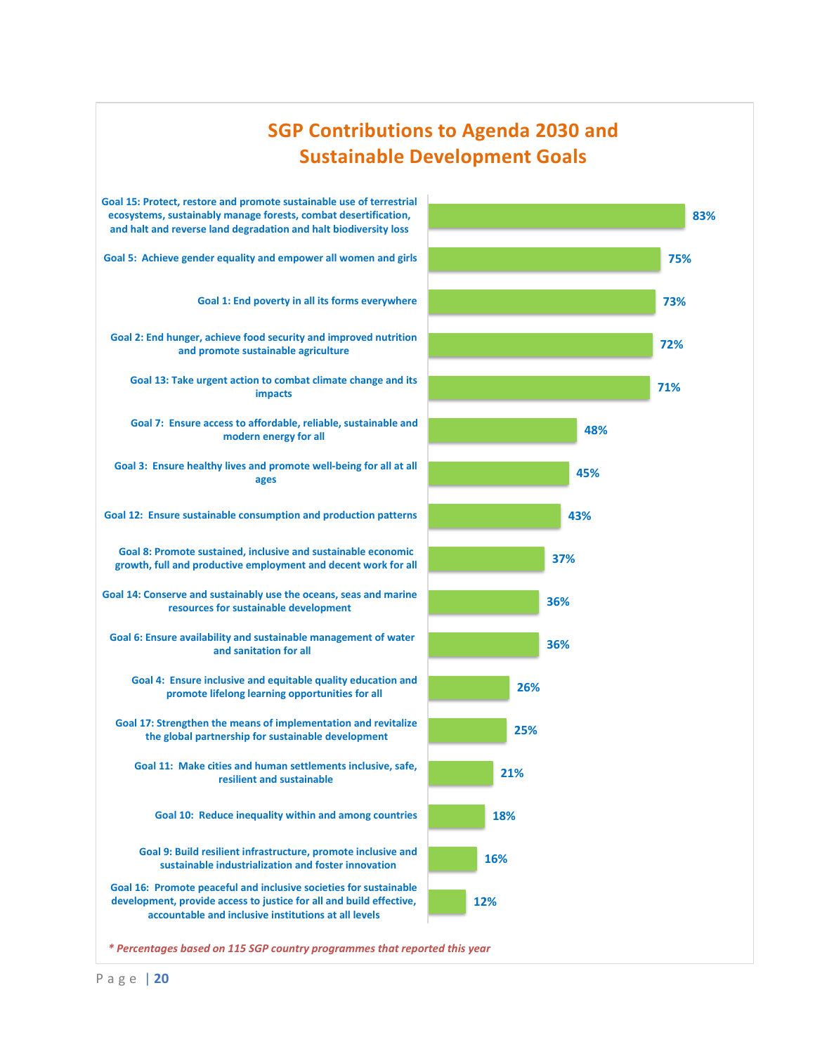## SGP Contributions to Agenda 2030 and Sustainable Development Goals

| Goal | Percentage |
|---|---|
| Goal 15: Protect, restore and promote sustainable use of terrestrial ecosystems, sustainably manage forests, combat desertification, and halt and reverse land degradation and halt biodiversity loss | 83% |
| Goal 5: Achieve gender equality and empower all women and girls | 75% |
| Goal 1: End poverty in all its forms everywhere | 73% |
| Goal 2: End hunger, achieve food security and improved nutrition and promote sustainable agriculture | 72% |
| Goal 13: Take urgent action to combat climate change and its impacts | 71% |
| Goal 7: Ensure access to affordable, reliable, sustainable and modern energy for all | 48% |
| Goal 3: Ensure healthy lives and promote well-being for all at all ages | 45% |
| Goal 12: Ensure sustainable consumption and production patterns | 43% |
| Goal 8: Promote sustained, inclusive and sustainable economic growth, full and productive employment and decent work for all | 37% |
| Goal 14: Conserve and sustainably use the oceans, seas and marine resources for sustainable development | 36% |
| Goal 6: Ensure availability and sustainable management of water and sanitation for all | 36% |
| Goal 4: Ensure inclusive and equitable quality education and promote lifelong learning opportunities for all | 26% |
| Goal 17: Strengthen the means of implementation and revitalize the global partnership for sustainable development | 25% |
| Goal 11: Make cities and human settlements inclusive, safe, resilient and sustainable | 21% |
| Goal 10: Reduce inequality within and among countries | 18% |
| Goal 9: Build resilient infrastructure, promote inclusive and sustainable industrialization and foster innovation | 16% |
| Goal 16: Promote peaceful and inclusive societies for sustainable development, provide access to justice for all and build effective, accountable and inclusive institutions at all levels | 12% |

*\* Percentages based on 115 SGP country programmes that reported this year*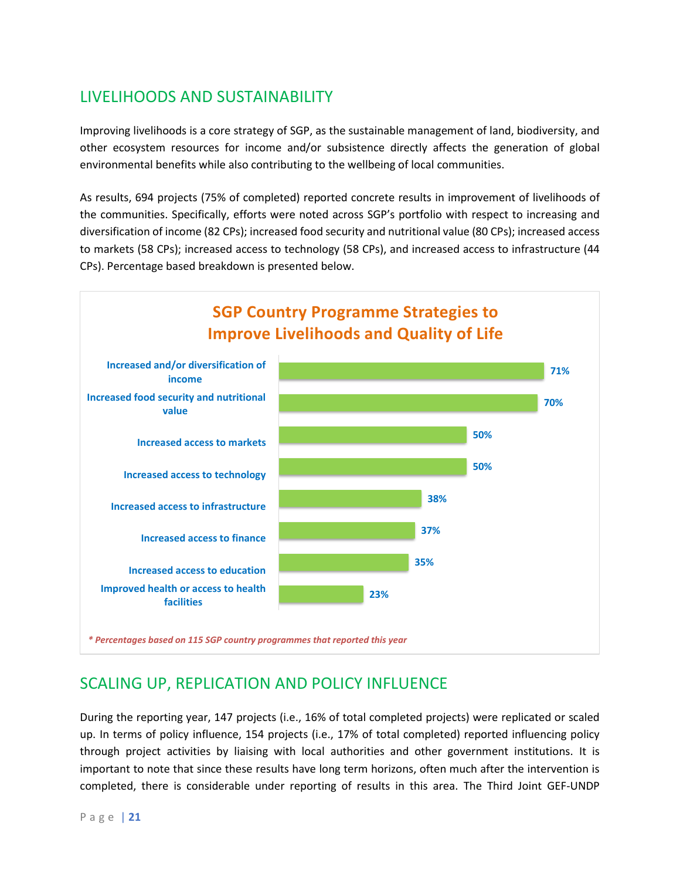## LIVELIHOODS AND SUSTAINABILITY

Improving livelihoods is a core strategy of SGP, as the sustainable management of land, biodiversity, and other ecosystem resources for income and/or subsistence directly affects the generation of global environmental benefits while also contributing to the wellbeing of local communities.

As results, 694 projects (75% of completed) reported concrete results in improvement of livelihoods of the communities. Specifically, efforts were noted across SGP's portfolio with respect to increasing and diversification of income (82 CPs); increased food security and nutritional value (80 CPs); increased access to markets (58 CPs); increased access to technology (58 CPs), and increased access to infrastructure (44 CPs). Percentage based breakdown is presented below.

**SGP Country Programme Strategies to Improve Livelihoods and Quality of Life**

| Strategy | Percentage |
|---|---|
| Increased and/or diversification of income | 71% |
| Increased food security and nutritional value | 70% |
| Increased access to markets | 50% |
| Increased access to technology | 50% |
| Increased access to infrastructure | 38% |
| Increased access to finance | 37% |
| Increased access to education | 35% |
| Improved health or access to health facilities | 23% |

*\* Percentages based on 115 SGP country programmes that reported this year*

## SCALING UP, REPLICATION AND POLICY INFLUENCE

During the reporting year, 147 projects (i.e., 16% of total completed projects) were replicated or scaled up. In terms of policy influence, 154 projects (i.e., 17% of total completed) reported influencing policy through project activities by liaising with local authorities and other government institutions. It is important to note that since these results have long term horizons, often much after the intervention is completed, there is considerable under reporting of results in this area. The Third Joint GEF-UNDP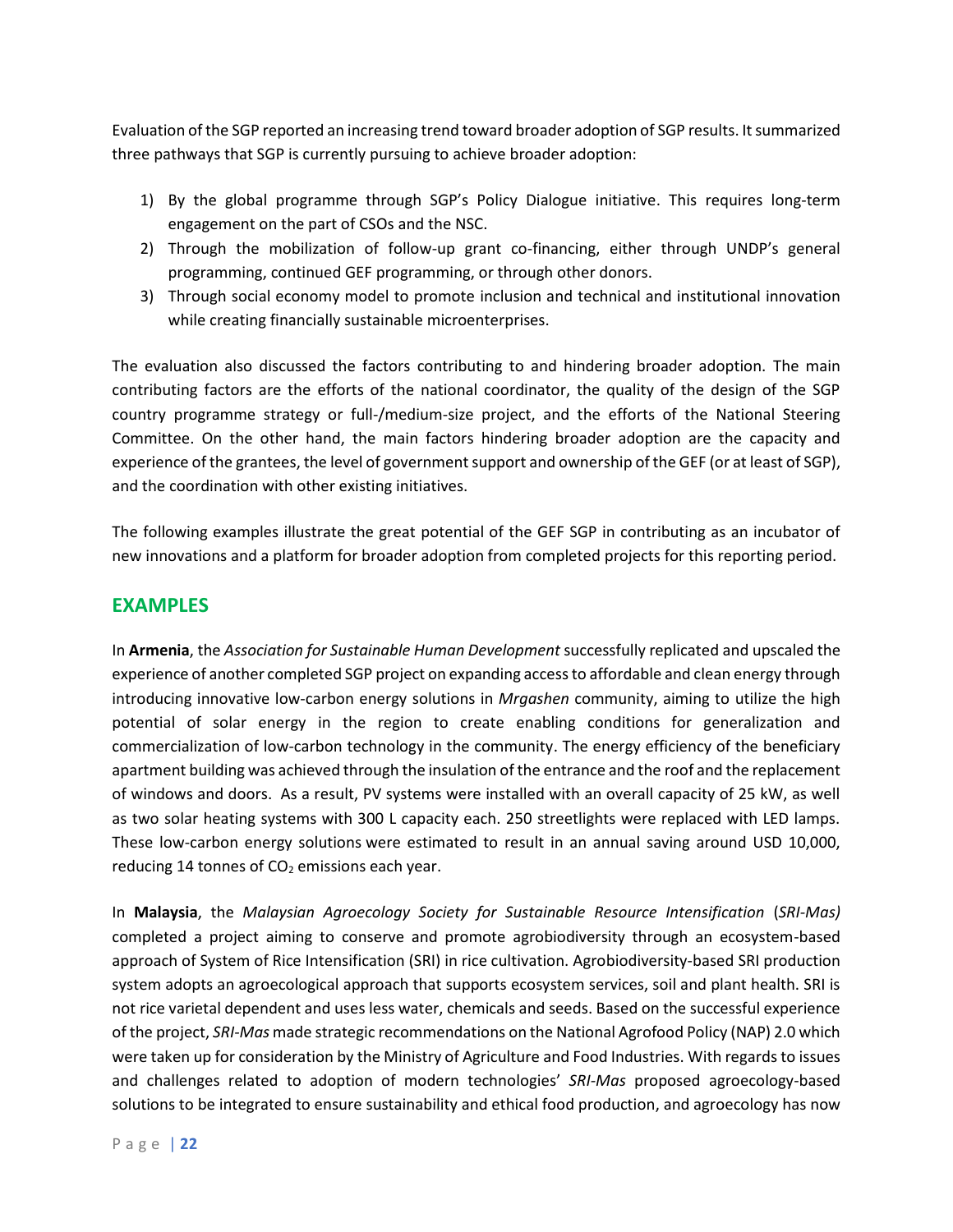Evaluation of the SGP reported an increasing trend toward broader adoption of SGP results. It summarized three pathways that SGP is currently pursuing to achieve broader adoption:

1) By the global programme through SGP's Policy Dialogue initiative. This requires long-term engagement on the part of CSOs and the NSC.
2) Through the mobilization of follow-up grant co-financing, either through UNDP's general programming, continued GEF programming, or through other donors.
3) Through social economy model to promote inclusion and technical and institutional innovation while creating financially sustainable microenterprises.

The evaluation also discussed the factors contributing to and hindering broader adoption. The main contributing factors are the efforts of the national coordinator, the quality of the design of the SGP country programme strategy or full-/medium-size project, and the efforts of the National Steering Committee. On the other hand, the main factors hindering broader adoption are the capacity and experience of the grantees, the level of government support and ownership of the GEF (or at least of SGP), and the coordination with other existing initiatives.

The following examples illustrate the great potential of the GEF SGP in contributing as an incubator of new innovations and a platform for broader adoption from completed projects for this reporting period.

## EXAMPLES

In **Armenia**, the *Association for Sustainable Human Development* successfully replicated and upscaled the experience of another completed SGP project on expanding access to affordable and clean energy through introducing innovative low-carbon energy solutions in *Mrgashen* community, aiming to utilize the high potential of solar energy in the region to create enabling conditions for generalization and commercialization of low-carbon technology in the community. The energy efficiency of the beneficiary apartment building was achieved through the insulation of the entrance and the roof and the replacement of windows and doors. As a result, PV systems were installed with an overall capacity of 25 kW, as well as two solar heating systems with 300 L capacity each. 250 streetlights were replaced with LED lamps. These low-carbon energy solutions were estimated to result in an annual saving around USD 10,000, reducing 14 tonnes of $CO_2$ emissions each year.

In **Malaysia**, the *Malaysian Agroecology Society for Sustainable Resource Intensification* (*SRI-Mas)* completed a project aiming to conserve and promote agrobiodiversity through an ecosystem-based approach of System of Rice Intensification (SRI) in rice cultivation. Agrobiodiversity-based SRI production system adopts an agroecological approach that supports ecosystem services, soil and plant health. SRI is not rice varietal dependent and uses less water, chemicals and seeds. Based on the successful experience of the project, *SRI-Mas* made strategic recommendations on the National Agrofood Policy (NAP) 2.0 which were taken up for consideration by the Ministry of Agriculture and Food Industries. With regards to issues and challenges related to adoption of modern technologies' *SRI-Mas* proposed agroecology-based solutions to be integrated to ensure sustainability and ethical food production, and agroecology has now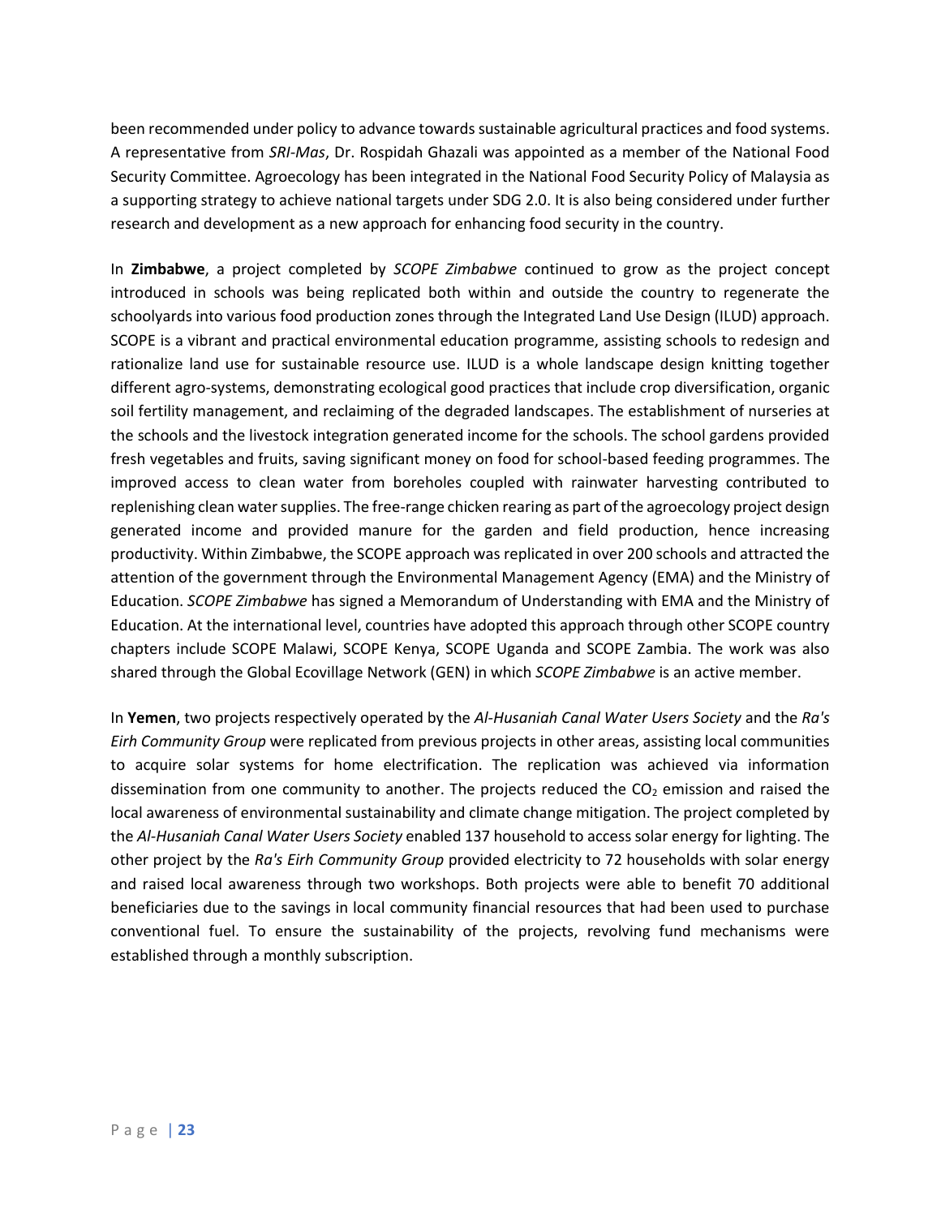been recommended under policy to advance towards sustainable agricultural practices and food systems. A representative from *SRI-Mas*, Dr. Rospidah Ghazali was appointed as a member of the National Food Security Committee. Agroecology has been integrated in the National Food Security Policy of Malaysia as a supporting strategy to achieve national targets under SDG 2.0. It is also being considered under further research and development as a new approach for enhancing food security in the country.

In **Zimbabwe**, a project completed by *SCOPE Zimbabwe* continued to grow as the project concept introduced in schools was being replicated both within and outside the country to regenerate the schoolyards into various food production zones through the Integrated Land Use Design (ILUD) approach. SCOPE is a vibrant and practical environmental education programme, assisting schools to redesign and rationalize land use for sustainable resource use. ILUD is a whole landscape design knitting together different agro-systems, demonstrating ecological good practices that include crop diversification, organic soil fertility management, and reclaiming of the degraded landscapes. The establishment of nurseries at the schools and the livestock integration generated income for the schools. The school gardens provided fresh vegetables and fruits, saving significant money on food for school-based feeding programmes. The improved access to clean water from boreholes coupled with rainwater harvesting contributed to replenishing clean water supplies. The free-range chicken rearing as part of the agroecology project design generated income and provided manure for the garden and field production, hence increasing productivity. Within Zimbabwe, the SCOPE approach was replicated in over 200 schools and attracted the attention of the government through the Environmental Management Agency (EMA) and the Ministry of Education. *SCOPE Zimbabwe* has signed a Memorandum of Understanding with EMA and the Ministry of Education. At the international level, countries have adopted this approach through other SCOPE country chapters include SCOPE Malawi, SCOPE Kenya, SCOPE Uganda and SCOPE Zambia. The work was also shared through the Global Ecovillage Network (GEN) in which *SCOPE Zimbabwe* is an active member.

In **Yemen**, two projects respectively operated by the *Al-Husaniah Canal Water Users Society* and the *Ra's Eirh Community Group* were replicated from previous projects in other areas, assisting local communities to acquire solar systems for home electrification. The replication was achieved via information dissemination from one community to another. The projects reduced the $CO_2$ emission and raised the local awareness of environmental sustainability and climate change mitigation. The project completed by the *Al-Husaniah Canal Water Users Society* enabled 137 household to access solar energy for lighting. The other project by the *Ra's Eirh Community Group* provided electricity to 72 households with solar energy and raised local awareness through two workshops. Both projects were able to benefit 70 additional beneficiaries due to the savings in local community financial resources that had been used to purchase conventional fuel. To ensure the sustainability of the projects, revolving fund mechanisms were established through a monthly subscription.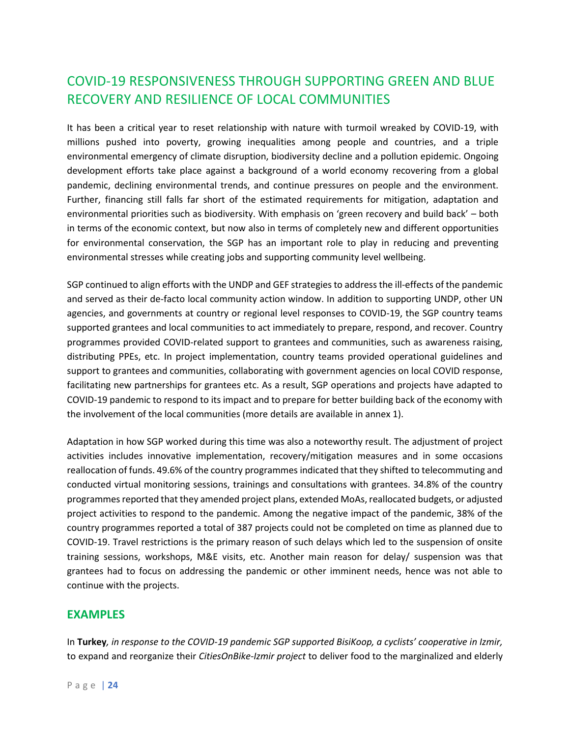## COVID-19 RESPONSIVENESS THROUGH SUPPORTING GREEN AND BLUE RECOVERY AND RESILIENCE OF LOCAL COMMUNITIES

It has been a critical year to reset relationship with nature with turmoil wreaked by COVID-19, with millions pushed into poverty, growing inequalities among people and countries, and a triple environmental emergency of climate disruption, biodiversity decline and a pollution epidemic. Ongoing development efforts take place against a background of a world economy recovering from a global pandemic, declining environmental trends, and continue pressures on people and the environment. Further, financing still falls far short of the estimated requirements for mitigation, adaptation and environmental priorities such as biodiversity. With emphasis on 'green recovery and build back' – both in terms of the economic context, but now also in terms of completely new and different opportunities for environmental conservation, the SGP has an important role to play in reducing and preventing environmental stresses while creating jobs and supporting community level wellbeing.

SGP continued to align efforts with the UNDP and GEF strategies to address the ill-effects of the pandemic and served as their de-facto local community action window. In addition to supporting UNDP, other UN agencies, and governments at country or regional level responses to COVID-19, the SGP country teams supported grantees and local communities to act immediately to prepare, respond, and recover. Country programmes provided COVID-related support to grantees and communities, such as awareness raising, distributing PPEs, etc. In project implementation, country teams provided operational guidelines and support to grantees and communities, collaborating with government agencies on local COVID response, facilitating new partnerships for grantees etc. As a result, SGP operations and projects have adapted to COVID-19 pandemic to respond to its impact and to prepare for better building back of the economy with the involvement of the local communities (more details are available in annex 1).

Adaptation in how SGP worked during this time was also a noteworthy result. The adjustment of project activities includes innovative implementation, recovery/mitigation measures and in some occasions reallocation of funds. 49.6% of the country programmes indicated that they shifted to telecommuting and conducted virtual monitoring sessions, trainings and consultations with grantees. 34.8% of the country programmes reported that they amended project plans, extended MoAs, reallocated budgets, or adjusted project activities to respond to the pandemic. Among the negative impact of the pandemic, 38% of the country programmes reported a total of 387 projects could not be completed on time as planned due to COVID-19. Travel restrictions is the primary reason of such delays which led to the suspension of onsite training sessions, workshops, M&E visits, etc. Another main reason for delay/ suspension was that grantees had to focus on addressing the pandemic or other imminent needs, hence was not able to continue with the projects.

### EXAMPLES

In **Turkey***, in response to the COVID-19 pandemic SGP supported BisiKoop, a cyclists' cooperative in Izmir,* to expand and reorganize their *CitiesOnBike-Izmir project* to deliver food to the marginalized and elderly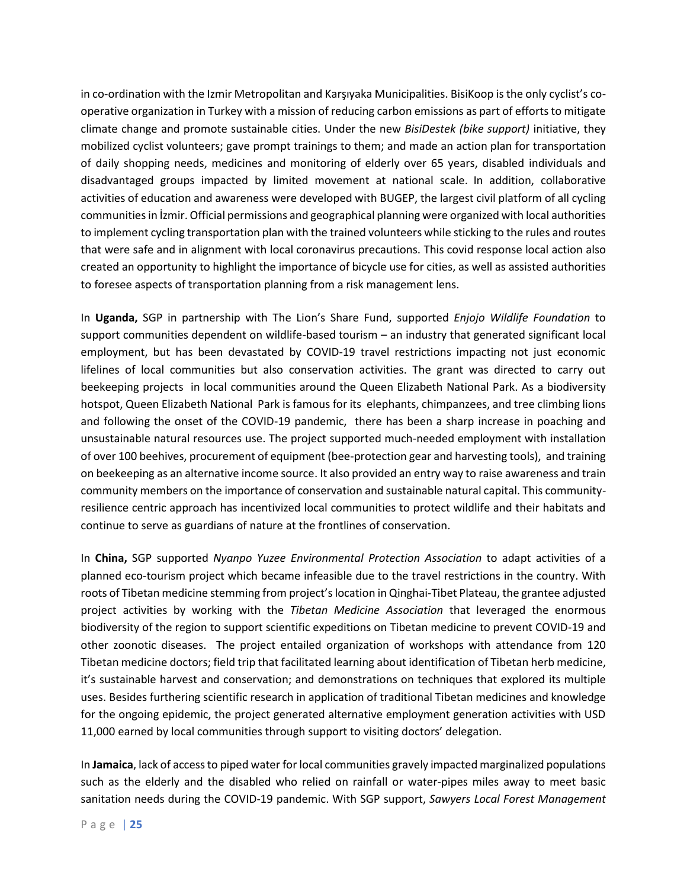in co-ordination with the Izmir Metropolitan and Karşıyaka Municipalities. BisiKoop is the only cyclist's co-operative organization in Turkey with a mission of reducing carbon emissions as part of efforts to mitigate climate change and promote sustainable cities. Under the new *BisiDestek (bike support)* initiative, they mobilized cyclist volunteers; gave prompt trainings to them; and made an action plan for transportation of daily shopping needs, medicines and monitoring of elderly over 65 years, disabled individuals and disadvantaged groups impacted by limited movement at national scale. In addition, collaborative activities of education and awareness were developed with BUGEP, the largest civil platform of all cycling communities in İzmir. Official permissions and geographical planning were organized with local authorities to implement cycling transportation plan with the trained volunteers while sticking to the rules and routes that were safe and in alignment with local coronavirus precautions. This covid response local action also created an opportunity to highlight the importance of bicycle use for cities, as well as assisted authorities to foresee aspects of transportation planning from a risk management lens.

In **Uganda,** SGP in partnership with The Lion's Share Fund, supported *Enjojo Wildlife Foundation* to support communities dependent on wildlife-based tourism – an industry that generated significant local employment, but has been devastated by COVID-19 travel restrictions impacting not just economic lifelines of local communities but also conservation activities. The grant was directed to carry out beekeeping projects in local communities around the Queen Elizabeth National Park. As a biodiversity hotspot, Queen Elizabeth National Park is famous for its elephants, chimpanzees, and tree climbing lions and following the onset of the COVID-19 pandemic, there has been a sharp increase in poaching and unsustainable natural resources use. The project supported much-needed employment with installation of over 100 beehives, procurement of equipment (bee-protection gear and harvesting tools), and training on beekeeping as an alternative income source. It also provided an entry way to raise awareness and train community members on the importance of conservation and sustainable natural capital. This community-resilience centric approach has incentivized local communities to protect wildlife and their habitats and continue to serve as guardians of nature at the frontlines of conservation.

In **China,** SGP supported *Nyanpo Yuzee Environmental Protection Association* to adapt activities of a planned eco-tourism project which became infeasible due to the travel restrictions in the country. With roots of Tibetan medicine stemming from project's location in Qinghai-Tibet Plateau, the grantee adjusted project activities by working with the *Tibetan Medicine Association* that leveraged the enormous biodiversity of the region to support scientific expeditions on Tibetan medicine to prevent COVID-19 and other zoonotic diseases. The project entailed organization of workshops with attendance from 120 Tibetan medicine doctors; field trip that facilitated learning about identification of Tibetan herb medicine, it's sustainable harvest and conservation; and demonstrations on techniques that explored its multiple uses. Besides furthering scientific research in application of traditional Tibetan medicines and knowledge for the ongoing epidemic, the project generated alternative employment generation activities with USD 11,000 earned by local communities through support to visiting doctors' delegation.

In **Jamaica**, lack of access to piped water for local communities gravely impacted marginalized populations such as the elderly and the disabled who relied on rainfall or water-pipes miles away to meet basic sanitation needs during the COVID-19 pandemic. With SGP support, *Sawyers Local Forest Management*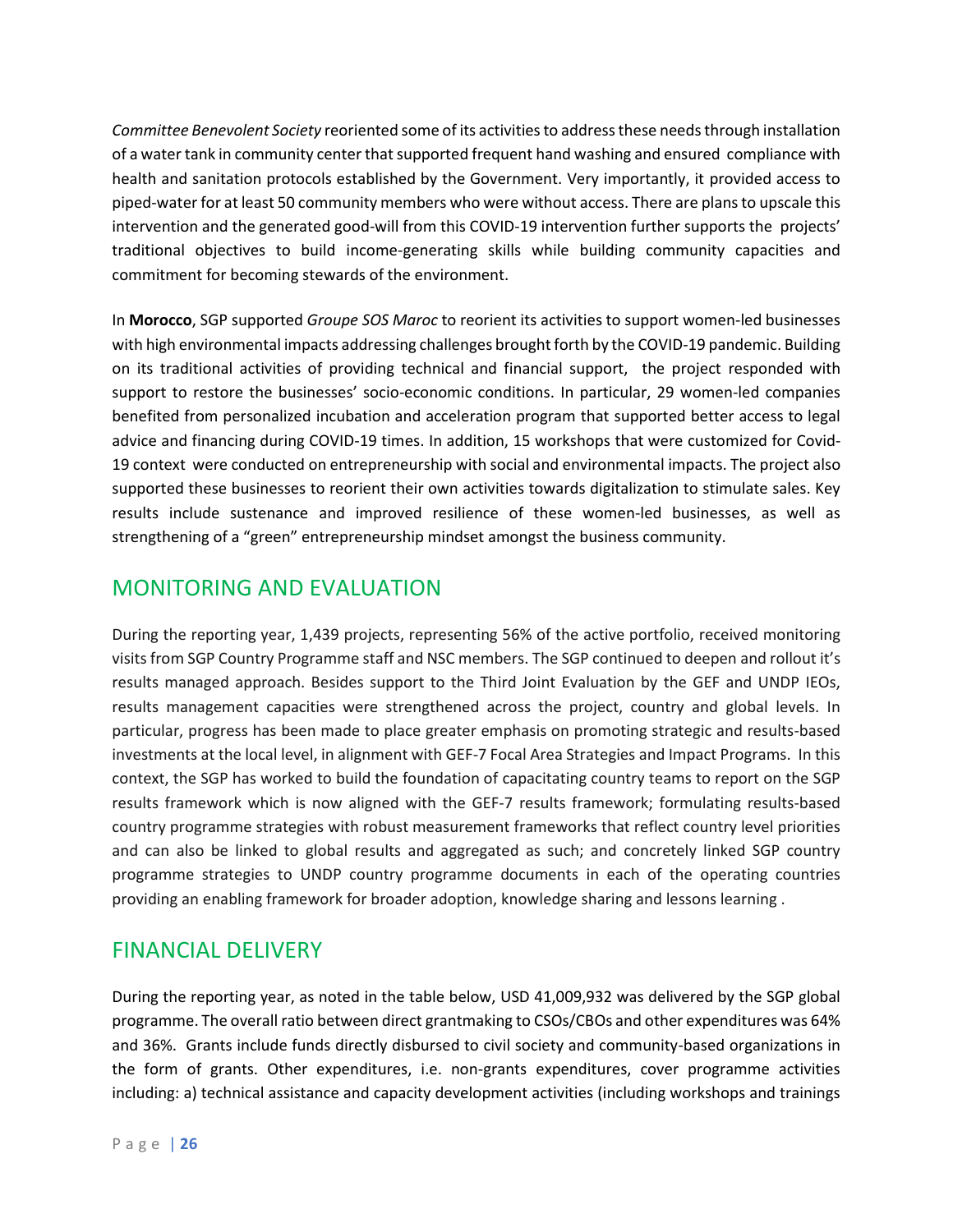*Committee Benevolent Society* reoriented some of its activities to address these needs through installation of a water tank in community center that supported frequent hand washing and ensured compliance with health and sanitation protocols established by the Government. Very importantly, it provided access to piped-water for at least 50 community members who were without access. There are plans to upscale this intervention and the generated good-will from this COVID-19 intervention further supports the projects' traditional objectives to build income-generating skills while building community capacities and commitment for becoming stewards of the environment.

In **Morocco**, SGP supported *Groupe SOS Maroc* to reorient its activities to support women-led businesses with high environmental impacts addressing challenges brought forth by the COVID-19 pandemic. Building on its traditional activities of providing technical and financial support, the project responded with support to restore the businesses' socio-economic conditions. In particular, 29 women-led companies benefited from personalized incubation and acceleration program that supported better access to legal advice and financing during COVID-19 times. In addition, 15 workshops that were customized for Covid-19 context were conducted on entrepreneurship with social and environmental impacts. The project also supported these businesses to reorient their own activities towards digitalization to stimulate sales. Key results include sustenance and improved resilience of these women-led businesses, as well as strengthening of a "green" entrepreneurship mindset amongst the business community.

## MONITORING AND EVALUATION

During the reporting year, 1,439 projects, representing 56% of the active portfolio, received monitoring visits from SGP Country Programme staff and NSC members. The SGP continued to deepen and rollout it's results managed approach. Besides support to the Third Joint Evaluation by the GEF and UNDP IEOs, results management capacities were strengthened across the project, country and global levels. In particular, progress has been made to place greater emphasis on promoting strategic and results-based investments at the local level, in alignment with GEF-7 Focal Area Strategies and Impact Programs. In this context, the SGP has worked to build the foundation of capacitating country teams to report on the SGP results framework which is now aligned with the GEF-7 results framework; formulating results-based country programme strategies with robust measurement frameworks that reflect country level priorities and can also be linked to global results and aggregated as such; and concretely linked SGP country programme strategies to UNDP country programme documents in each of the operating countries providing an enabling framework for broader adoption, knowledge sharing and lessons learning .

## FINANCIAL DELIVERY

During the reporting year, as noted in the table below, USD 41,009,932 was delivered by the SGP global programme. The overall ratio between direct grantmaking to CSOs/CBOs and other expenditures was 64% and 36%. Grants include funds directly disbursed to civil society and community-based organizations in the form of grants. Other expenditures, i.e. non-grants expenditures, cover programme activities including: a) technical assistance and capacity development activities (including workshops and trainings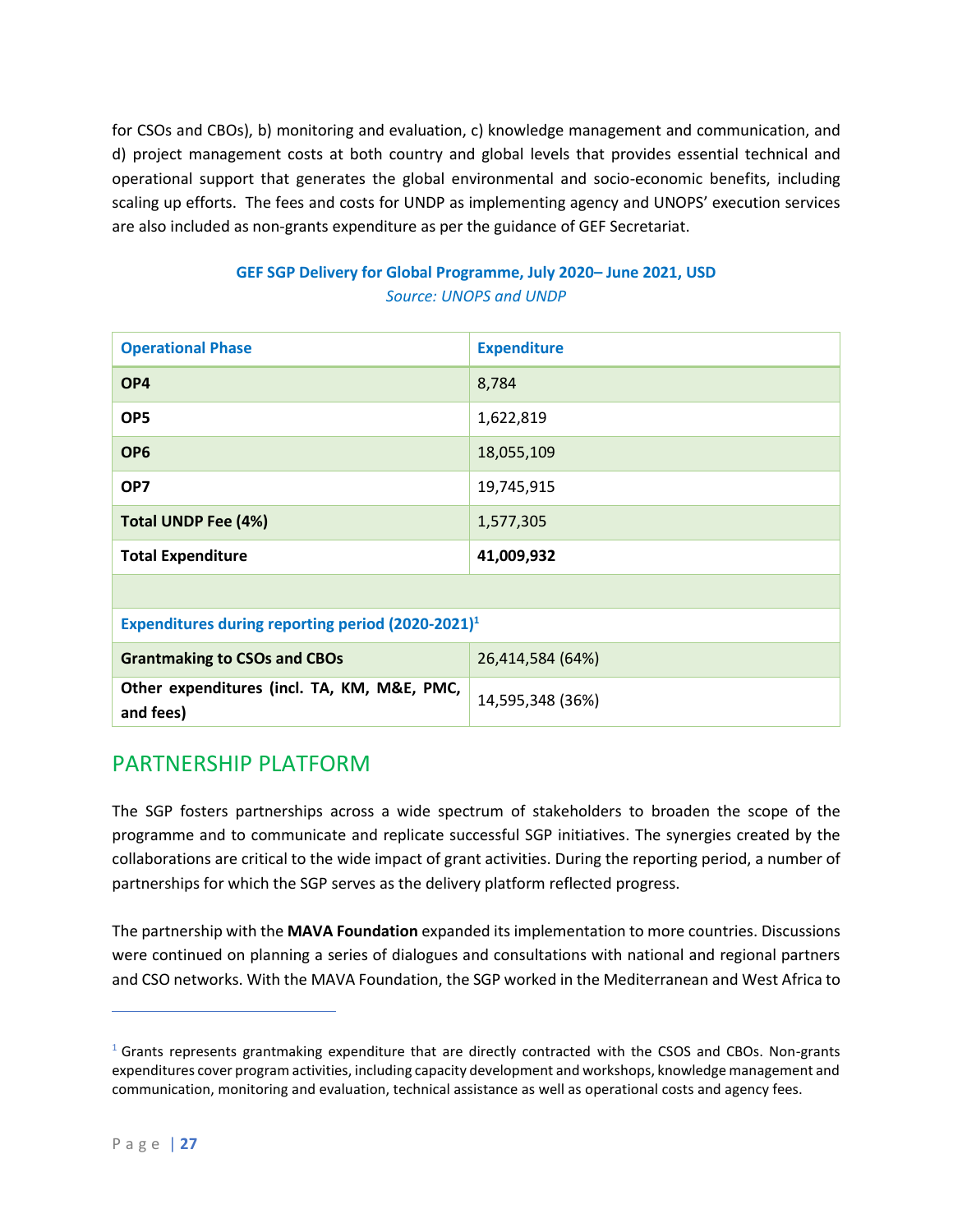for CSOs and CBOs), b) monitoring and evaluation, c) knowledge management and communication, and d) project management costs at both country and global levels that provides essential technical and operational support that generates the global environmental and socio-economic benefits, including scaling up efforts. The fees and costs for UNDP as implementing agency and UNOPS' execution services are also included as non-grants expenditure as per the guidance of GEF Secretariat.

**GEF SGP Delivery for Global Programme, July 2020– June 2021, USD**

*Source: UNOPS and UNDP*

| Operational Phase | Expenditure |
|---|---|
| **OP4** | 8,784 |
| **OP5** | 1,622,819 |
| **OP6** | 18,055,109 |
| **OP7** | 19,745,915 |
| **Total UNDP Fee (4%)** | 1,577,305 |
| **Total Expenditure** | **41,009,932** |
| | |
| **Expenditures during reporting period (2020-2021)[1]** | |
| **Grantmaking to CSOs and CBOs** | 26,414,584 (64%) |
| **Other expenditures (incl. TA, KM, M&E, PMC, and fees)** | 14,595,348 (36%) |

## PARTNERSHIP PLATFORM

The SGP fosters partnerships across a wide spectrum of stakeholders to broaden the scope of the programme and to communicate and replicate successful SGP initiatives. The synergies created by the collaborations are critical to the wide impact of grant activities. During the reporting period, a number of partnerships for which the SGP serves as the delivery platform reflected progress.

The partnership with the **MAVA Foundation** expanded its implementation to more countries. Discussions were continued on planning a series of dialogues and consultations with national and regional partners and CSO networks. With the MAVA Foundation, the SGP worked in the Mediterranean and West Africa to

[1] Grants represents grantmaking expenditure that are directly contracted with the CSOS and CBOs. Non-grants expenditures cover program activities, including capacity development and workshops, knowledge management and communication, monitoring and evaluation, technical assistance as well as operational costs and agency fees.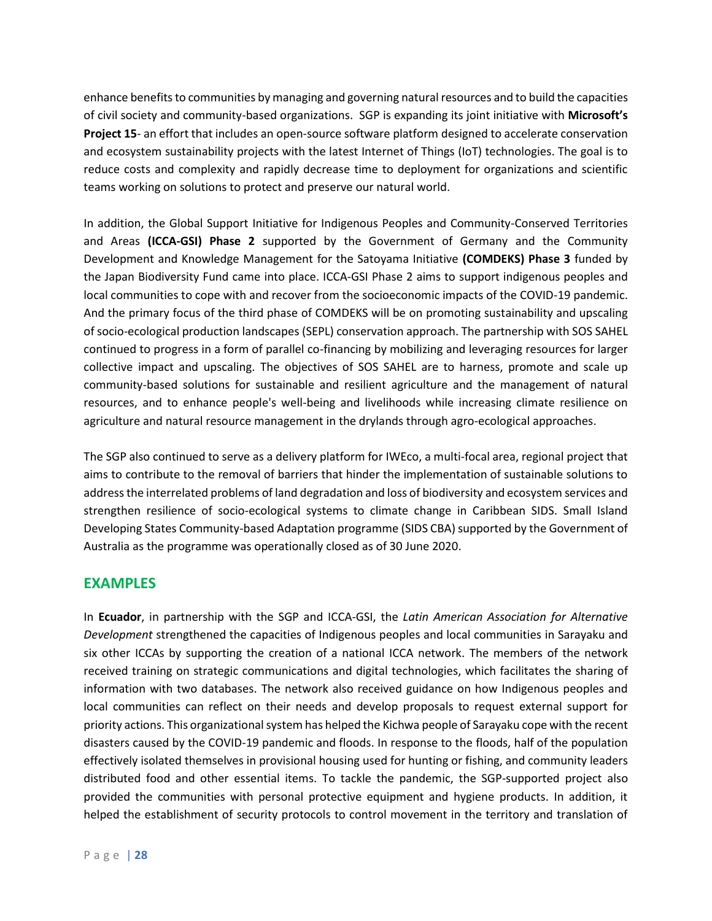enhance benefits to communities by managing and governing natural resources and to build the capacities of civil society and community-based organizations. SGP is expanding its joint initiative with **Microsoft's Project 15**- an effort that includes an open-source software platform designed to accelerate conservation and ecosystem sustainability projects with the latest Internet of Things (IoT) technologies. The goal is to reduce costs and complexity and rapidly decrease time to deployment for organizations and scientific teams working on solutions to protect and preserve our natural world.

In addition, the Global Support Initiative for Indigenous Peoples and Community-Conserved Territories and Areas **(ICCA-GSI) Phase 2** supported by the Government of Germany and the Community Development and Knowledge Management for the Satoyama Initiative **(COMDEKS) Phase 3** funded by the Japan Biodiversity Fund came into place. ICCA-GSI Phase 2 aims to support indigenous peoples and local communities to cope with and recover from the socioeconomic impacts of the COVID-19 pandemic. And the primary focus of the third phase of COMDEKS will be on promoting sustainability and upscaling of socio-ecological production landscapes (SEPL) conservation approach. The partnership with SOS SAHEL continued to progress in a form of parallel co-financing by mobilizing and leveraging resources for larger collective impact and upscaling. The objectives of SOS SAHEL are to harness, promote and scale up community-based solutions for sustainable and resilient agriculture and the management of natural resources, and to enhance people's well-being and livelihoods while increasing climate resilience on agriculture and natural resource management in the drylands through agro-ecological approaches.

The SGP also continued to serve as a delivery platform for IWEco, a multi-focal area, regional project that aims to contribute to the removal of barriers that hinder the implementation of sustainable solutions to address the interrelated problems of land degradation and loss of biodiversity and ecosystem services and strengthen resilience of socio-ecological systems to climate change in Caribbean SIDS. Small Island Developing States Community-based Adaptation programme (SIDS CBA) supported by the Government of Australia as the programme was operationally closed as of 30 June 2020.

## EXAMPLES

In **Ecuador**, in partnership with the SGP and ICCA-GSI, the *Latin American Association for Alternative Development* strengthened the capacities of Indigenous peoples and local communities in Sarayaku and six other ICCAs by supporting the creation of a national ICCA network. The members of the network received training on strategic communications and digital technologies, which facilitates the sharing of information with two databases. The network also received guidance on how Indigenous peoples and local communities can reflect on their needs and develop proposals to request external support for priority actions. This organizational system has helped the Kichwa people of Sarayaku cope with the recent disasters caused by the COVID-19 pandemic and floods. In response to the floods, half of the population effectively isolated themselves in provisional housing used for hunting or fishing, and community leaders distributed food and other essential items. To tackle the pandemic, the SGP-supported project also provided the communities with personal protective equipment and hygiene products. In addition, it helped the establishment of security protocols to control movement in the territory and translation of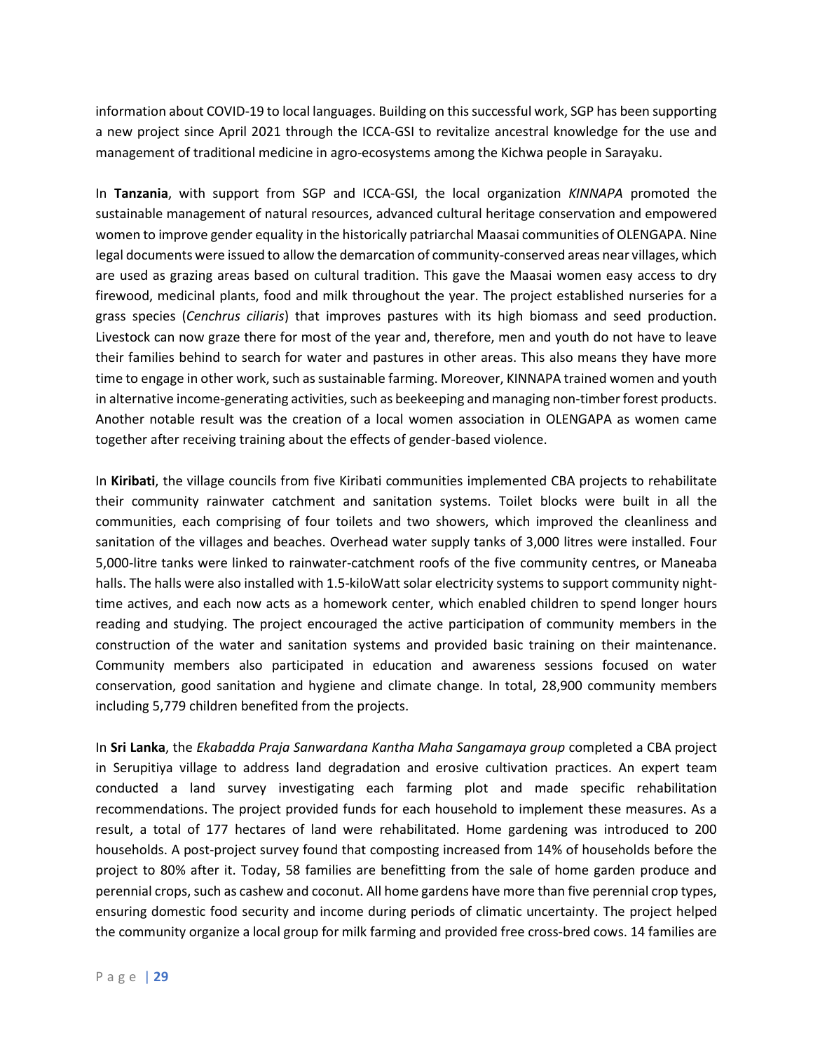information about COVID-19 to local languages. Building on this successful work, SGP has been supporting a new project since April 2021 through the ICCA-GSI to revitalize ancestral knowledge for the use and management of traditional medicine in agro-ecosystems among the Kichwa people in Sarayaku.

In **Tanzania**, with support from SGP and ICCA-GSI, the local organization *KINNAPA* promoted the sustainable management of natural resources, advanced cultural heritage conservation and empowered women to improve gender equality in the historically patriarchal Maasai communities of OLENGAPA. Nine legal documents were issued to allow the demarcation of community-conserved areas near villages, which are used as grazing areas based on cultural tradition. This gave the Maasai women easy access to dry firewood, medicinal plants, food and milk throughout the year. The project established nurseries for a grass species (*Cenchrus ciliaris*) that improves pastures with its high biomass and seed production. Livestock can now graze there for most of the year and, therefore, men and youth do not have to leave their families behind to search for water and pastures in other areas. This also means they have more time to engage in other work, such as sustainable farming. Moreover, KINNAPA trained women and youth in alternative income-generating activities, such as beekeeping and managing non-timber forest products. Another notable result was the creation of a local women association in OLENGAPA as women came together after receiving training about the effects of gender-based violence.

In **Kiribati**, the village councils from five Kiribati communities implemented CBA projects to rehabilitate their community rainwater catchment and sanitation systems. Toilet blocks were built in all the communities, each comprising of four toilets and two showers, which improved the cleanliness and sanitation of the villages and beaches. Overhead water supply tanks of 3,000 litres were installed. Four 5,000-litre tanks were linked to rainwater-catchment roofs of the five community centres, or Maneaba halls. The halls were also installed with 1.5-kiloWatt solar electricity systems to support community night-time actives, and each now acts as a homework center, which enabled children to spend longer hours reading and studying. The project encouraged the active participation of community members in the construction of the water and sanitation systems and provided basic training on their maintenance. Community members also participated in education and awareness sessions focused on water conservation, good sanitation and hygiene and climate change. In total, 28,900 community members including 5,779 children benefited from the projects.

In **Sri Lanka**, the *Ekabadda Praja Sanwardana Kantha Maha Sangamaya group* completed a CBA project in Serupitiya village to address land degradation and erosive cultivation practices. An expert team conducted a land survey investigating each farming plot and made specific rehabilitation recommendations. The project provided funds for each household to implement these measures. As a result, a total of 177 hectares of land were rehabilitated. Home gardening was introduced to 200 households. A post-project survey found that composting increased from 14% of households before the project to 80% after it. Today, 58 families are benefitting from the sale of home garden produce and perennial crops, such as cashew and coconut. All home gardens have more than five perennial crop types, ensuring domestic food security and income during periods of climatic uncertainty. The project helped the community organize a local group for milk farming and provided free cross-bred cows. 14 families are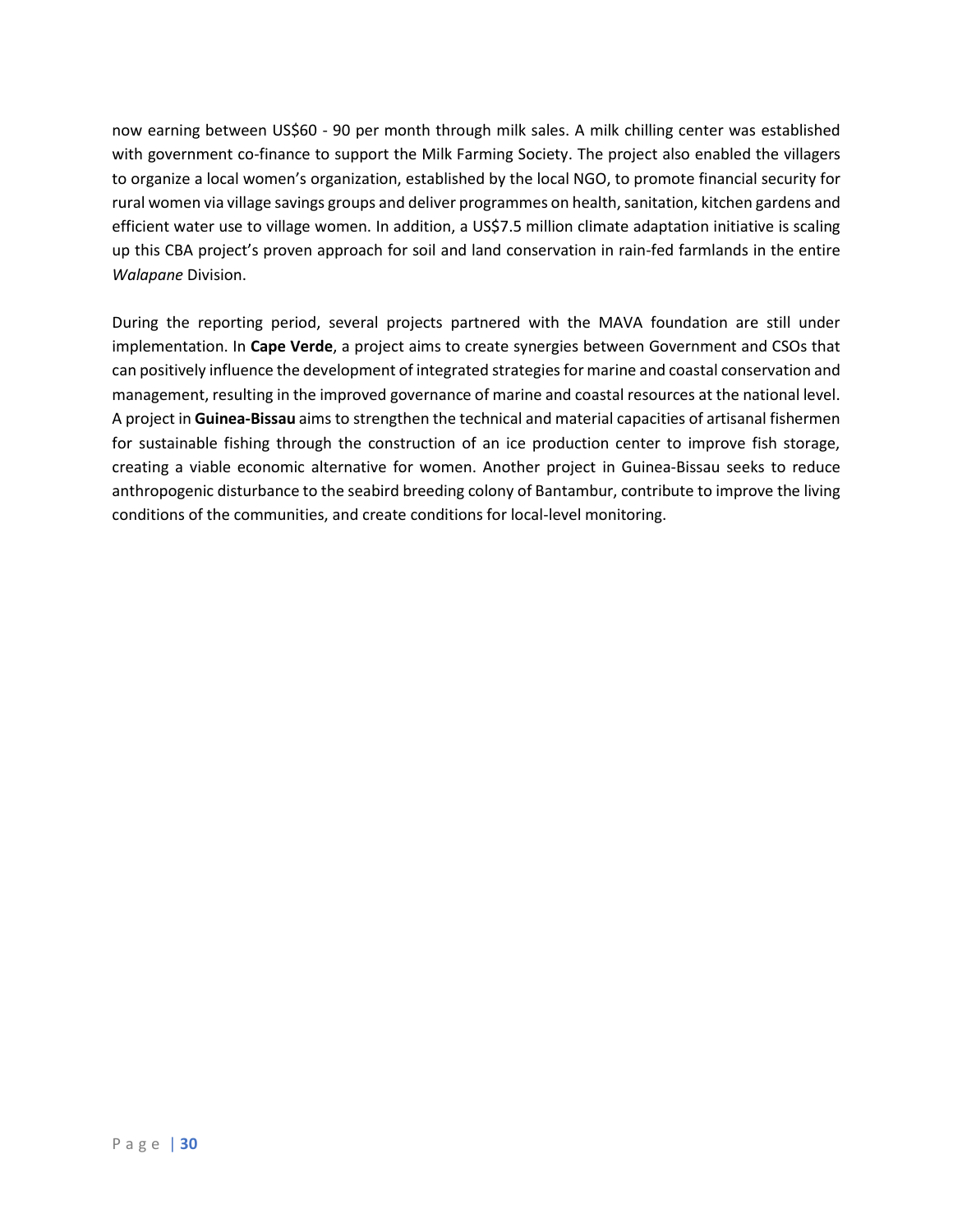now earning between US$60 - 90 per month through milk sales. A milk chilling center was established with government co-finance to support the Milk Farming Society. The project also enabled the villagers to organize a local women's organization, established by the local NGO, to promote financial security for rural women via village savings groups and deliver programmes on health, sanitation, kitchen gardens and efficient water use to village women. In addition, a US$7.5 million climate adaptation initiative is scaling up this CBA project's proven approach for soil and land conservation in rain-fed farmlands in the entire *Walapane* Division.

During the reporting period, several projects partnered with the MAVA foundation are still under implementation. In **Cape Verde**, a project aims to create synergies between Government and CSOs that can positively influence the development of integrated strategies for marine and coastal conservation and management, resulting in the improved governance of marine and coastal resources at the national level. A project in **Guinea-Bissau** aims to strengthen the technical and material capacities of artisanal fishermen for sustainable fishing through the construction of an ice production center to improve fish storage, creating a viable economic alternative for women. Another project in Guinea-Bissau seeks to reduce anthropogenic disturbance to the seabird breeding colony of Bantambur, contribute to improve the living conditions of the communities, and create conditions for local-level monitoring.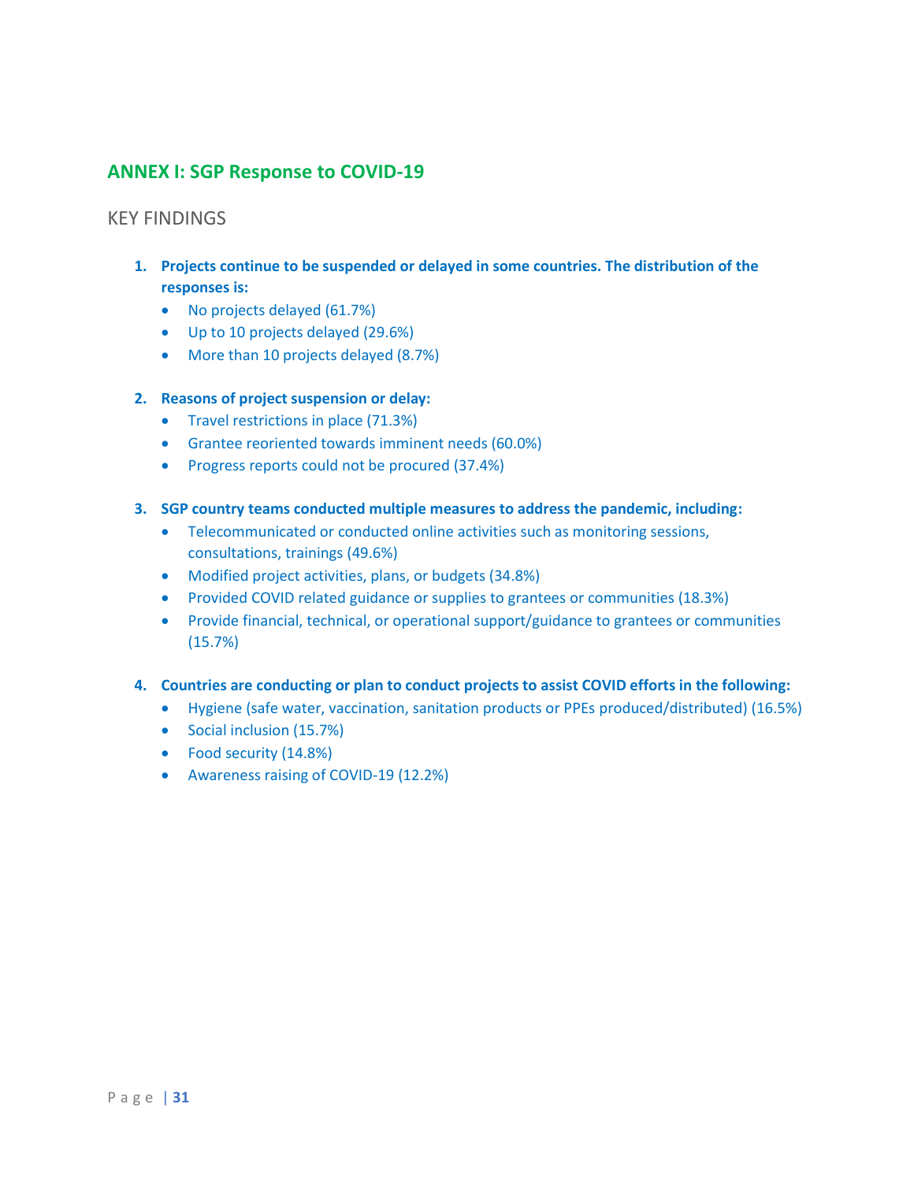## ANNEX I: SGP Response to COVID-19

### KEY FINDINGS

1. **Projects continue to be suspended or delayed in some countries. The distribution of the responses is:**
   - No projects delayed (61.7%)
   - Up to 10 projects delayed (29.6%)
   - More than 10 projects delayed (8.7%)

2. **Reasons of project suspension or delay:**
   - Travel restrictions in place (71.3%)
   - Grantee reoriented towards imminent needs (60.0%)
   - Progress reports could not be procured (37.4%)

3. **SGP country teams conducted multiple measures to address the pandemic, including:**
   - Telecommunicated or conducted online activities such as monitoring sessions, consultations, trainings (49.6%)
   - Modified project activities, plans, or budgets (34.8%)
   - Provided COVID related guidance or supplies to grantees or communities (18.3%)
   - Provide financial, technical, or operational support/guidance to grantees or communities (15.7%)

4. **Countries are conducting or plan to conduct projects to assist COVID efforts in the following:**
   - Hygiene (safe water, vaccination, sanitation products or PPEs produced/distributed) (16.5%)
   - Social inclusion (15.7%)
   - Food security (14.8%)
   - Awareness raising of COVID-19 (12.2%)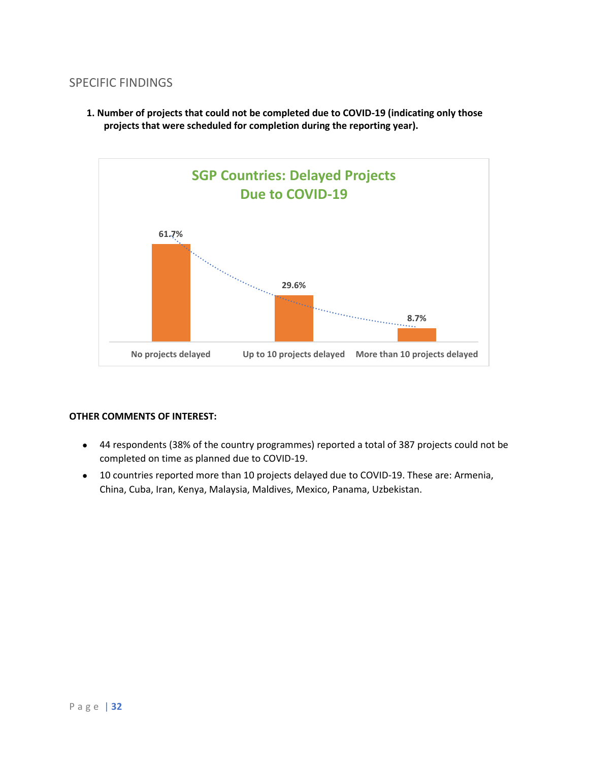## SPECIFIC FINDINGS

1. **Number of projects that could not be completed due to COVID-19 (indicating only those projects that were scheduled for completion during the reporting year).**

**SGP Countries: Delayed Projects Due to COVID-19**

| Category | Percentage |
|---|---|
| No projects delayed | 61.7% |
| Up to 10 projects delayed | 29.6% |
| More than 10 projects delayed | 8.7% |

**OTHER COMMENTS OF INTEREST:**

- 44 respondents (38% of the country programmes) reported a total of 387 projects could not be completed on time as planned due to COVID-19.
- 10 countries reported more than 10 projects delayed due to COVID-19. These are: Armenia, China, Cuba, Iran, Kenya, Malaysia, Maldives, Mexico, Panama, Uzbekistan.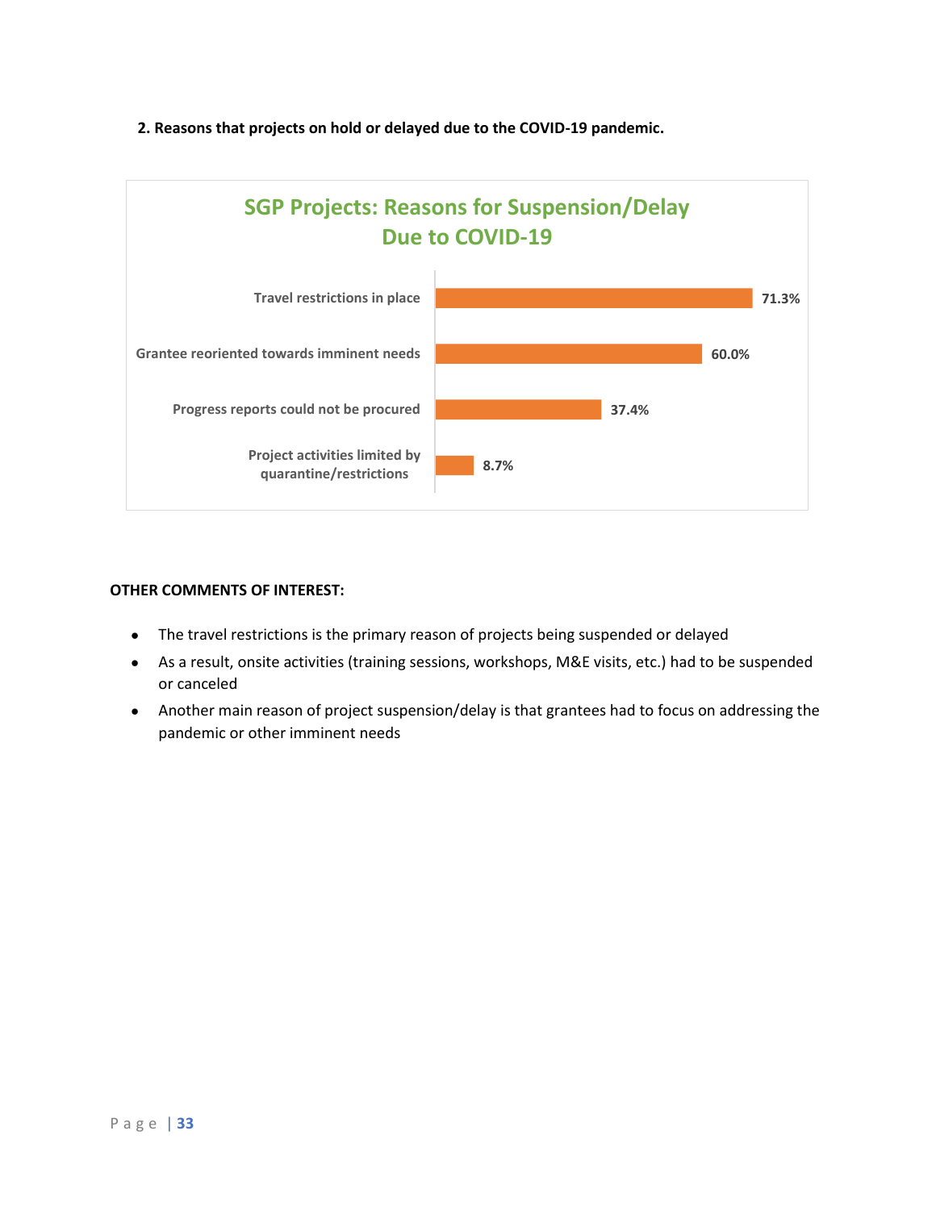**2. Reasons that projects on hold or delayed due to the COVID-19 pandemic.**

**SGP Projects: Reasons for Suspension/Delay Due to COVID-19**

| Reason | Percentage |
|---|---|
| Travel restrictions in place | 71.3% |
| Grantee reoriented towards imminent needs | 60.0% |
| Progress reports could not be procured | 37.4% |
| Project activities limited by quarantine/restrictions | 8.7% |

**OTHER COMMENTS OF INTEREST:**

- The travel restrictions is the primary reason of projects being suspended or delayed
- As a result, onsite activities (training sessions, workshops, M&E visits, etc.) had to be suspended or canceled
- Another main reason of project suspension/delay is that grantees had to focus on addressing the pandemic or other imminent needs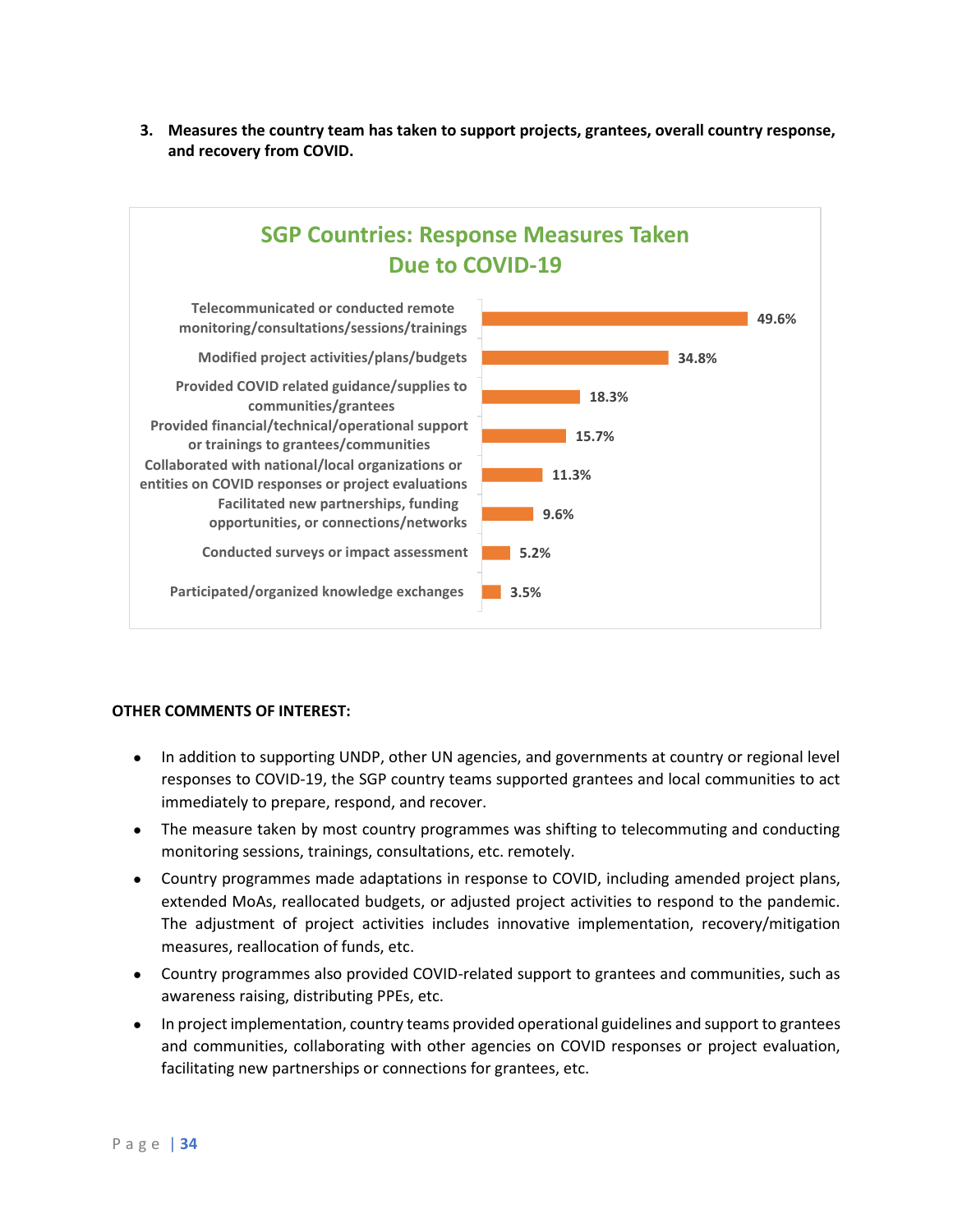3. **Measures the country team has taken to support projects, grantees, overall country response, and recovery from COVID.**

**SGP Countries: Response Measures Taken Due to COVID-19**

| Response Measure | Percentage |
| --- | --- |
| Telecommunicated or conducted remote monitoring/consultations/sessions/trainings | 49.6% |
| Modified project activities/plans/budgets | 34.8% |
| Provided COVID related guidance/supplies to communities/grantees | 18.3% |
| Provided financial/technical/operational support or trainings to grantees/communities | 15.7% |
| Collaborated with national/local organizations or entities on COVID responses or project evaluations | 11.3% |
| Facilitated new partnerships, funding opportunities, or connections/networks | 9.6% |
| Conducted surveys or impact assessment | 5.2% |
| Participated/organized knowledge exchanges | 3.5% |

**OTHER COMMENTS OF INTEREST:**

- In addition to supporting UNDP, other UN agencies, and governments at country or regional level responses to COVID-19, the SGP country teams supported grantees and local communities to act immediately to prepare, respond, and recover.
- The measure taken by most country programmes was shifting to telecommuting and conducting monitoring sessions, trainings, consultations, etc. remotely.
- Country programmes made adaptations in response to COVID, including amended project plans, extended MoAs, reallocated budgets, or adjusted project activities to respond to the pandemic. The adjustment of project activities includes innovative implementation, recovery/mitigation measures, reallocation of funds, etc.
- Country programmes also provided COVID-related support to grantees and communities, such as awareness raising, distributing PPEs, etc.
- In project implementation, country teams provided operational guidelines and support to grantees and communities, collaborating with other agencies on COVID responses or project evaluation, facilitating new partnerships or connections for grantees, etc.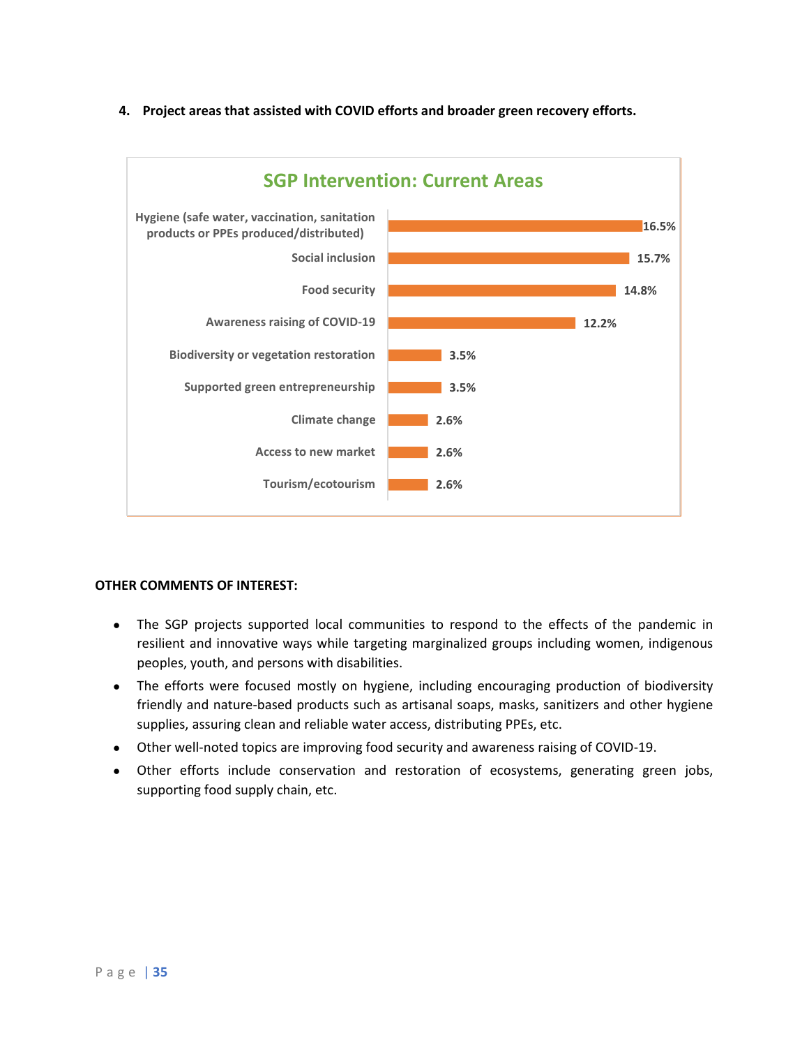4. **Project areas that assisted with COVID efforts and broader green recovery efforts.**

**SGP Intervention: Current Areas**

| Area | Percentage |
|---|---|
| Hygiene (safe water, vaccination, sanitation products or PPEs produced/distributed) | 16.5% |
| Social inclusion | 15.7% |
| Food security | 14.8% |
| Awareness raising of COVID-19 | 12.2% |
| Biodiversity or vegetation restoration | 3.5% |
| Supported green entrepreneurship | 3.5% |
| Climate change | 2.6% |
| Access to new market | 2.6% |
| Tourism/ecotourism | 2.6% |

**OTHER COMMENTS OF INTEREST:**

- The SGP projects supported local communities to respond to the effects of the pandemic in resilient and innovative ways while targeting marginalized groups including women, indigenous peoples, youth, and persons with disabilities.
- The efforts were focused mostly on hygiene, including encouraging production of biodiversity friendly and nature-based products such as artisanal soaps, masks, sanitizers and other hygiene supplies, assuring clean and reliable water access, distributing PPEs, etc.
- Other well-noted topics are improving food security and awareness raising of COVID-19.
- Other efforts include conservation and restoration of ecosystems, generating green jobs, supporting food supply chain, etc.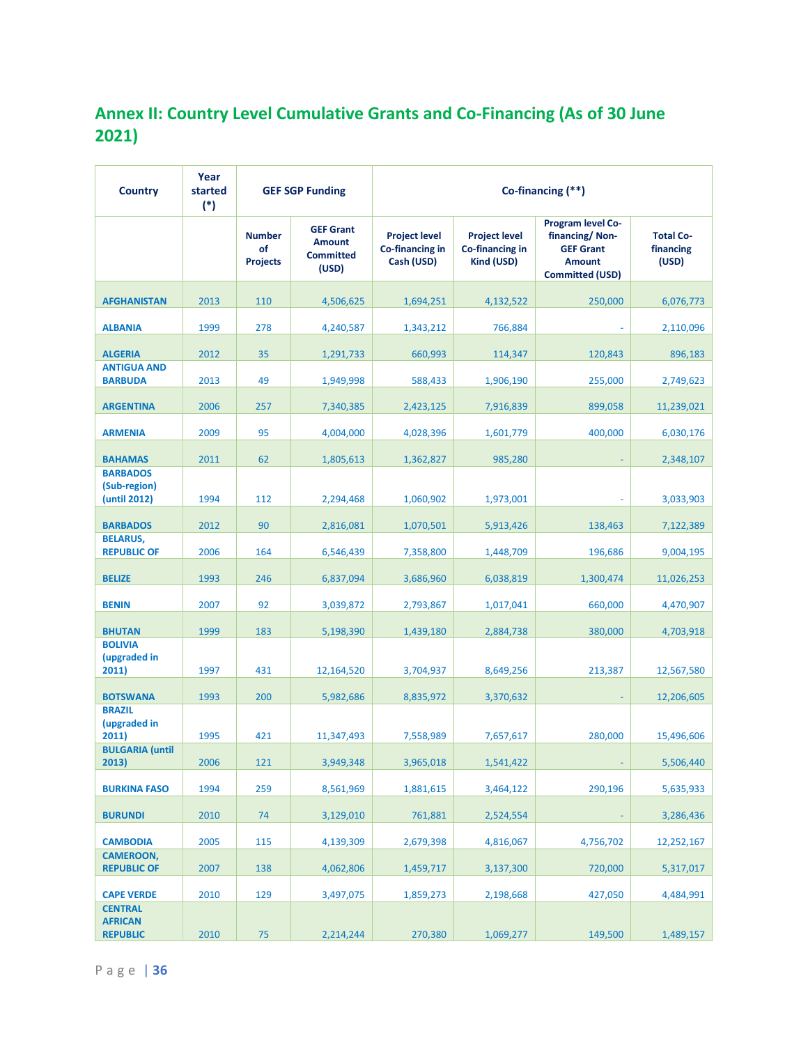## Annex II: Country Level Cumulative Grants and Co-Financing (As of 30 June 2021)

| Country | Year started (*) | GEF SGP Funding | | Co-financing (**) | | | |
|---|---|---|---|---|---|---|---|
| | | Number of Projects | GEF Grant Amount Committed (USD) | Project level Co-financing in Cash (USD) | Project level Co-financing in Kind (USD) | Program level Co-financing/ Non-GEF Grant Amount Committed (USD) | Total Co-financing (USD) |
| AFGHANISTAN | 2013 | 110 | 4,506,625 | 1,694,251 | 4,132,522 | 250,000 | 6,076,773 |
| ALBANIA | 1999 | 278 | 4,240,587 | 1,343,212 | 766,884 | - | 2,110,096 |
| ALGERIA | 2012 | 35 | 1,291,733 | 660,993 | 114,347 | 120,843 | 896,183 |
| ANTIGUA AND BARBUDA | 2013 | 49 | 1,949,998 | 588,433 | 1,906,190 | 255,000 | 2,749,623 |
| ARGENTINA | 2006 | 257 | 7,340,385 | 2,423,125 | 7,916,839 | 899,058 | 11,239,021 |
| ARMENIA | 2009 | 95 | 4,004,000 | 4,028,396 | 1,601,779 | 400,000 | 6,030,176 |
| BAHAMAS | 2011 | 62 | 1,805,613 | 1,362,827 | 985,280 | - | 2,348,107 |
| BARBADOS (Sub-region) (until 2012) | 1994 | 112 | 2,294,468 | 1,060,902 | 1,973,001 | - | 3,033,903 |
| BARBADOS | 2012 | 90 | 2,816,081 | 1,070,501 | 5,913,426 | 138,463 | 7,122,389 |
| BELARUS, REPUBLIC OF | 2006 | 164 | 6,546,439 | 7,358,800 | 1,448,709 | 196,686 | 9,004,195 |
| BELIZE | 1993 | 246 | 6,837,094 | 3,686,960 | 6,038,819 | 1,300,474 | 11,026,253 |
| BENIN | 2007 | 92 | 3,039,872 | 2,793,867 | 1,017,041 | 660,000 | 4,470,907 |
| BHUTAN | 1999 | 183 | 5,198,390 | 1,439,180 | 2,884,738 | 380,000 | 4,703,918 |
| BOLIVIA (upgraded in 2011) | 1997 | 431 | 12,164,520 | 3,704,937 | 8,649,256 | 213,387 | 12,567,580 |
| BOTSWANA | 1993 | 200 | 5,982,686 | 8,835,972 | 3,370,632 | - | 12,206,605 |
| BRAZIL (upgraded in 2011) | 1995 | 421 | 11,347,493 | 7,558,989 | 7,657,617 | 280,000 | 15,496,606 |
| BULGARIA (until 2013) | 2006 | 121 | 3,949,348 | 3,965,018 | 1,541,422 | - | 5,506,440 |
| BURKINA FASO | 1994 | 259 | 8,561,969 | 1,881,615 | 3,464,122 | 290,196 | 5,635,933 |
| BURUNDI | 2010 | 74 | 3,129,010 | 761,881 | 2,524,554 | - | 3,286,436 |
| CAMBODIA | 2005 | 115 | 4,139,309 | 2,679,398 | 4,816,067 | 4,756,702 | 12,252,167 |
| CAMEROON, REPUBLIC OF | 2007 | 138 | 4,062,806 | 1,459,717 | 3,137,300 | 720,000 | 5,317,017 |
| CAPE VERDE | 2010 | 129 | 3,497,075 | 1,859,273 | 2,198,668 | 427,050 | 4,484,991 |
| CENTRAL AFRICAN REPUBLIC | 2010 | 75 | 2,214,244 | 270,380 | 1,069,277 | 149,500 | 1,489,157 |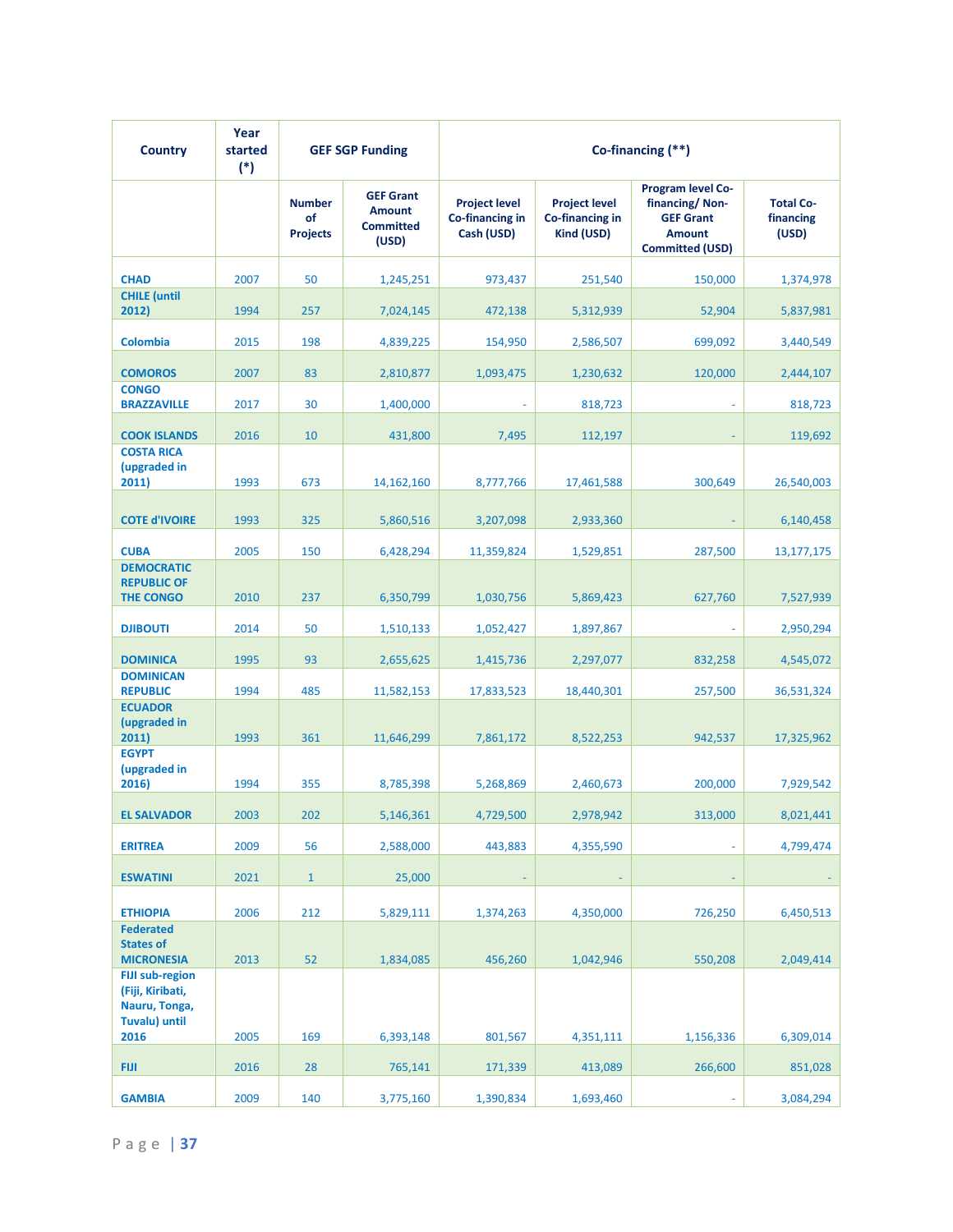| Country | Year started (*) | GEF SGP Funding | | Co-financing (**) | | | |
|---|---|---|---|---|---|---|---|
| | | Number of Projects | GEF Grant Amount Committed (USD) | Project level Co-financing in Cash (USD) | Project level Co-financing in Kind (USD) | Program level Co-financing/ Non-GEF Grant Amount Committed (USD) | Total Co-financing (USD) |
| CHAD | 2007 | 50 | 1,245,251 | 973,437 | 251,540 | 150,000 | 1,374,978 |
| CHILE (until 2012) | 1994 | 257 | 7,024,145 | 472,138 | 5,312,939 | 52,904 | 5,837,981 |
| Colombia | 2015 | 198 | 4,839,225 | 154,950 | 2,586,507 | 699,092 | 3,440,549 |
| COMOROS | 2007 | 83 | 2,810,877 | 1,093,475 | 1,230,632 | 120,000 | 2,444,107 |
| CONGO BRAZZAVILLE | 2017 | 30 | 1,400,000 | - | 818,723 | - | 818,723 |
| COOK ISLANDS | 2016 | 10 | 431,800 | 7,495 | 112,197 | - | 119,692 |
| COSTA RICA (upgraded in 2011) | 1993 | 673 | 14,162,160 | 8,777,766 | 17,461,588 | 300,649 | 26,540,003 |
| COTE d'IVOIRE | 1993 | 325 | 5,860,516 | 3,207,098 | 2,933,360 | - | 6,140,458 |
| CUBA | 2005 | 150 | 6,428,294 | 11,359,824 | 1,529,851 | 287,500 | 13,177,175 |
| DEMOCRATIC REPUBLIC OF THE CONGO | 2010 | 237 | 6,350,799 | 1,030,756 | 5,869,423 | 627,760 | 7,527,939 |
| DJIBOUTI | 2014 | 50 | 1,510,133 | 1,052,427 | 1,897,867 | - | 2,950,294 |
| DOMINICA | 1995 | 93 | 2,655,625 | 1,415,736 | 2,297,077 | 832,258 | 4,545,072 |
| DOMINICAN REPUBLIC | 1994 | 485 | 11,582,153 | 17,833,523 | 18,440,301 | 257,500 | 36,531,324 |
| ECUADOR (upgraded in 2011) | 1993 | 361 | 11,646,299 | 7,861,172 | 8,522,253 | 942,537 | 17,325,962 |
| EGYPT (upgraded in 2016) | 1994 | 355 | 8,785,398 | 5,268,869 | 2,460,673 | 200,000 | 7,929,542 |
| EL SALVADOR | 2003 | 202 | 5,146,361 | 4,729,500 | 2,978,942 | 313,000 | 8,021,441 |
| ERITREA | 2009 | 56 | 2,588,000 | 443,883 | 4,355,590 | - | 4,799,474 |
| ESWATINI | 2021 | 1 | 25,000 | - | - | - | - |
| ETHIOPIA | 2006 | 212 | 5,829,111 | 1,374,263 | 4,350,000 | 726,250 | 6,450,513 |
| Federated States of MICRONESIA | 2013 | 52 | 1,834,085 | 456,260 | 1,042,946 | 550,208 | 2,049,414 |
| FIJI sub-region (Fiji, Kiribati, Nauru, Tonga, Tuvalu) until 2016 | 2005 | 169 | 6,393,148 | 801,567 | 4,351,111 | 1,156,336 | 6,309,014 |
| FIJI | 2016 | 28 | 765,141 | 171,339 | 413,089 | 266,600 | 851,028 |
| GAMBIA | 2009 | 140 | 3,775,160 | 1,390,834 | 1,693,460 | - | 3,084,294 |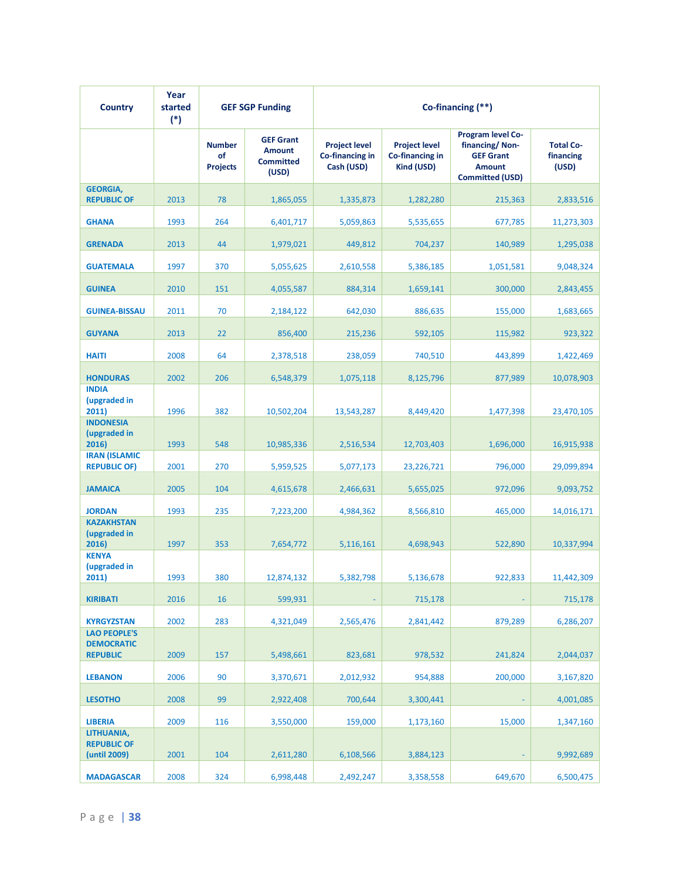| Country | Year started (*) | GEF SGP Funding | | Co-financing (**) | | | |
|---|---|---|---|---|---|---|---|
| | | Number of Projects | GEF Grant Amount Committed (USD) | Project level Co-financing in Cash (USD) | Project level Co-financing in Kind (USD) | Program level Co-financing/ Non-GEF Grant Amount Committed (USD) | Total Co-financing (USD) |
| GEORGIA, REPUBLIC OF | 2013 | 78 | 1,865,055 | 1,335,873 | 1,282,280 | 215,363 | 2,833,516 |
| GHANA | 1993 | 264 | 6,401,717 | 5,059,863 | 5,535,655 | 677,785 | 11,273,303 |
| GRENADA | 2013 | 44 | 1,979,021 | 449,812 | 704,237 | 140,989 | 1,295,038 |
| GUATEMALA | 1997 | 370 | 5,055,625 | 2,610,558 | 5,386,185 | 1,051,581 | 9,048,324 |
| GUINEA | 2010 | 151 | 4,055,587 | 884,314 | 1,659,141 | 300,000 | 2,843,455 |
| GUINEA-BISSAU | 2011 | 70 | 2,184,122 | 642,030 | 886,635 | 155,000 | 1,683,665 |
| GUYANA | 2013 | 22 | 856,400 | 215,236 | 592,105 | 115,982 | 923,322 |
| HAITI | 2008 | 64 | 2,378,518 | 238,059 | 740,510 | 443,899 | 1,422,469 |
| HONDURAS | 2002 | 206 | 6,548,379 | 1,075,118 | 8,125,796 | 877,989 | 10,078,903 |
| INDIA (upgraded in 2011) | 1996 | 382 | 10,502,204 | 13,543,287 | 8,449,420 | 1,477,398 | 23,470,105 |
| INDONESIA (upgraded in 2016) | 1993 | 548 | 10,985,336 | 2,516,534 | 12,703,403 | 1,696,000 | 16,915,938 |
| IRAN (ISLAMIC REPUBLIC OF) | 2001 | 270 | 5,959,525 | 5,077,173 | 23,226,721 | 796,000 | 29,099,894 |
| JAMAICA | 2005 | 104 | 4,615,678 | 2,466,631 | 5,655,025 | 972,096 | 9,093,752 |
| JORDAN | 1993 | 235 | 7,223,200 | 4,984,362 | 8,566,810 | 465,000 | 14,016,171 |
| KAZAKHSTAN (upgraded in 2016) | 1997 | 353 | 7,654,772 | 5,116,161 | 4,698,943 | 522,890 | 10,337,994 |
| KENYA (upgraded in 2011) | 1993 | 380 | 12,874,132 | 5,382,798 | 5,136,678 | 922,833 | 11,442,309 |
| KIRIBATI | 2016 | 16 | 599,931 | - | 715,178 | - | 715,178 |
| KYRGYZSTAN | 2002 | 283 | 4,321,049 | 2,565,476 | 2,841,442 | 879,289 | 6,286,207 |
| LAO PEOPLE'S DEMOCRATIC REPUBLIC | 2009 | 157 | 5,498,661 | 823,681 | 978,532 | 241,824 | 2,044,037 |
| LEBANON | 2006 | 90 | 3,370,671 | 2,012,932 | 954,888 | 200,000 | 3,167,820 |
| LESOTHO | 2008 | 99 | 2,922,408 | 700,644 | 3,300,441 | - | 4,001,085 |
| LIBERIA | 2009 | 116 | 3,550,000 | 159,000 | 1,173,160 | 15,000 | 1,347,160 |
| LITHUANIA, REPUBLIC OF (until 2009) | 2001 | 104 | 2,611,280 | 6,108,566 | 3,884,123 | - | 9,992,689 |
| MADAGASCAR | 2008 | 324 | 6,998,448 | 2,492,247 | 3,358,558 | 649,670 | 6,500,475 |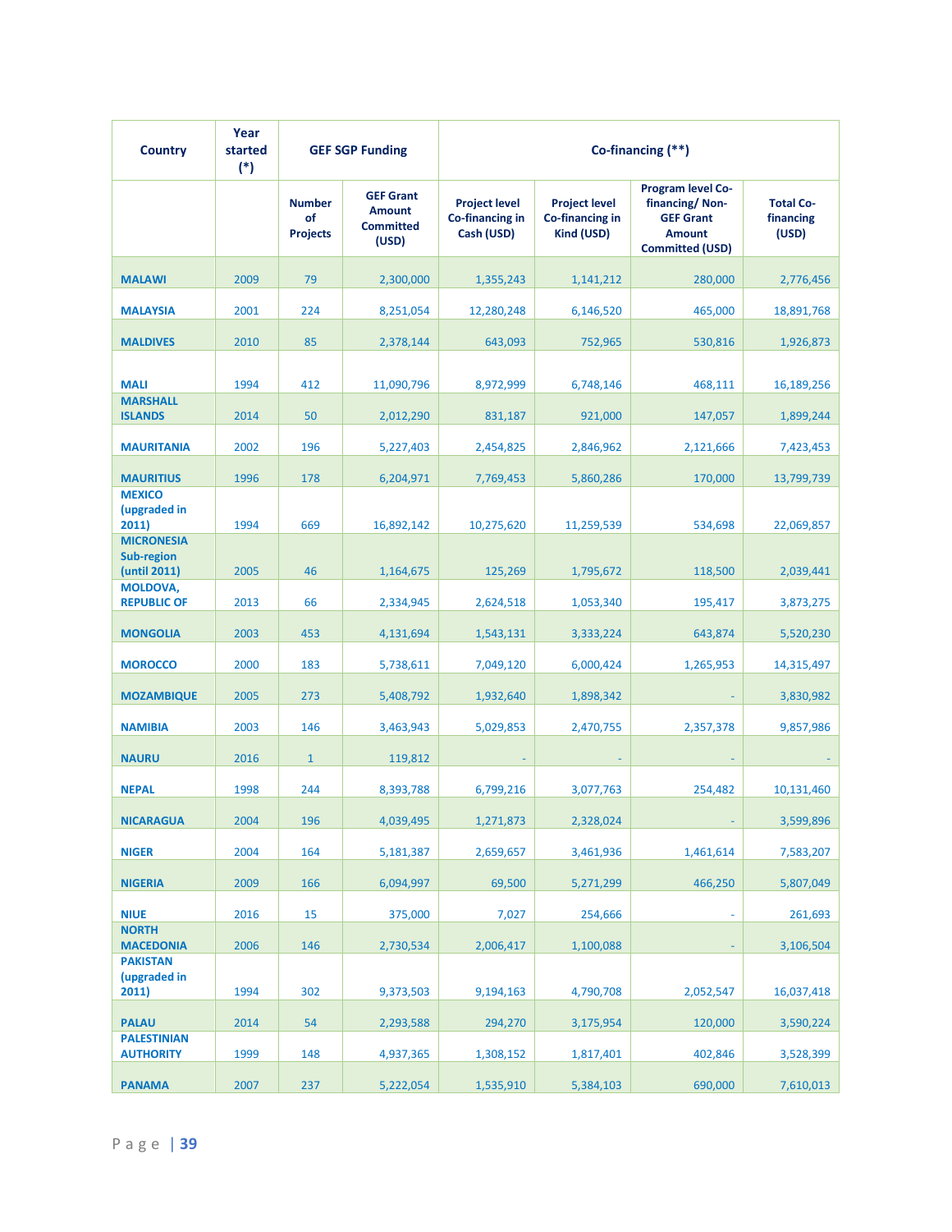| Country | Year started (*) | GEF SGP Funding | | Co-financing (**) | | | |
|---|---|---|---|---|---|---|---|
| | | Number of Projects | GEF Grant Amount Committed (USD) | Project level Co-financing in Cash (USD) | Project level Co-financing in Kind (USD) | Program level Co-financing/ Non-GEF Grant Amount Committed (USD) | Total Co-financing (USD) |
| MALAWI | 2009 | 79 | 2,300,000 | 1,355,243 | 1,141,212 | 280,000 | 2,776,456 |
| MALAYSIA | 2001 | 224 | 8,251,054 | 12,280,248 | 6,146,520 | 465,000 | 18,891,768 |
| MALDIVES | 2010 | 85 | 2,378,144 | 643,093 | 752,965 | 530,816 | 1,926,873 |
| MALI | 1994 | 412 | 11,090,796 | 8,972,999 | 6,748,146 | 468,111 | 16,189,256 |
| MARSHALL ISLANDS | 2014 | 50 | 2,012,290 | 831,187 | 921,000 | 147,057 | 1,899,244 |
| MAURITANIA | 2002 | 196 | 5,227,403 | 2,454,825 | 2,846,962 | 2,121,666 | 7,423,453 |
| MAURITIUS | 1996 | 178 | 6,204,971 | 7,769,453 | 5,860,286 | 170,000 | 13,799,739 |
| MEXICO (upgraded in 2011) | 1994 | 669 | 16,892,142 | 10,275,620 | 11,259,539 | 534,698 | 22,069,857 |
| MICRONESIA Sub-region (until 2011) | 2005 | 46 | 1,164,675 | 125,269 | 1,795,672 | 118,500 | 2,039,441 |
| MOLDOVA, REPUBLIC OF | 2013 | 66 | 2,334,945 | 2,624,518 | 1,053,340 | 195,417 | 3,873,275 |
| MONGOLIA | 2003 | 453 | 4,131,694 | 1,543,131 | 3,333,224 | 643,874 | 5,520,230 |
| MOROCCO | 2000 | 183 | 5,738,611 | 7,049,120 | 6,000,424 | 1,265,953 | 14,315,497 |
| MOZAMBIQUE | 2005 | 273 | 5,408,792 | 1,932,640 | 1,898,342 | - | 3,830,982 |
| NAMIBIA | 2003 | 146 | 3,463,943 | 5,029,853 | 2,470,755 | 2,357,378 | 9,857,986 |
| NAURU | 2016 | 1 | 119,812 | - | - | - | - |
| NEPAL | 1998 | 244 | 8,393,788 | 6,799,216 | 3,077,763 | 254,482 | 10,131,460 |
| NICARAGUA | 2004 | 196 | 4,039,495 | 1,271,873 | 2,328,024 | - | 3,599,896 |
| NIGER | 2004 | 164 | 5,181,387 | 2,659,657 | 3,461,936 | 1,461,614 | 7,583,207 |
| NIGERIA | 2009 | 166 | 6,094,997 | 69,500 | 5,271,299 | 466,250 | 5,807,049 |
| NIUE | 2016 | 15 | 375,000 | 7,027 | 254,666 | - | 261,693 |
| NORTH MACEDONIA | 2006 | 146 | 2,730,534 | 2,006,417 | 1,100,088 | - | 3,106,504 |
| PAKISTAN (upgraded in 2011) | 1994 | 302 | 9,373,503 | 9,194,163 | 4,790,708 | 2,052,547 | 16,037,418 |
| PALAU | 2014 | 54 | 2,293,588 | 294,270 | 3,175,954 | 120,000 | 3,590,224 |
| PALESTINIAN AUTHORITY | 1999 | 148 | 4,937,365 | 1,308,152 | 1,817,401 | 402,846 | 3,528,399 |
| PANAMA | 2007 | 237 | 5,222,054 | 1,535,910 | 5,384,103 | 690,000 | 7,610,013 |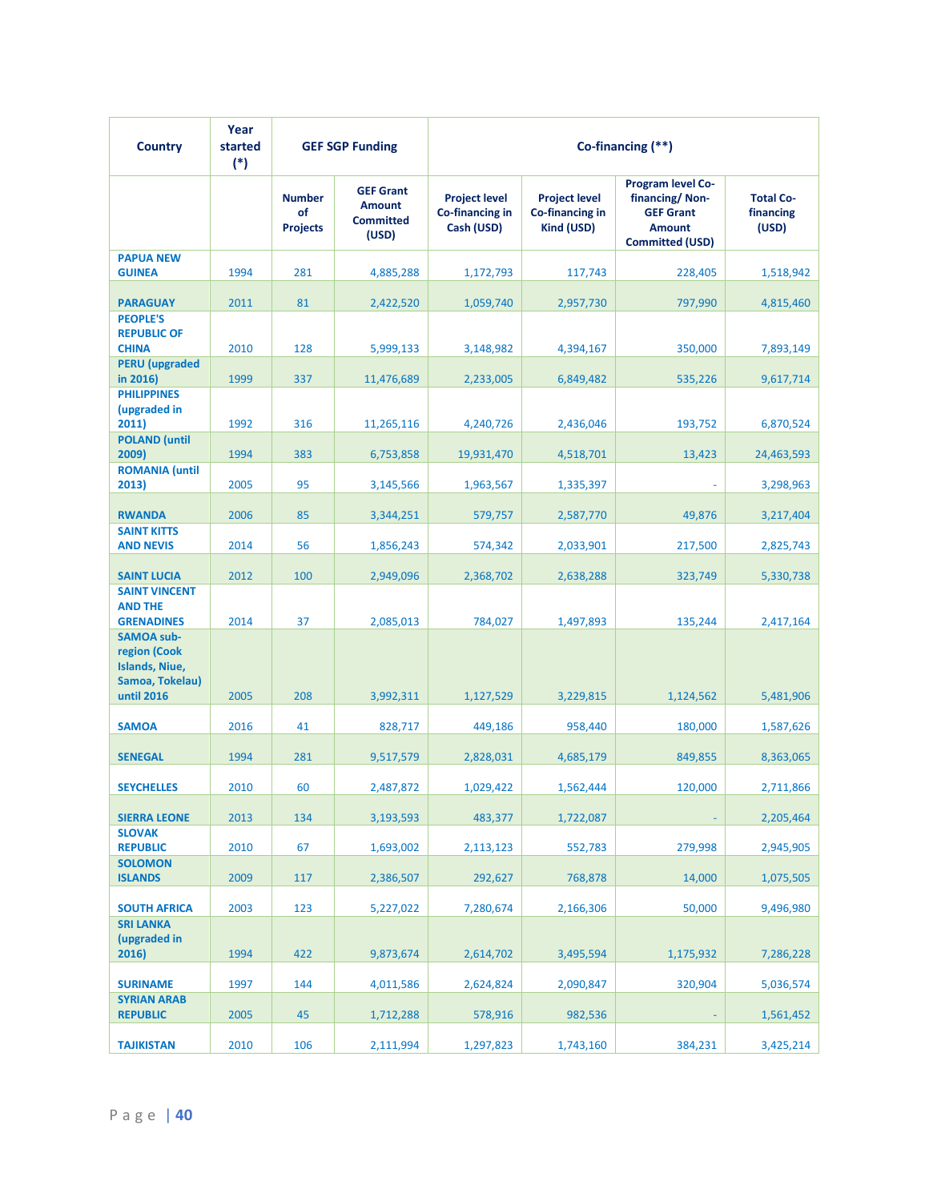| Country | Year started (*) | GEF SGP Funding | | Co-financing (**) | | | |
|---|---|---|---|---|---|---|---|
| | | Number of Projects | GEF Grant Amount Committed (USD) | Project level Co-financing in Cash (USD) | Project level Co-financing in Kind (USD) | Program level Co-financing/ Non-GEF Grant Amount Committed (USD) | Total Co-financing (USD) |
| PAPUA NEW GUINEA | 1994 | 281 | 4,885,288 | 1,172,793 | 117,743 | 228,405 | 1,518,942 |
| PARAGUAY | 2011 | 81 | 2,422,520 | 1,059,740 | 2,957,730 | 797,990 | 4,815,460 |
| PEOPLE'S REPUBLIC OF CHINA | 2010 | 128 | 5,999,133 | 3,148,982 | 4,394,167 | 350,000 | 7,893,149 |
| PERU (upgraded in 2016) | 1999 | 337 | 11,476,689 | 2,233,005 | 6,849,482 | 535,226 | 9,617,714 |
| PHILIPPINES (upgraded in 2011) | 1992 | 316 | 11,265,116 | 4,240,726 | 2,436,046 | 193,752 | 6,870,524 |
| POLAND (until 2009) | 1994 | 383 | 6,753,858 | 19,931,470 | 4,518,701 | 13,423 | 24,463,593 |
| ROMANIA (until 2013) | 2005 | 95 | 3,145,566 | 1,963,567 | 1,335,397 | - | 3,298,963 |
| RWANDA | 2006 | 85 | 3,344,251 | 579,757 | 2,587,770 | 49,876 | 3,217,404 |
| SAINT KITTS AND NEVIS | 2014 | 56 | 1,856,243 | 574,342 | 2,033,901 | 217,500 | 2,825,743 |
| SAINT LUCIA | 2012 | 100 | 2,949,096 | 2,368,702 | 2,638,288 | 323,749 | 5,330,738 |
| SAINT VINCENT AND THE GRENADINES | 2014 | 37 | 2,085,013 | 784,027 | 1,497,893 | 135,244 | 2,417,164 |
| SAMOA sub-region (Cook Islands, Niue, Samoa, Tokelau) until 2016 | 2005 | 208 | 3,992,311 | 1,127,529 | 3,229,815 | 1,124,562 | 5,481,906 |
| SAMOA | 2016 | 41 | 828,717 | 449,186 | 958,440 | 180,000 | 1,587,626 |
| SENEGAL | 1994 | 281 | 9,517,579 | 2,828,031 | 4,685,179 | 849,855 | 8,363,065 |
| SEYCHELLES | 2010 | 60 | 2,487,872 | 1,029,422 | 1,562,444 | 120,000 | 2,711,866 |
| SIERRA LEONE | 2013 | 134 | 3,193,593 | 483,377 | 1,722,087 | - | 2,205,464 |
| SLOVAK REPUBLIC | 2010 | 67 | 1,693,002 | 2,113,123 | 552,783 | 279,998 | 2,945,905 |
| SOLOMON ISLANDS | 2009 | 117 | 2,386,507 | 292,627 | 768,878 | 14,000 | 1,075,505 |
| SOUTH AFRICA | 2003 | 123 | 5,227,022 | 7,280,674 | 2,166,306 | 50,000 | 9,496,980 |
| SRI LANKA (upgraded in 2016) | 1994 | 422 | 9,873,674 | 2,614,702 | 3,495,594 | 1,175,932 | 7,286,228 |
| SURINAME | 1997 | 144 | 4,011,586 | 2,624,824 | 2,090,847 | 320,904 | 5,036,574 |
| SYRIAN ARAB REPUBLIC | 2005 | 45 | 1,712,288 | 578,916 | 982,536 | - | 1,561,452 |
| TAJIKISTAN | 2010 | 106 | 2,111,994 | 1,297,823 | 1,743,160 | 384,231 | 3,425,214 |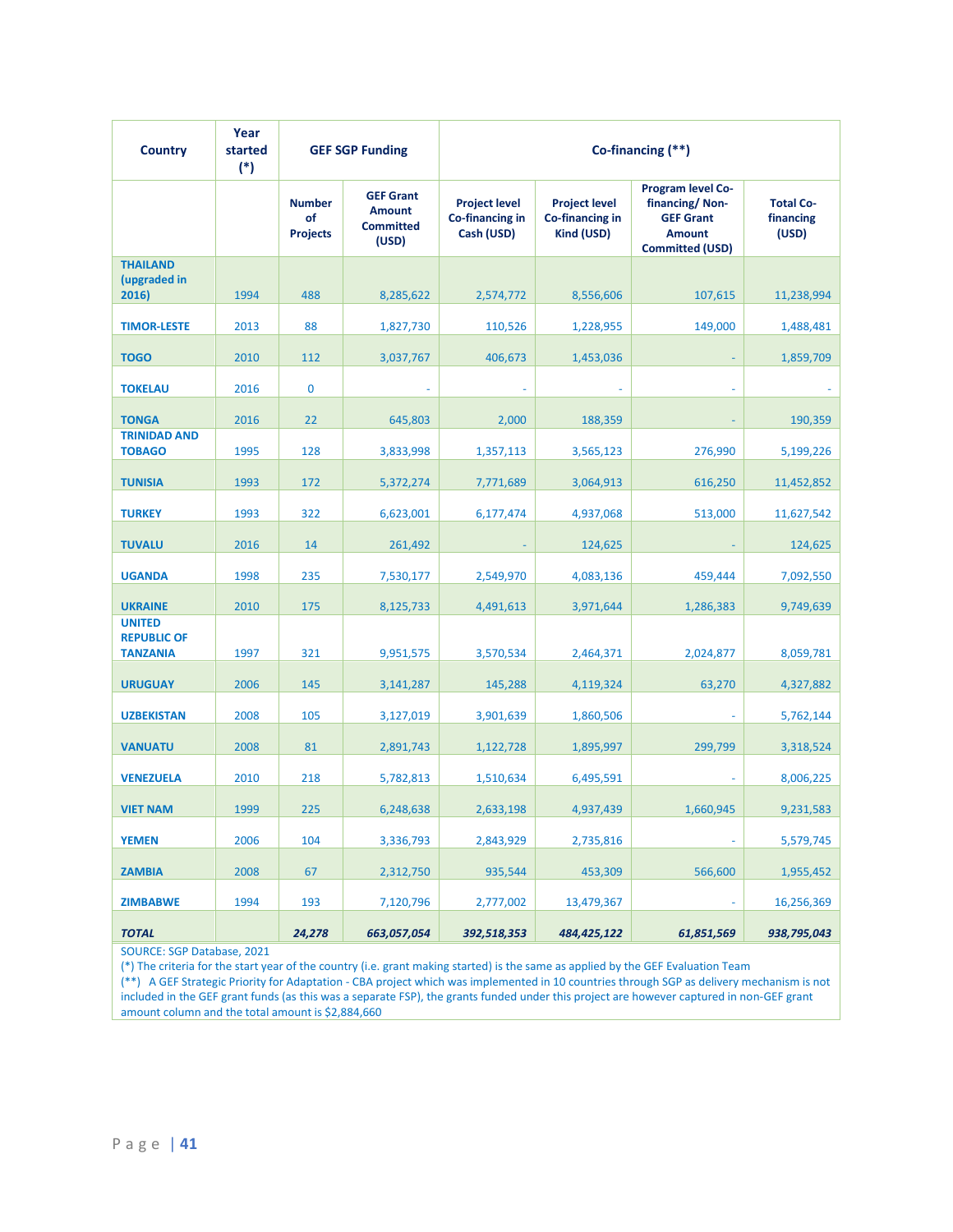| Country | Year started (*) | GEF SGP Funding | | Co-financing (**) | | | |
|---|---|---|---|---|---|---|---|
| | | Number of Projects | GEF Grant Amount Committed (USD) | Project level Co-financing in Cash (USD) | Project level Co-financing in Kind (USD) | Program level Co-financing/ Non-GEF Grant Amount Committed (USD) | Total Co-financing (USD) |
| **THAILAND (upgraded in 2016)** | 1994 | 488 | 8,285,622 | 2,574,772 | 8,556,606 | 107,615 | 11,238,994 |
| **TIMOR-LESTE** | 2013 | 88 | 1,827,730 | 110,526 | 1,228,955 | 149,000 | 1,488,481 |
| **TOGO** | 2010 | 112 | 3,037,767 | 406,673 | 1,453,036 | - | 1,859,709 |
| **TOKELAU** | 2016 | 0 | - | - | - | - | - |
| **TONGA** | 2016 | 22 | 645,803 | 2,000 | 188,359 | - | 190,359 |
| **TRINIDAD AND TOBAGO** | 1995 | 128 | 3,833,998 | 1,357,113 | 3,565,123 | 276,990 | 5,199,226 |
| **TUNISIA** | 1993 | 172 | 5,372,274 | 7,771,689 | 3,064,913 | 616,250 | 11,452,852 |
| **TURKEY** | 1993 | 322 | 6,623,001 | 6,177,474 | 4,937,068 | 513,000 | 11,627,542 |
| **TUVALU** | 2016 | 14 | 261,492 | - | 124,625 | - | 124,625 |
| **UGANDA** | 1998 | 235 | 7,530,177 | 2,549,970 | 4,083,136 | 459,444 | 7,092,550 |
| **UKRAINE** | 2010 | 175 | 8,125,733 | 4,491,613 | 3,971,644 | 1,286,383 | 9,749,639 |
| **UNITED REPUBLIC OF TANZANIA** | 1997 | 321 | 9,951,575 | 3,570,534 | 2,464,371 | 2,024,877 | 8,059,781 |
| **URUGUAY** | 2006 | 145 | 3,141,287 | 145,288 | 4,119,324 | 63,270 | 4,327,882 |
| **UZBEKISTAN** | 2008 | 105 | 3,127,019 | 3,901,639 | 1,860,506 | - | 5,762,144 |
| **VANUATU** | 2008 | 81 | 2,891,743 | 1,122,728 | 1,895,997 | 299,799 | 3,318,524 |
| **VENEZUELA** | 2010 | 218 | 5,782,813 | 1,510,634 | 6,495,591 | - | 8,006,225 |
| **VIET NAM** | 1999 | 225 | 6,248,638 | 2,633,198 | 4,937,439 | 1,660,945 | 9,231,583 |
| **YEMEN** | 2006 | 104 | 3,336,793 | 2,843,929 | 2,735,816 | - | 5,579,745 |
| **ZAMBIA** | 2008 | 67 | 2,312,750 | 935,544 | 453,309 | 566,600 | 1,955,452 |
| **ZIMBABWE** | 1994 | 193 | 7,120,796 | 2,777,002 | 13,479,367 | - | 16,256,369 |
| ***TOTAL*** | | ***24,278*** | ***663,057,054*** | ***392,518,353*** | ***484,425,122*** | ***61,851,569*** | ***938,795,043*** |

SOURCE: SGP Database, 2021

(*) The criteria for the start year of the country (i.e. grant making started) is the same as applied by the GEF Evaluation Team

(**) A GEF Strategic Priority for Adaptation - CBA project which was implemented in 10 countries through SGP as delivery mechanism is not included in the GEF grant funds (as this was a separate FSP), the grants funded under this project are however captured in non-GEF grant amount column and the total amount is $2,884,660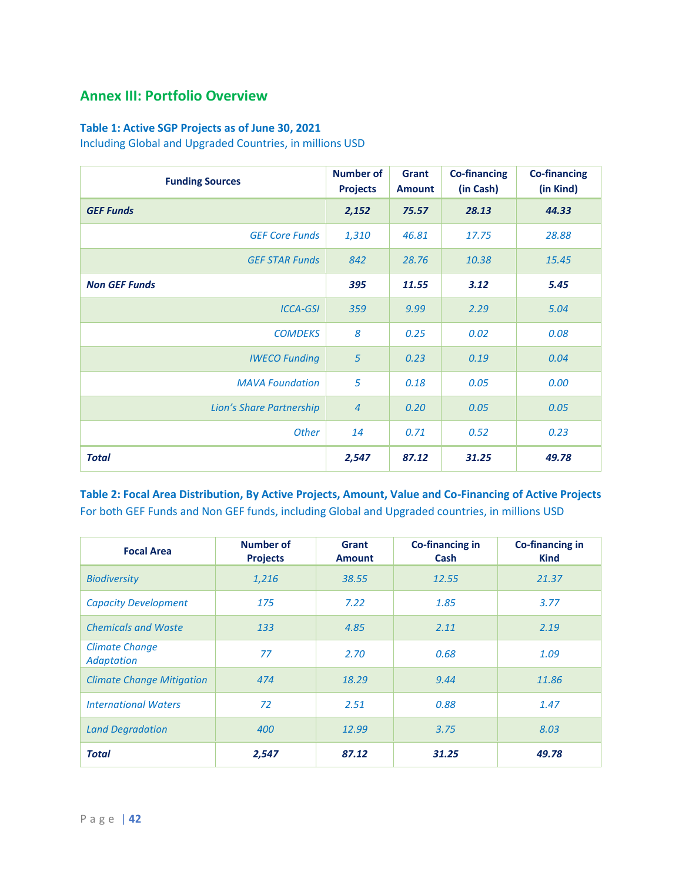## Annex III: Portfolio Overview

### Table 1: Active SGP Projects as of June 30, 2021

Including Global and Upgraded Countries, in millions USD

| Funding Sources | Number of Projects | Grant Amount | Co-financing (in Cash) | Co-financing (in Kind) |
|---|---|---|---|---|
| ***GEF Funds*** | ***2,152*** | ***75.57*** | ***28.13*** | ***44.33*** |
| *GEF Core Funds* | *1,310* | *46.81* | *17.75* | *28.88* |
| *GEF STAR Funds* | *842* | *28.76* | *10.38* | *15.45* |
| ***Non GEF Funds*** | ***395*** | ***11.55*** | ***3.12*** | ***5.45*** |
| *ICCA-GSI* | *359* | *9.99* | *2.29* | *5.04* |
| *COMDEKS* | *8* | *0.25* | *0.02* | *0.08* |
| *IWECO Funding* | *5* | *0.23* | *0.19* | *0.04* |
| *MAVA Foundation* | *5* | *0.18* | *0.05* | *0.00* |
| *Lion's Share Partnership* | *4* | *0.20* | *0.05* | *0.05* |
| *Other* | *14* | *0.71* | *0.52* | *0.23* |
| ***Total*** | ***2,547*** | ***87.12*** | ***31.25*** | ***49.78*** |

### Table 2: Focal Area Distribution, By Active Projects, Amount, Value and Co-Financing of Active Projects

For both GEF Funds and Non GEF funds, including Global and Upgraded countries, in millions USD

| Focal Area | Number of Projects | Grant Amount | Co-financing in Cash | Co-financing in Kind |
|---|---|---|---|---|
| *Biodiversity* | *1,216* | *38.55* | *12.55* | *21.37* |
| *Capacity Development* | *175* | *7.22* | *1.85* | *3.77* |
| *Chemicals and Waste* | *133* | *4.85* | *2.11* | *2.19* |
| *Climate Change Adaptation* | *77* | *2.70* | *0.68* | *1.09* |
| *Climate Change Mitigation* | *474* | *18.29* | *9.44* | *11.86* |
| *International Waters* | *72* | *2.51* | *0.88* | *1.47* |
| *Land Degradation* | *400* | *12.99* | *3.75* | *8.03* |
| ***Total*** | ***2,547*** | ***87.12*** | ***31.25*** | ***49.78*** |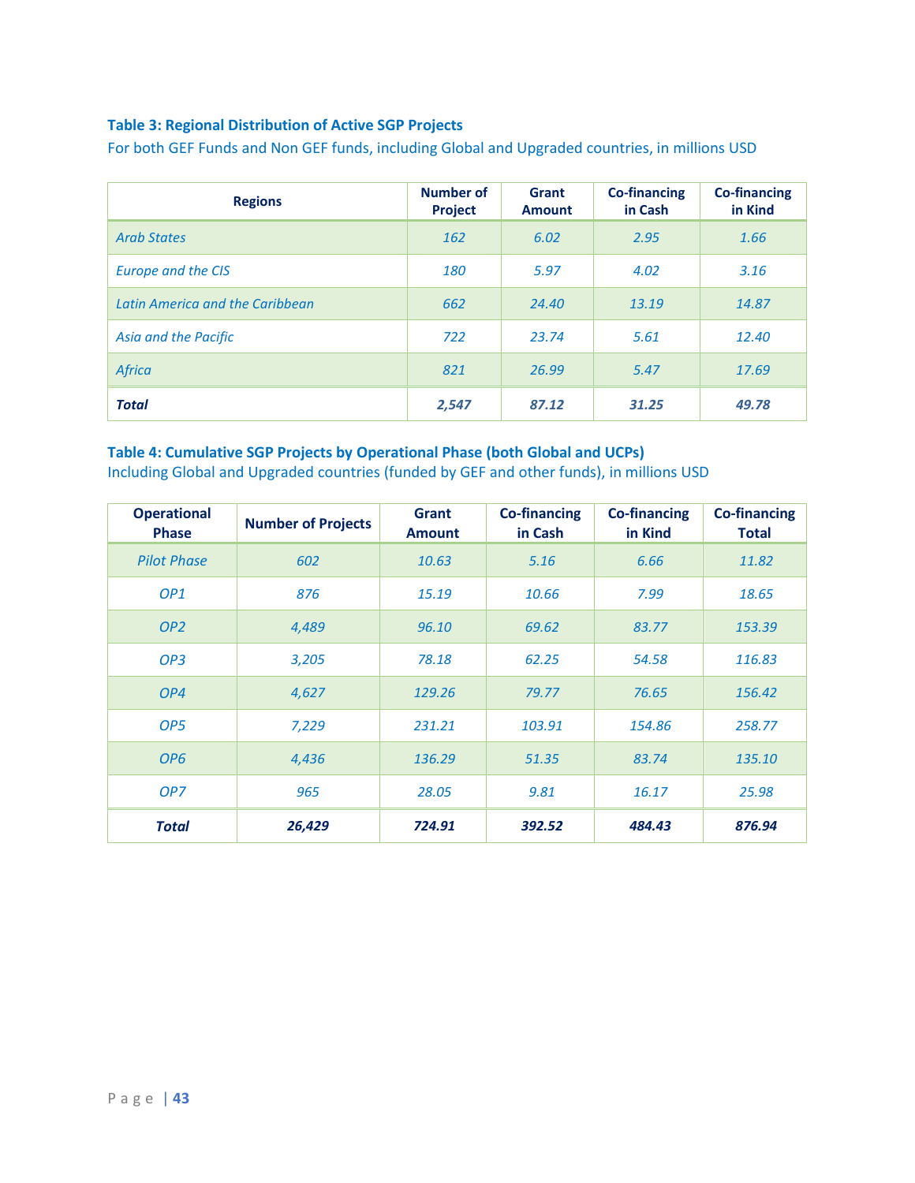**Table 3: Regional Distribution of Active SGP Projects**

For both GEF Funds and Non GEF funds, including Global and Upgraded countries, in millions USD

| Regions | Number of Project | Grant Amount | Co-financing in Cash | Co-financing in Kind |
|---|---|---|---|---|
| *Arab States* | *162* | *6.02* | *2.95* | *1.66* |
| *Europe and the CIS* | *180* | *5.97* | *4.02* | *3.16* |
| *Latin America and the Caribbean* | *662* | *24.40* | *13.19* | *14.87* |
| *Asia and the Pacific* | *722* | *23.74* | *5.61* | *12.40* |
| *Africa* | *821* | *26.99* | *5.47* | *17.69* |
| ***Total*** | ***2,547*** | ***87.12*** | ***31.25*** | ***49.78*** |

**Table 4: Cumulative SGP Projects by Operational Phase (both Global and UCPs)**

Including Global and Upgraded countries (funded by GEF and other funds), in millions USD

| Operational Phase | Number of Projects | Grant Amount | Co-financing in Cash | Co-financing in Kind | Co-financing Total |
|---|---|---|---|---|---|
| *Pilot Phase* | *602* | *10.63* | *5.16* | *6.66* | *11.82* |
| *OP1* | *876* | *15.19* | *10.66* | *7.99* | *18.65* |
| *OP2* | *4,489* | *96.10* | *69.62* | *83.77* | *153.39* |
| *OP3* | *3,205* | *78.18* | *62.25* | *54.58* | *116.83* |
| *OP4* | *4,627* | *129.26* | *79.77* | *76.65* | *156.42* |
| *OP5* | *7,229* | *231.21* | *103.91* | *154.86* | *258.77* |
| *OP6* | *4,436* | *136.29* | *51.35* | *83.74* | *135.10* |
| *OP7* | *965* | *28.05* | *9.81* | *16.17* | *25.98* |
| ***Total*** | ***26,429*** | ***724.91*** | ***392.52*** | ***484.43*** | ***876.94*** |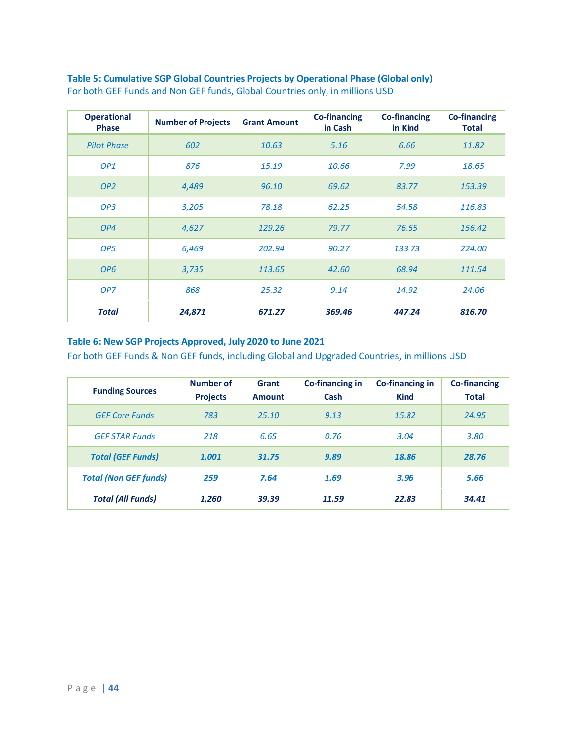**Table 5: Cumulative SGP Global Countries Projects by Operational Phase (Global only)**

For both GEF Funds and Non GEF funds, Global Countries only, in millions USD

| Operational Phase | Number of Projects | Grant Amount | Co-financing in Cash | Co-financing in Kind | Co-financing Total |
|---|---|---|---|---|---|
| *Pilot Phase* | *602* | *10.63* | *5.16* | *6.66* | *11.82* |
| *OP1* | *876* | *15.19* | *10.66* | *7.99* | *18.65* |
| *OP2* | *4,489* | *96.10* | *69.62* | *83.77* | *153.39* |
| *OP3* | *3,205* | *78.18* | *62.25* | *54.58* | *116.83* |
| *OP4* | *4,627* | *129.26* | *79.77* | *76.65* | *156.42* |
| *OP5* | *6,469* | *202.94* | *90.27* | *133.73* | *224.00* |
| *OP6* | *3,735* | *113.65* | *42.60* | *68.94* | *111.54* |
| *OP7* | *868* | *25.32* | *9.14* | *14.92* | *24.06* |
| ***Total*** | ***24,871*** | ***671.27*** | ***369.46*** | ***447.24*** | ***816.70*** |

**Table 6: New SGP Projects Approved, July 2020 to June 2021**

For both GEF Funds & Non GEF funds, including Global and Upgraded Countries, in millions USD

| Funding Sources | Number of Projects | Grant Amount | Co-financing in Cash | Co-financing in Kind | Co-financing Total |
|---|---|---|---|---|---|
| *GEF Core Funds* | *783* | *25.10* | *9.13* | *15.82* | *24.95* |
| *GEF STAR Funds* | *218* | *6.65* | *0.76* | *3.04* | *3.80* |
| ***Total (GEF Funds)*** | ***1,001*** | ***31.75*** | ***9.89*** | ***18.86*** | ***28.76*** |
| ***Total (Non GEF funds)*** | ***259*** | ***7.64*** | ***1.69*** | ***3.96*** | ***5.66*** |
| ***Total (All Funds)*** | ***1,260*** | ***39.39*** | ***11.59*** | ***22.83*** | ***34.41*** |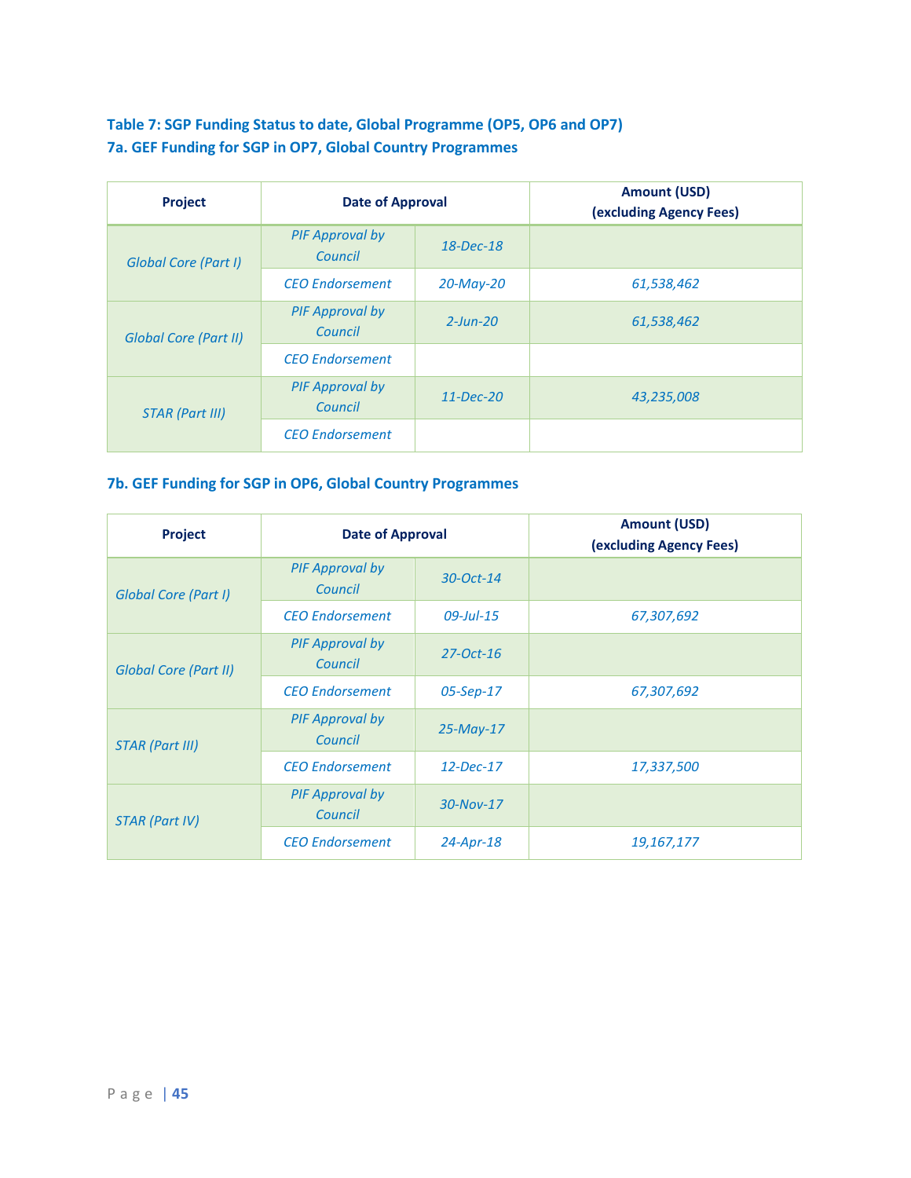### Table 7: SGP Funding Status to date, Global Programme (OP5, OP6 and OP7)

### 7a. GEF Funding for SGP in OP7, Global Country Programmes

| Project | Date of Approval | | Amount (USD) (excluding Agency Fees) |
|---|---|---|---|
| *Global Core (Part I)* | *PIF Approval by Council* | *18-Dec-18* | |
| | *CEO Endorsement* | *20-May-20* | *61,538,462* |
| *Global Core (Part II)* | *PIF Approval by Council* | *2-Jun-20* | *61,538,462* |
| | *CEO Endorsement* | | |
| *STAR (Part III)* | *PIF Approval by Council* | *11-Dec-20* | *43,235,008* |
| | *CEO Endorsement* | | |

### 7b. GEF Funding for SGP in OP6, Global Country Programmes

| Project | Date of Approval | | Amount (USD) (excluding Agency Fees) |
|---|---|---|---|
| *Global Core (Part I)* | *PIF Approval by Council* | *30-Oct-14* | |
| | *CEO Endorsement* | *09-Jul-15* | *67,307,692* |
| *Global Core (Part II)* | *PIF Approval by Council* | *27-Oct-16* | |
| | *CEO Endorsement* | *05-Sep-17* | *67,307,692* |
| *STAR (Part III)* | *PIF Approval by Council* | *25-May-17* | |
| | *CEO Endorsement* | *12-Dec-17* | *17,337,500* |
| *STAR (Part IV)* | *PIF Approval by Council* | *30-Nov-17* | |
| | *CEO Endorsement* | *24-Apr-18* | *19,167,177* |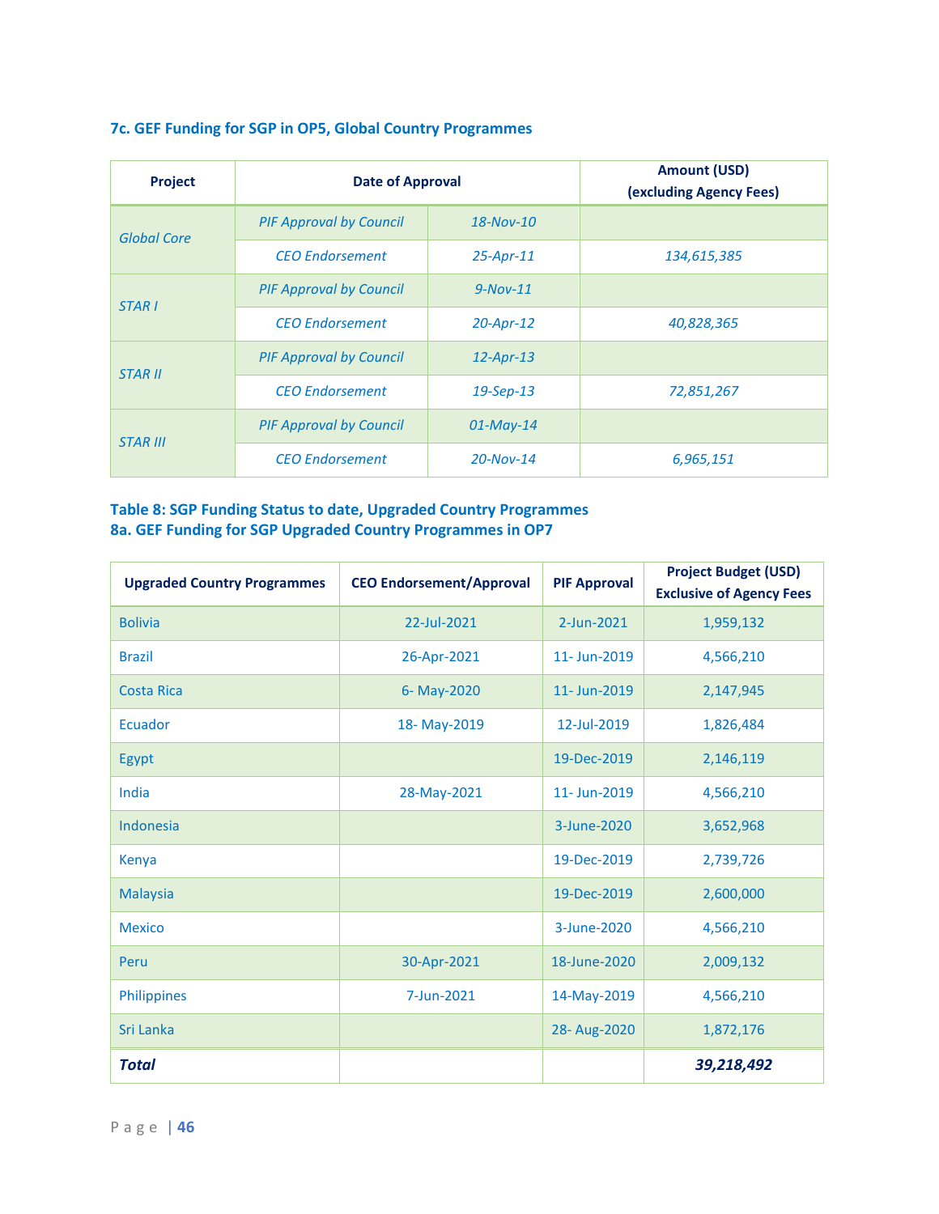### 7c. GEF Funding for SGP in OP5, Global Country Programmes

| Project | Date of Approval | | Amount (USD) (excluding Agency Fees) |
|---|---|---|---|
| *Global Core* | *PIF Approval by Council* | *18-Nov-10* | |
| | *CEO Endorsement* | *25-Apr-11* | *134,615,385* |
| *STAR I* | *PIF Approval by Council* | *9-Nov-11* | |
| | *CEO Endorsement* | *20-Apr-12* | *40,828,365* |
| *STAR II* | *PIF Approval by Council* | *12-Apr-13* | |
| | *CEO Endorsement* | *19-Sep-13* | *72,851,267* |
| *STAR III* | *PIF Approval by Council* | *01-May-14* | |
| | *CEO Endorsement* | *20-Nov-14* | *6,965,151* |

### Table 8: SGP Funding Status to date, Upgraded Country Programmes
### 8a. GEF Funding for SGP Upgraded Country Programmes in OP7

| Upgraded Country Programmes | CEO Endorsement/Approval | PIF Approval | Project Budget (USD) Exclusive of Agency Fees |
|---|---|---|---|
| Bolivia | 22-Jul-2021 | 2-Jun-2021 | 1,959,132 |
| Brazil | 26-Apr-2021 | 11- Jun-2019 | 4,566,210 |
| Costa Rica | 6- May-2020 | 11- Jun-2019 | 2,147,945 |
| Ecuador | 18- May-2019 | 12-Jul-2019 | 1,826,484 |
| Egypt | | 19-Dec-2019 | 2,146,119 |
| India | 28-May-2021 | 11- Jun-2019 | 4,566,210 |
| Indonesia | | 3-June-2020 | 3,652,968 |
| Kenya | | 19-Dec-2019 | 2,739,726 |
| Malaysia | | 19-Dec-2019 | 2,600,000 |
| Mexico | | 3-June-2020 | 4,566,210 |
| Peru | 30-Apr-2021 | 18-June-2020 | 2,009,132 |
| Philippines | 7-Jun-2021 | 14-May-2019 | 4,566,210 |
| Sri Lanka | | 28- Aug-2020 | 1,872,176 |
| ***Total*** | | | ***39,218,492*** |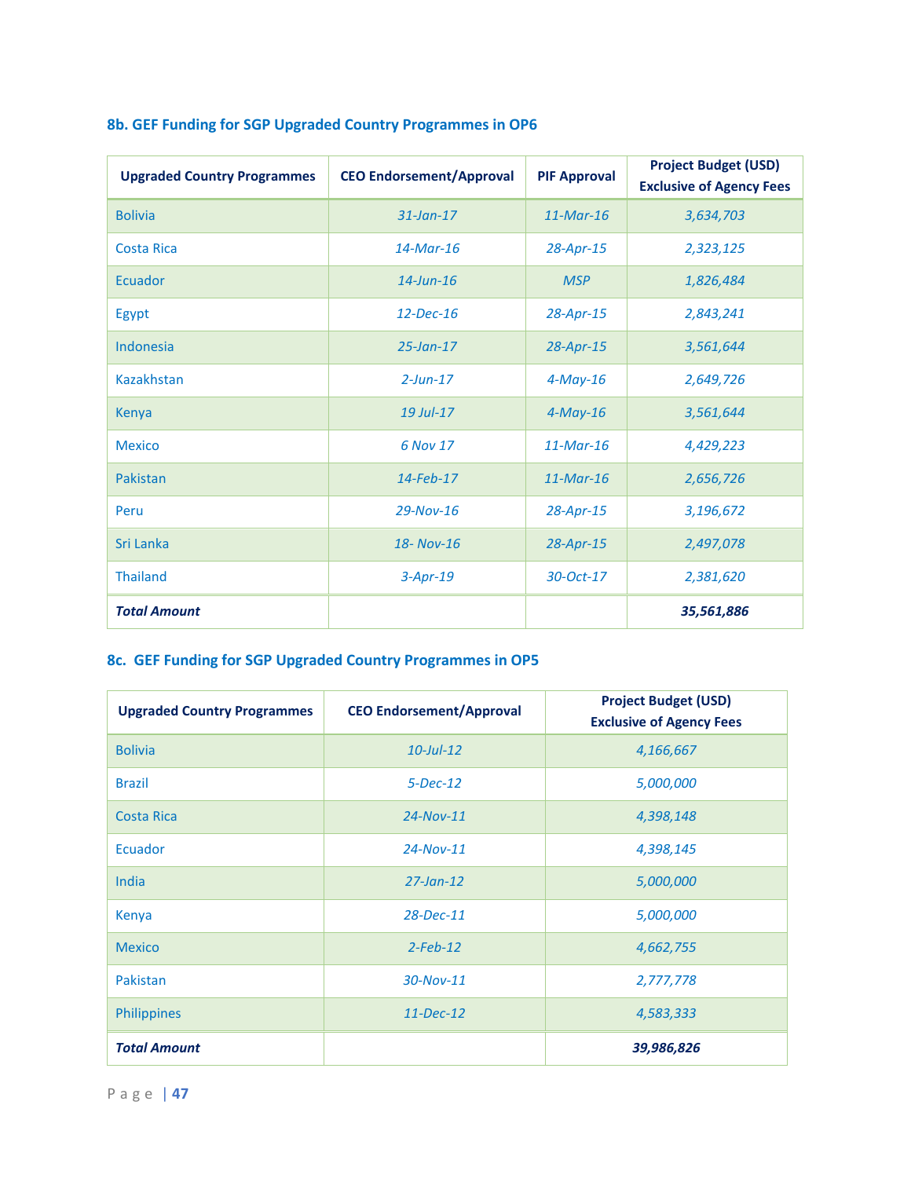### 8b. GEF Funding for SGP Upgraded Country Programmes in OP6

| Upgraded Country Programmes | CEO Endorsement/Approval | PIF Approval | Project Budget (USD) Exclusive of Agency Fees |
|---|---|---|---|
| Bolivia | *31-Jan-17* | *11-Mar-16* | *3,634,703* |
| Costa Rica | *14-Mar-16* | *28-Apr-15* | *2,323,125* |
| Ecuador | *14-Jun-16* | *MSP* | *1,826,484* |
| Egypt | *12-Dec-16* | *28-Apr-15* | *2,843,241* |
| Indonesia | *25-Jan-17* | *28-Apr-15* | *3,561,644* |
| Kazakhstan | *2-Jun-17* | *4-May-16* | *2,649,726* |
| Kenya | *19 Jul-17* | *4-May-16* | *3,561,644* |
| Mexico | *6 Nov 17* | *11-Mar-16* | *4,429,223* |
| Pakistan | *14-Feb-17* | *11-Mar-16* | *2,656,726* |
| Peru | *29-Nov-16* | *28-Apr-15* | *3,196,672* |
| Sri Lanka | *18- Nov-16* | *28-Apr-15* | *2,497,078* |
| Thailand | *3-Apr-19* | *30-Oct-17* | *2,381,620* |
| ***Total Amount*** | | | ***35,561,886*** |

### 8c. GEF Funding for SGP Upgraded Country Programmes in OP5

| Upgraded Country Programmes | CEO Endorsement/Approval | Project Budget (USD) Exclusive of Agency Fees |
|---|---|---|
| Bolivia | *10-Jul-12* | *4,166,667* |
| Brazil | *5-Dec-12* | *5,000,000* |
| Costa Rica | *24-Nov-11* | *4,398,148* |
| Ecuador | *24-Nov-11* | *4,398,145* |
| India | *27-Jan-12* | *5,000,000* |
| Kenya | *28-Dec-11* | *5,000,000* |
| Mexico | *2-Feb-12* | *4,662,755* |
| Pakistan | *30-Nov-11* | *2,777,778* |
| Philippines | *11-Dec-12* | *4,583,333* |
| ***Total Amount*** | | ***39,986,826*** |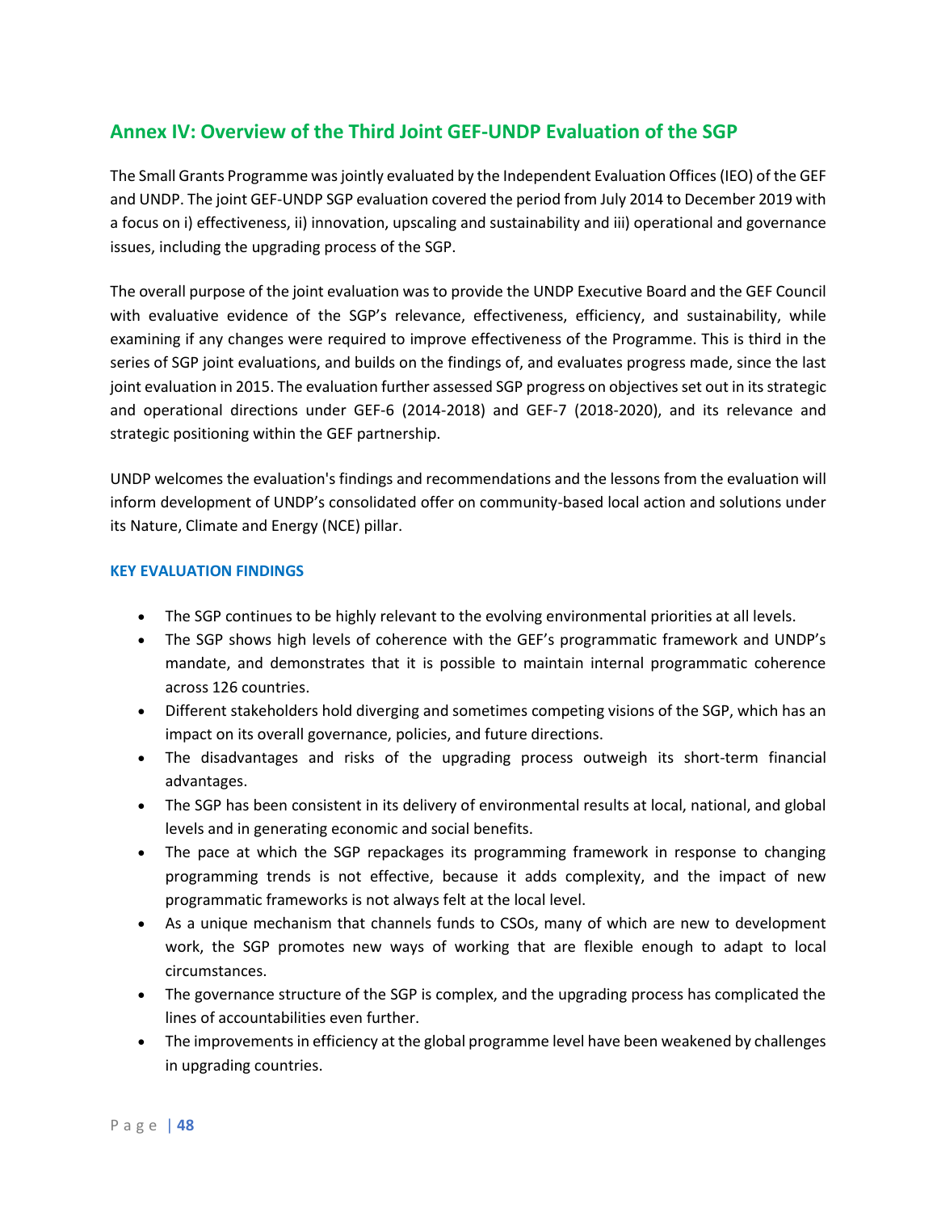## Annex IV: Overview of the Third Joint GEF-UNDP Evaluation of the SGP

The Small Grants Programme was jointly evaluated by the Independent Evaluation Offices (IEO) of the GEF and UNDP. The joint GEF-UNDP SGP evaluation covered the period from July 2014 to December 2019 with a focus on i) effectiveness, ii) innovation, upscaling and sustainability and iii) operational and governance issues, including the upgrading process of the SGP.

The overall purpose of the joint evaluation was to provide the UNDP Executive Board and the GEF Council with evaluative evidence of the SGP's relevance, effectiveness, efficiency, and sustainability, while examining if any changes were required to improve effectiveness of the Programme. This is third in the series of SGP joint evaluations, and builds on the findings of, and evaluates progress made, since the last joint evaluation in 2015. The evaluation further assessed SGP progress on objectives set out in its strategic and operational directions under GEF-6 (2014-2018) and GEF-7 (2018-2020), and its relevance and strategic positioning within the GEF partnership.

UNDP welcomes the evaluation's findings and recommendations and the lessons from the evaluation will inform development of UNDP's consolidated offer on community-based local action and solutions under its Nature, Climate and Energy (NCE) pillar.

#### KEY EVALUATION FINDINGS

- The SGP continues to be highly relevant to the evolving environmental priorities at all levels.
- The SGP shows high levels of coherence with the GEF's programmatic framework and UNDP's mandate, and demonstrates that it is possible to maintain internal programmatic coherence across 126 countries.
- Different stakeholders hold diverging and sometimes competing visions of the SGP, which has an impact on its overall governance, policies, and future directions.
- The disadvantages and risks of the upgrading process outweigh its short-term financial advantages.
- The SGP has been consistent in its delivery of environmental results at local, national, and global levels and in generating economic and social benefits.
- The pace at which the SGP repackages its programming framework in response to changing programming trends is not effective, because it adds complexity, and the impact of new programmatic frameworks is not always felt at the local level.
- As a unique mechanism that channels funds to CSOs, many of which are new to development work, the SGP promotes new ways of working that are flexible enough to adapt to local circumstances.
- The governance structure of the SGP is complex, and the upgrading process has complicated the lines of accountabilities even further.
- The improvements in efficiency at the global programme level have been weakened by challenges in upgrading countries.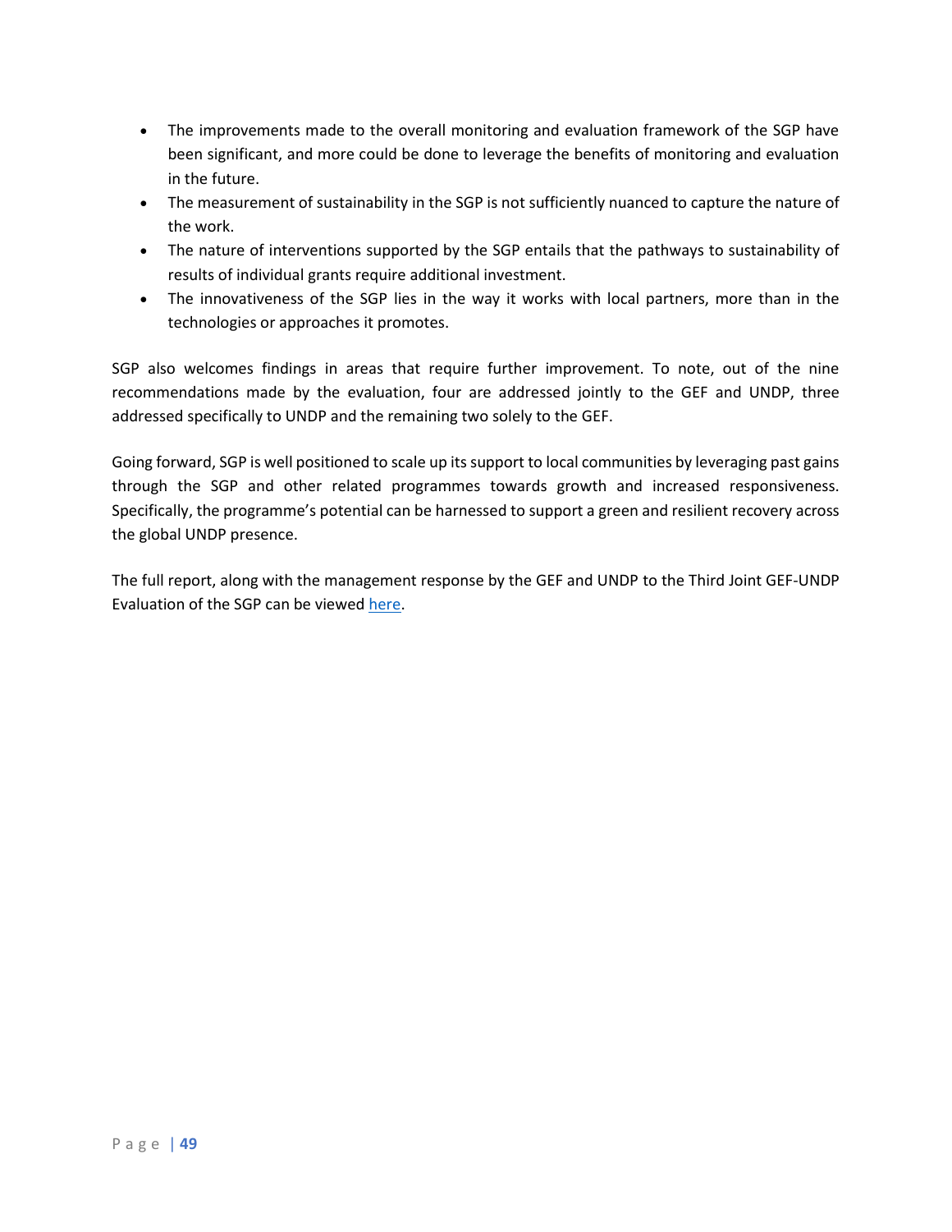- The improvements made to the overall monitoring and evaluation framework of the SGP have been significant, and more could be done to leverage the benefits of monitoring and evaluation in the future.
- The measurement of sustainability in the SGP is not sufficiently nuanced to capture the nature of the work.
- The nature of interventions supported by the SGP entails that the pathways to sustainability of results of individual grants require additional investment.
- The innovativeness of the SGP lies in the way it works with local partners, more than in the technologies or approaches it promotes.

SGP also welcomes findings in areas that require further improvement. To note, out of the nine recommendations made by the evaluation, four are addressed jointly to the GEF and UNDP, three addressed specifically to UNDP and the remaining two solely to the GEF.

Going forward, SGP is well positioned to scale up its support to local communities by leveraging past gains through the SGP and other related programmes towards growth and increased responsiveness. Specifically, the programme's potential can be harnessed to support a green and resilient recovery across the global UNDP presence.

The full report, along with the management response by the GEF and UNDP to the Third Joint GEF-UNDP Evaluation of the SGP can be viewed here.